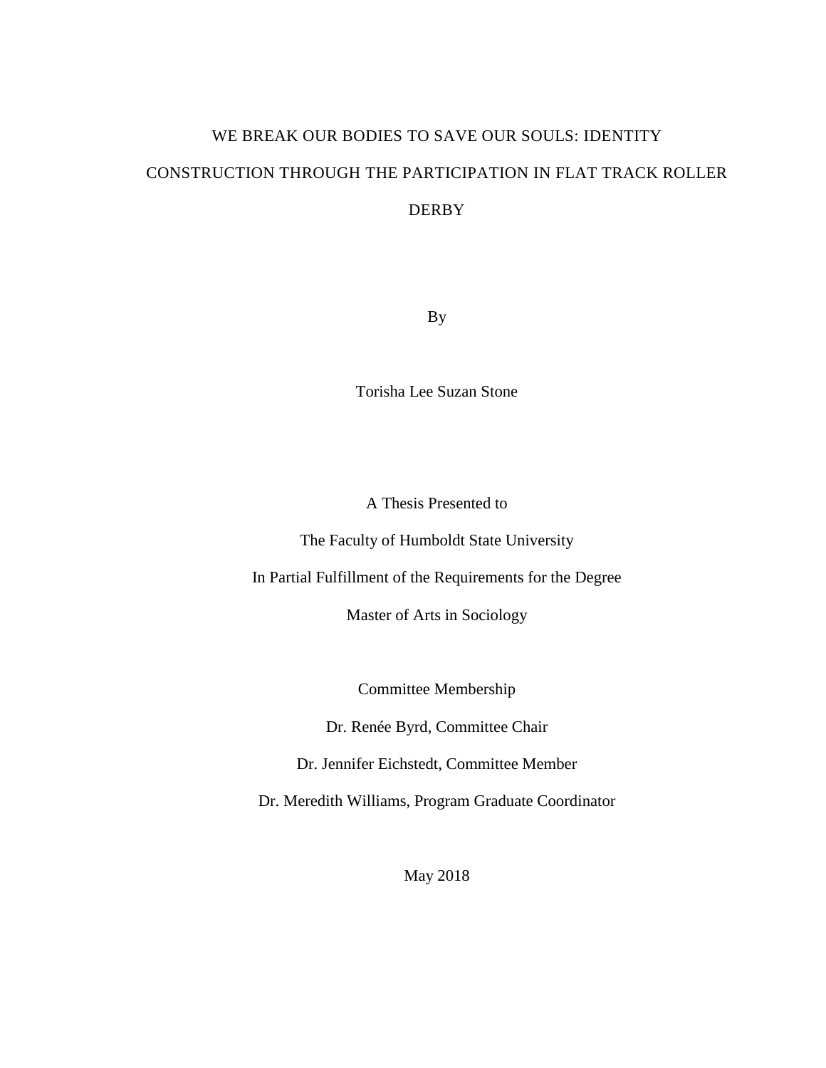# WE BREAK OUR BODIES TO SAVE OUR SOULS: IDENTITY CONSTRUCTION THROUGH THE PARTICIPATION IN FLAT TRACK ROLLER DERBY

By

Torisha Lee Suzan Stone

A Thesis Presented to

The Faculty of Humboldt State University

In Partial Fulfillment of the Requirements for the Degree

Master of Arts in Sociology

Committee Membership

Dr. Renée Byrd, Committee Chair

Dr. Jennifer Eichstedt, Committee Member

Dr. Meredith Williams, Program Graduate Coordinator

May 2018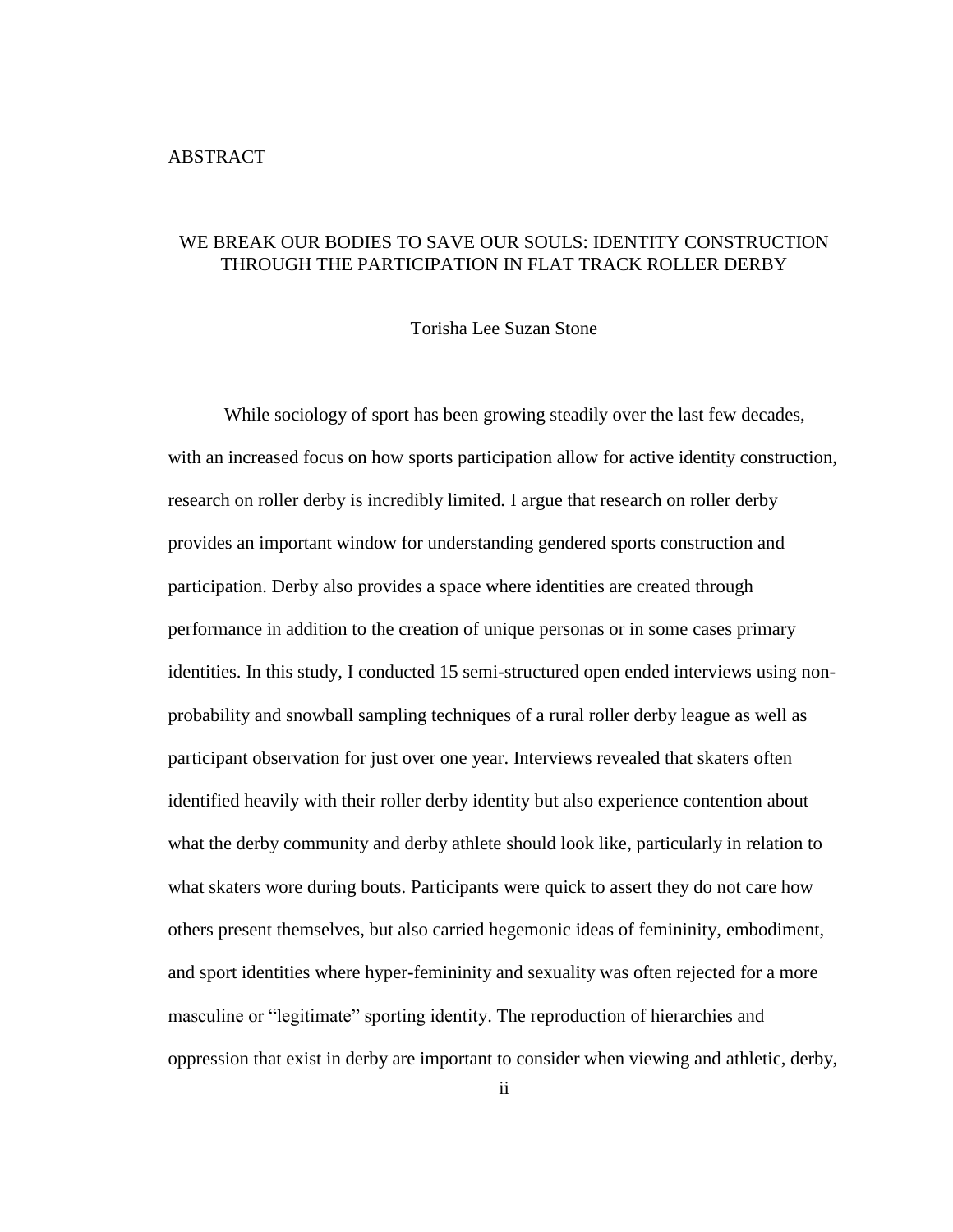# ABSTRACT

## WE BREAK OUR BODIES TO SAVE OUR SOULS: IDENTITY CONSTRUCTION THROUGH THE PARTICIPATION IN FLAT TRACK ROLLER DERBY

Torisha Lee Suzan Stone

While sociology of sport has been growing steadily over the last few decades, with an increased focus on how sports participation allow for active identity construction, research on roller derby is incredibly limited. I argue that research on roller derby provides an important window for understanding gendered sports construction and participation. Derby also provides a space where identities are created through performance in addition to the creation of unique personas or in some cases primary identities. In this study, I conducted 15 semi-structured open ended interviews using non-probability and snowball sampling techniques of a rural roller derby league as well as participant observation for just over one year. Interviews revealed that skaters often identified heavily with their roller derby identity but also experience contention about what the derby community and derby athlete should look like, particularly in relation to what skaters wore during bouts. Participants were quick to assert they do not care how others present themselves, but also carried hegemonic ideas of femininity, embodiment, and sport identities where hyper-femininity and sexuality was often rejected for a more masculine or "legitimate" sporting identity. The reproduction of hierarchies and oppression that exist in derby are important to consider when viewing and athletic, derby,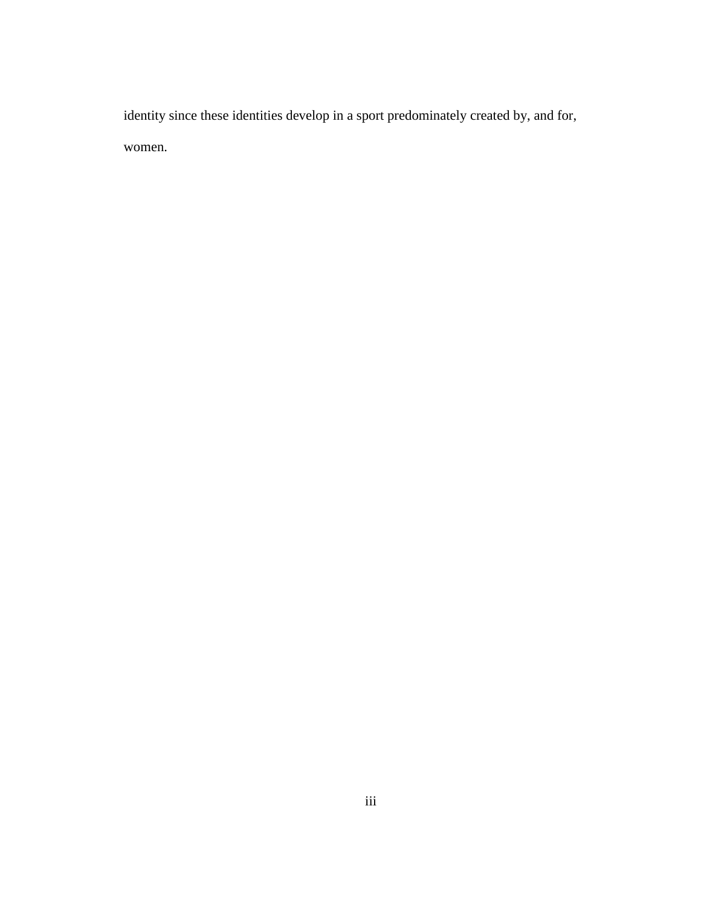identity since these identities develop in a sport predominately created by, and for, women.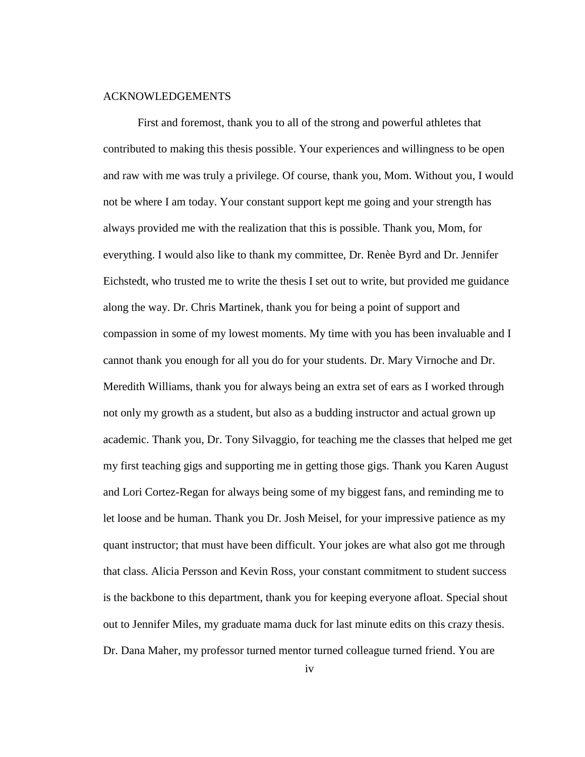# ACKNOWLEDGEMENTS

First and foremost, thank you to all of the strong and powerful athletes that contributed to making this thesis possible. Your experiences and willingness to be open and raw with me was truly a privilege. Of course, thank you, Mom. Without you, I would not be where I am today. Your constant support kept me going and your strength has always provided me with the realization that this is possible. Thank you, Mom, for everything. I would also like to thank my committee, Dr. Renèe Byrd and Dr. Jennifer Eichstedt, who trusted me to write the thesis I set out to write, but provided me guidance along the way. Dr. Chris Martinek, thank you for being a point of support and compassion in some of my lowest moments. My time with you has been invaluable and I cannot thank you enough for all you do for your students. Dr. Mary Virnoche and Dr. Meredith Williams, thank you for always being an extra set of ears as I worked through not only my growth as a student, but also as a budding instructor and actual grown up academic. Thank you, Dr. Tony Silvaggio, for teaching me the classes that helped me get my first teaching gigs and supporting me in getting those gigs. Thank you Karen August and Lori Cortez-Regan for always being some of my biggest fans, and reminding me to let loose and be human. Thank you Dr. Josh Meisel, for your impressive patience as my quant instructor; that must have been difficult. Your jokes are what also got me through that class. Alicia Persson and Kevin Ross, your constant commitment to student success is the backbone to this department, thank you for keeping everyone afloat. Special shout out to Jennifer Miles, my graduate mama duck for last minute edits on this crazy thesis. Dr. Dana Maher, my professor turned mentor turned colleague turned friend. You are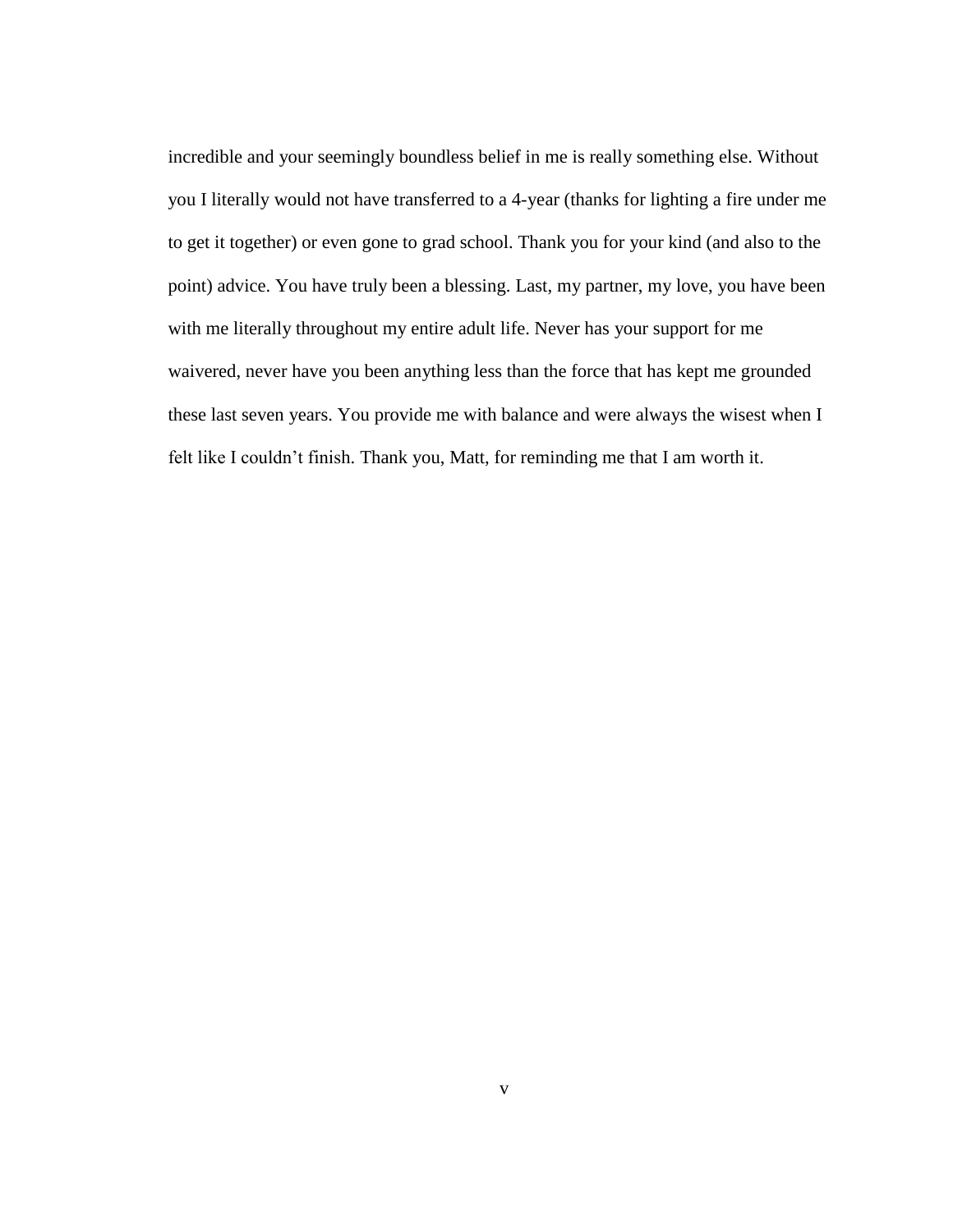incredible and your seemingly boundless belief in me is really something else. Without you I literally would not have transferred to a 4-year (thanks for lighting a fire under me to get it together) or even gone to grad school. Thank you for your kind (and also to the point) advice. You have truly been a blessing. Last, my partner, my love, you have been with me literally throughout my entire adult life. Never has your support for me waivered, never have you been anything less than the force that has kept me grounded these last seven years. You provide me with balance and were always the wisest when I felt like I couldn't finish. Thank you, Matt, for reminding me that I am worth it.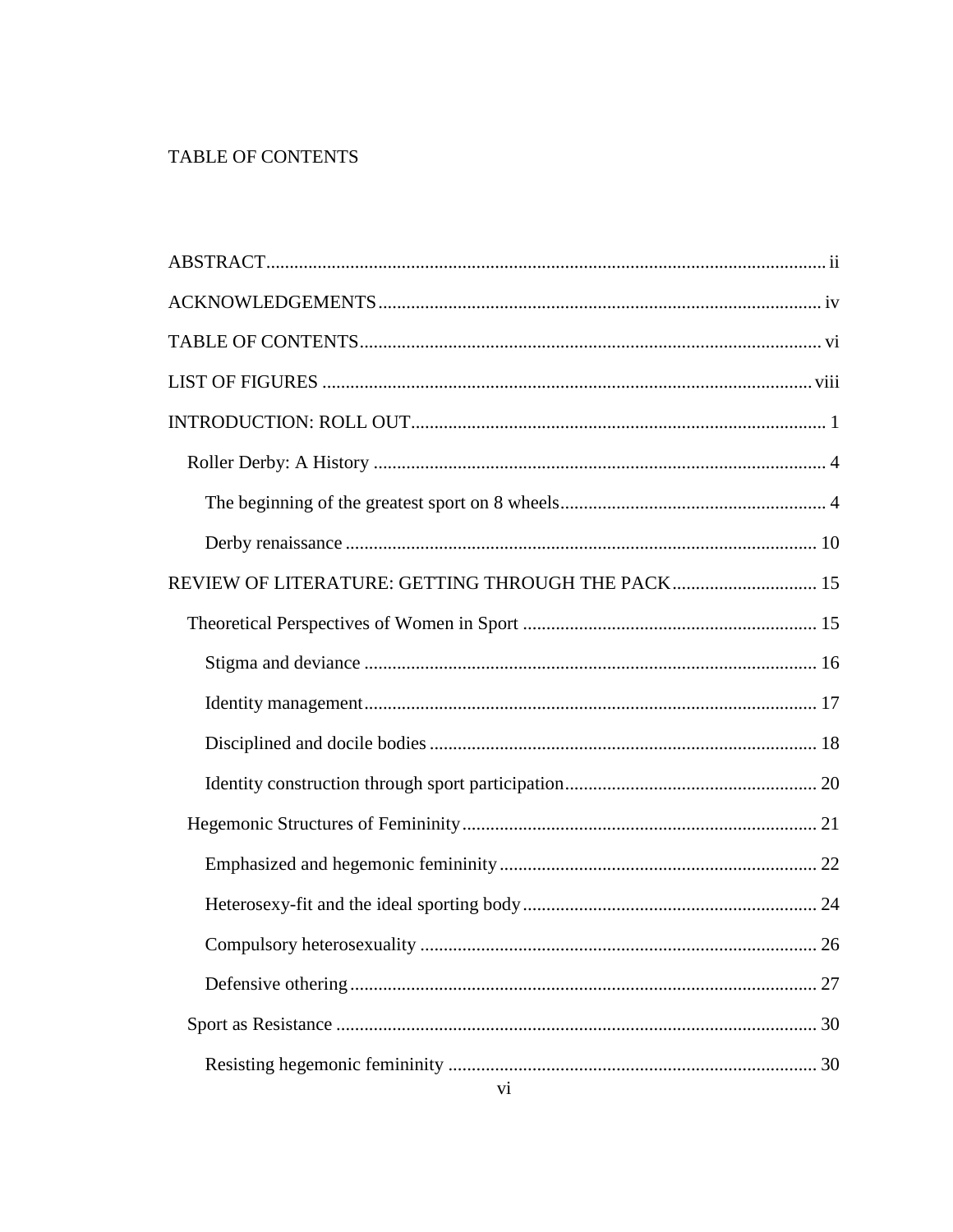# TABLE OF CONTENTS

ABSTRACT ..... ii

ACKNOWLEDGEMENTS ..... iv

TABLE OF CONTENTS ..... vi

LIST OF FIGURES ..... viii

INTRODUCTION: ROLL OUT ..... 1

- Roller Derby: A History ..... 4
  - The beginning of the greatest sport on 8 wheels ..... 4
  - Derby renaissance ..... 10

REVIEW OF LITERATURE: GETTING THROUGH THE PACK ..... 15

- Theoretical Perspectives of Women in Sport ..... 15
  - Stigma and deviance ..... 16
  - Identity management ..... 17
  - Disciplined and docile bodies ..... 18
  - Identity construction through sport participation ..... 20
- Hegemonic Structures of Femininity ..... 21
  - Emphasized and hegemonic femininity ..... 22
  - Heterosexy-fit and the ideal sporting body ..... 24
  - Compulsory heterosexuality ..... 26
  - Defensive othering ..... 27
- Sport as Resistance ..... 30
  - Resisting hegemonic femininity ..... 30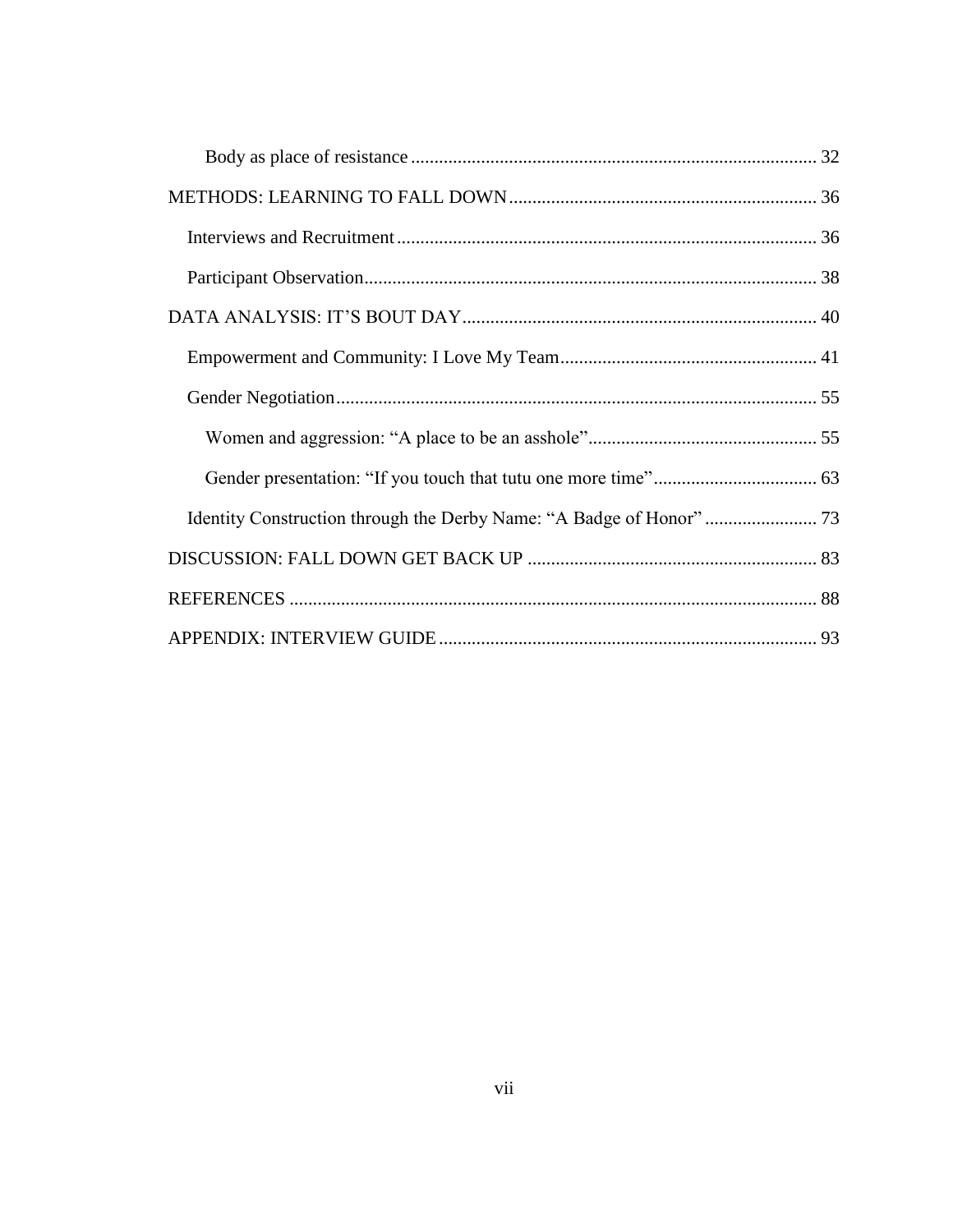Body as place of resistance ........................................................................................ 32

METHODS: LEARNING TO FALL DOWN ................................................................... 36

Interviews and Recruitment ........................................................................................... 36

Participant Observation .................................................................................................. 38

DATA ANALYSIS: IT'S BOUT DAY ............................................................................. 40

Empowerment and Community: I Love My Team ........................................................ 41

Gender Negotiation ........................................................................................................ 55

Women and aggression: "A place to be an asshole" .................................................. 55

Gender presentation: "If you touch that tutu one more time" .................................... 63

Identity Construction through the Derby Name: "A Badge of Honor" ......................... 73

DISCUSSION: FALL DOWN GET BACK UP ............................................................... 83

REFERENCES .................................................................................................................. 88

APPENDIX: INTERVIEW GUIDE .................................................................................. 93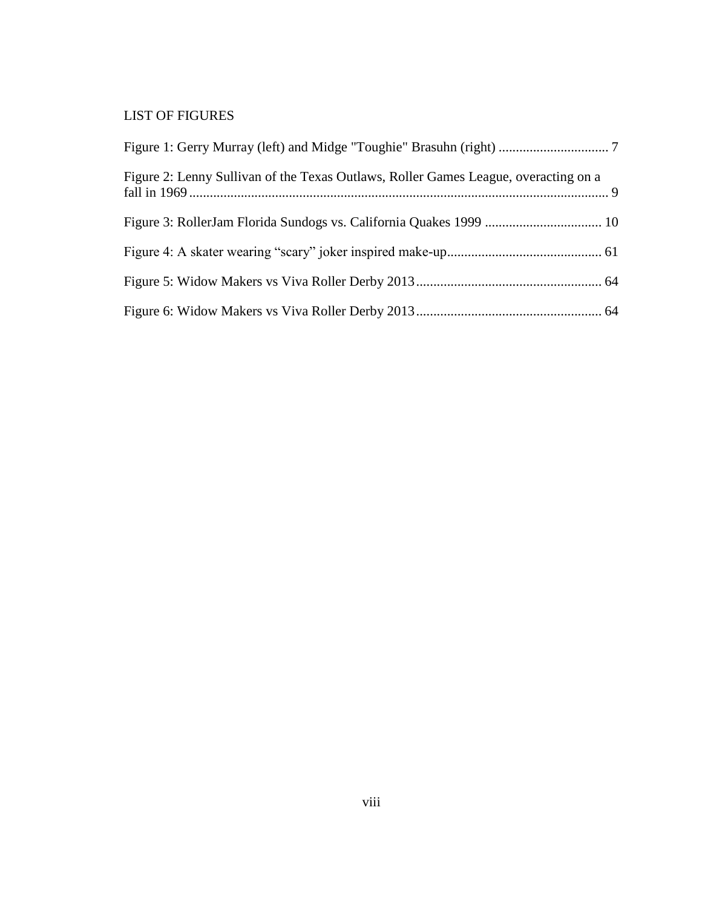# LIST OF FIGURES

Figure 1: Gerry Murray (left) and Midge "Toughie" Brasuhn (right) ................................ 7

Figure 2: Lenny Sullivan of the Texas Outlaws, Roller Games League, overacting on a fall in 1969 ........................................................................................................................ 9

Figure 3: RollerJam Florida Sundogs vs. California Quakes 1999 .................................. 10

Figure 4: A skater wearing “scary” joker inspired make-up............................................ 61

Figure 5: Widow Makers vs Viva Roller Derby 2013..................................................... 64

Figure 6: Widow Makers vs Viva Roller Derby 2013..................................................... 64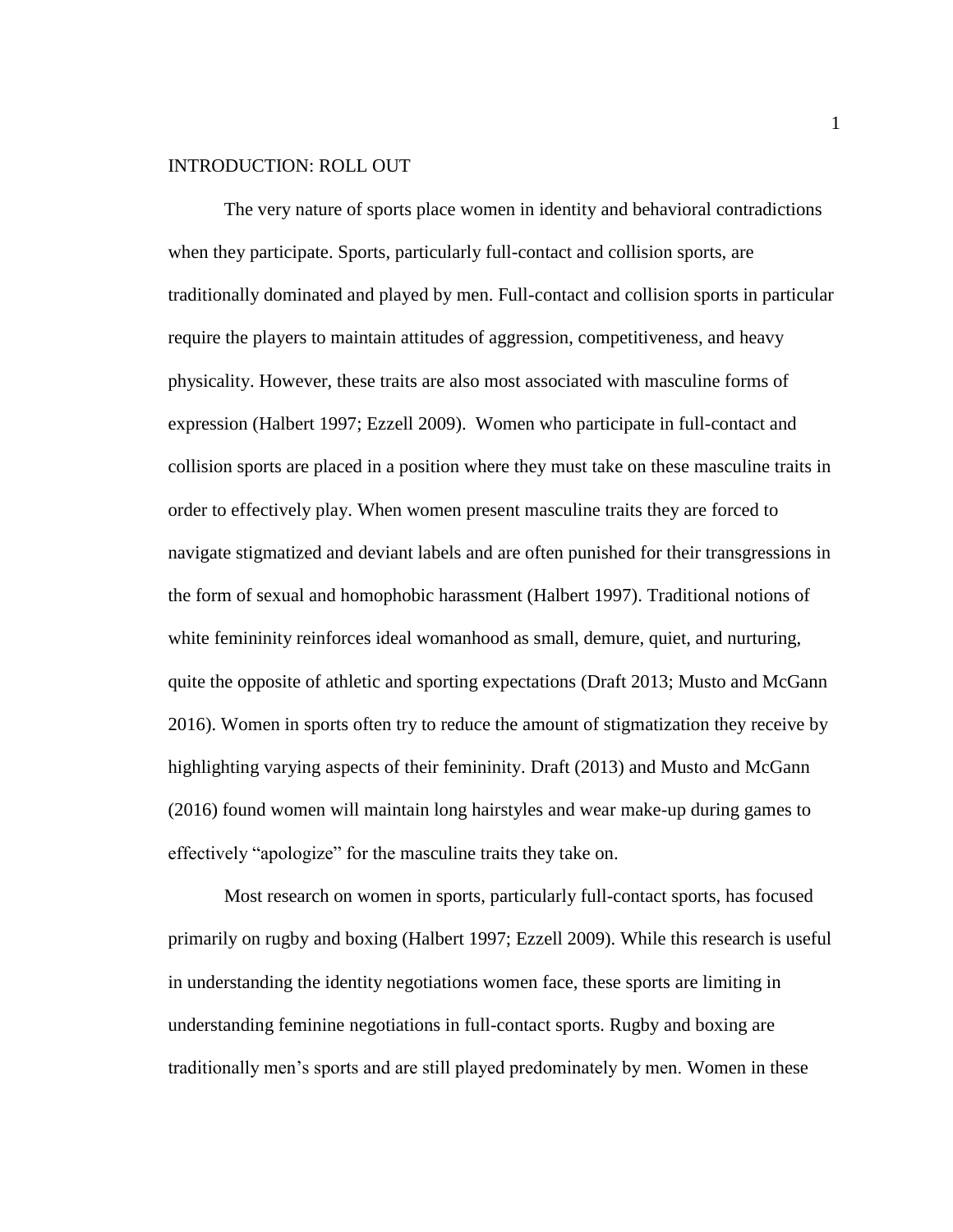# INTRODUCTION: ROLL OUT

The very nature of sports place women in identity and behavioral contradictions when they participate. Sports, particularly full-contact and collision sports, are traditionally dominated and played by men. Full-contact and collision sports in particular require the players to maintain attitudes of aggression, competitiveness, and heavy physicality. However, these traits are also most associated with masculine forms of expression (Halbert 1997; Ezzell 2009). Women who participate in full-contact and collision sports are placed in a position where they must take on these masculine traits in order to effectively play. When women present masculine traits they are forced to navigate stigmatized and deviant labels and are often punished for their transgressions in the form of sexual and homophobic harassment (Halbert 1997). Traditional notions of white femininity reinforces ideal womanhood as small, demure, quiet, and nurturing, quite the opposite of athletic and sporting expectations (Draft 2013; Musto and McGann 2016). Women in sports often try to reduce the amount of stigmatization they receive by highlighting varying aspects of their femininity. Draft (2013) and Musto and McGann (2016) found women will maintain long hairstyles and wear make-up during games to effectively "apologize" for the masculine traits they take on.

Most research on women in sports, particularly full-contact sports, has focused primarily on rugby and boxing (Halbert 1997; Ezzell 2009). While this research is useful in understanding the identity negotiations women face, these sports are limiting in understanding feminine negotiations in full-contact sports. Rugby and boxing are traditionally men's sports and are still played predominately by men. Women in these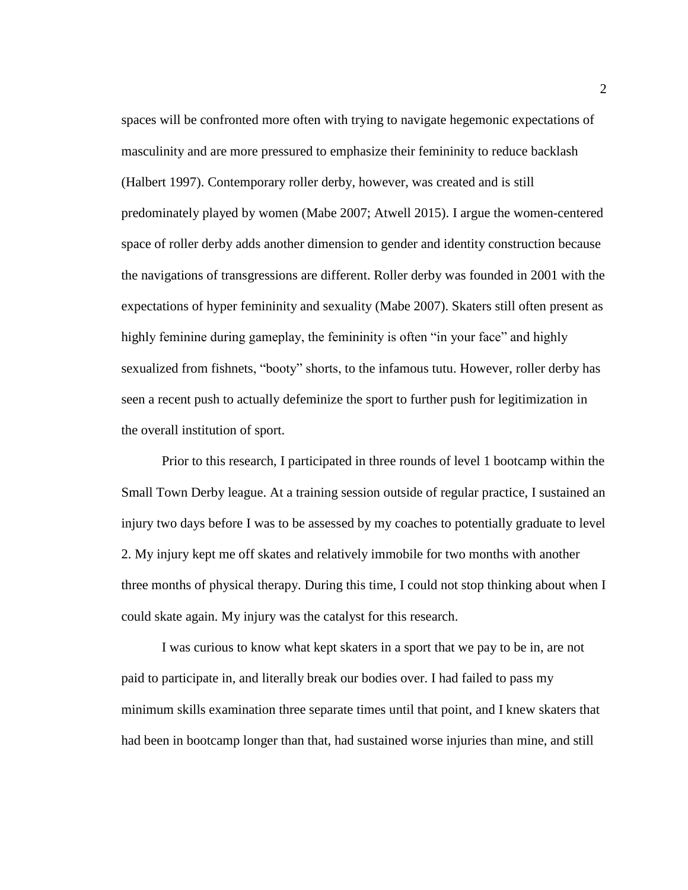spaces will be confronted more often with trying to navigate hegemonic expectations of masculinity and are more pressured to emphasize their femininity to reduce backlash (Halbert 1997). Contemporary roller derby, however, was created and is still predominately played by women (Mabe 2007; Atwell 2015). I argue the women-centered space of roller derby adds another dimension to gender and identity construction because the navigations of transgressions are different. Roller derby was founded in 2001 with the expectations of hyper femininity and sexuality (Mabe 2007). Skaters still often present as highly feminine during gameplay, the femininity is often "in your face" and highly sexualized from fishnets, "booty" shorts, to the infamous tutu. However, roller derby has seen a recent push to actually defeminize the sport to further push for legitimization in the overall institution of sport.

Prior to this research, I participated in three rounds of level 1 bootcamp within the Small Town Derby league. At a training session outside of regular practice, I sustained an injury two days before I was to be assessed by my coaches to potentially graduate to level 2. My injury kept me off skates and relatively immobile for two months with another three months of physical therapy. During this time, I could not stop thinking about when I could skate again. My injury was the catalyst for this research.

I was curious to know what kept skaters in a sport that we pay to be in, are not paid to participate in, and literally break our bodies over. I had failed to pass my minimum skills examination three separate times until that point, and I knew skaters that had been in bootcamp longer than that, had sustained worse injuries than mine, and still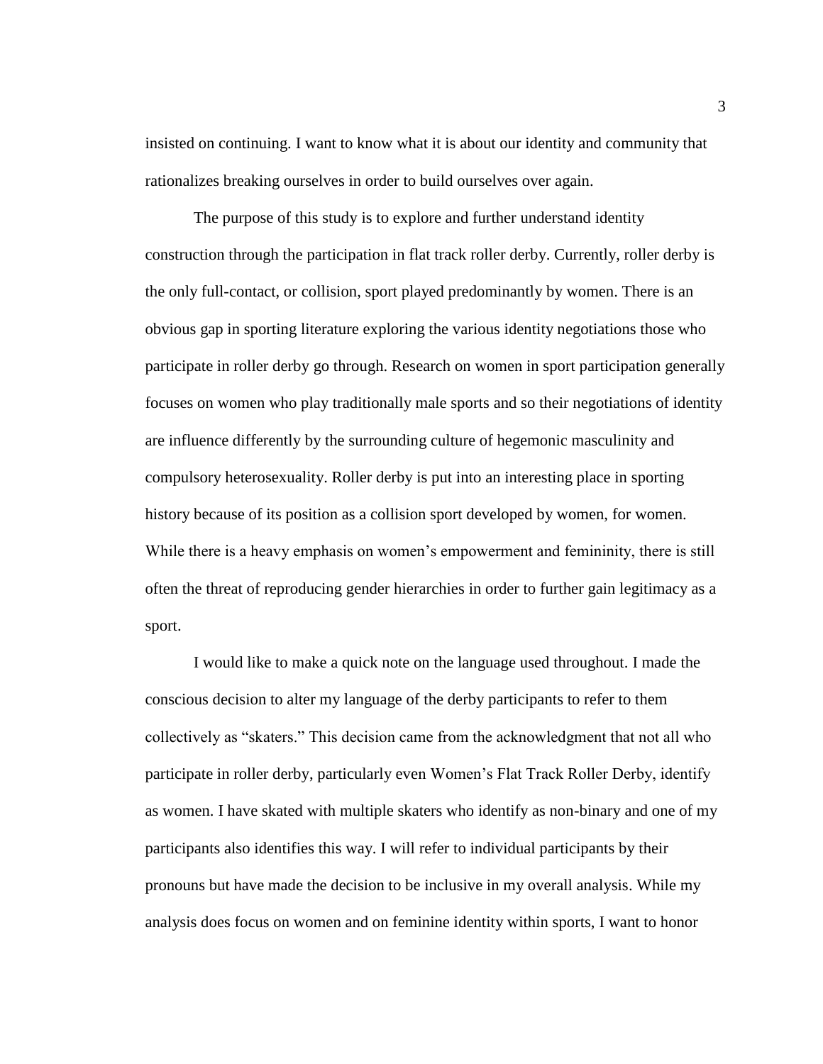insisted on continuing. I want to know what it is about our identity and community that rationalizes breaking ourselves in order to build ourselves over again.

The purpose of this study is to explore and further understand identity construction through the participation in flat track roller derby. Currently, roller derby is the only full-contact, or collision, sport played predominantly by women. There is an obvious gap in sporting literature exploring the various identity negotiations those who participate in roller derby go through. Research on women in sport participation generally focuses on women who play traditionally male sports and so their negotiations of identity are influence differently by the surrounding culture of hegemonic masculinity and compulsory heterosexuality. Roller derby is put into an interesting place in sporting history because of its position as a collision sport developed by women, for women. While there is a heavy emphasis on women's empowerment and femininity, there is still often the threat of reproducing gender hierarchies in order to further gain legitimacy as a sport.

I would like to make a quick note on the language used throughout. I made the conscious decision to alter my language of the derby participants to refer to them collectively as "skaters." This decision came from the acknowledgment that not all who participate in roller derby, particularly even Women's Flat Track Roller Derby, identify as women. I have skated with multiple skaters who identify as non-binary and one of my participants also identifies this way. I will refer to individual participants by their pronouns but have made the decision to be inclusive in my overall analysis. While my analysis does focus on women and on feminine identity within sports, I want to honor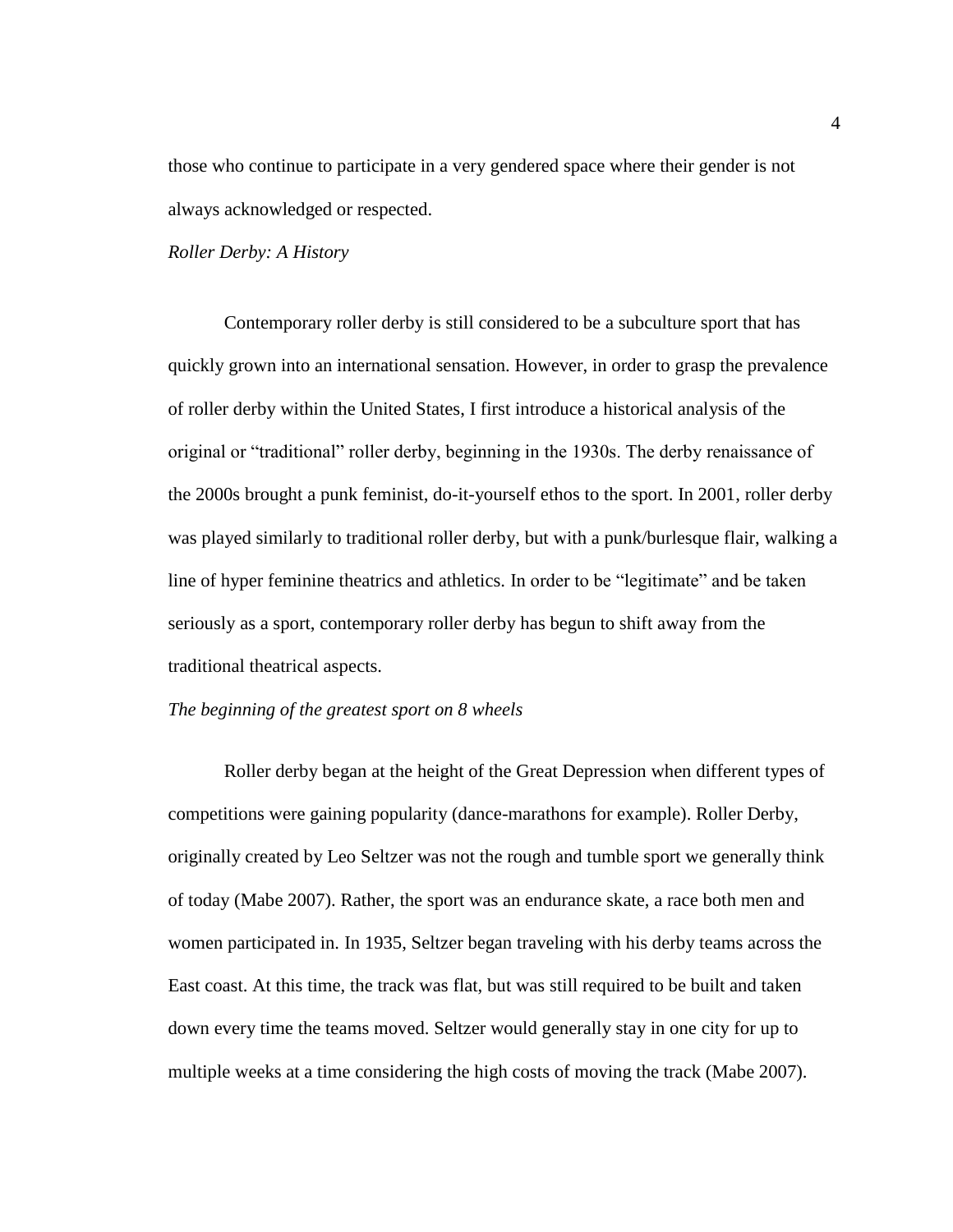those who continue to participate in a very gendered space where their gender is not always acknowledged or respected.

*Roller Derby: A History*

Contemporary roller derby is still considered to be a subculture sport that has quickly grown into an international sensation. However, in order to grasp the prevalence of roller derby within the United States, I first introduce a historical analysis of the original or "traditional" roller derby, beginning in the 1930s. The derby renaissance of the 2000s brought a punk feminist, do-it-yourself ethos to the sport. In 2001, roller derby was played similarly to traditional roller derby, but with a punk/burlesque flair, walking a line of hyper feminine theatrics and athletics. In order to be "legitimate" and be taken seriously as a sport, contemporary roller derby has begun to shift away from the traditional theatrical aspects.

*The beginning of the greatest sport on 8 wheels*

Roller derby began at the height of the Great Depression when different types of competitions were gaining popularity (dance-marathons for example). Roller Derby, originally created by Leo Seltzer was not the rough and tumble sport we generally think of today (Mabe 2007). Rather, the sport was an endurance skate, a race both men and women participated in. In 1935, Seltzer began traveling with his derby teams across the East coast. At this time, the track was flat, but was still required to be built and taken down every time the teams moved. Seltzer would generally stay in one city for up to multiple weeks at a time considering the high costs of moving the track (Mabe 2007).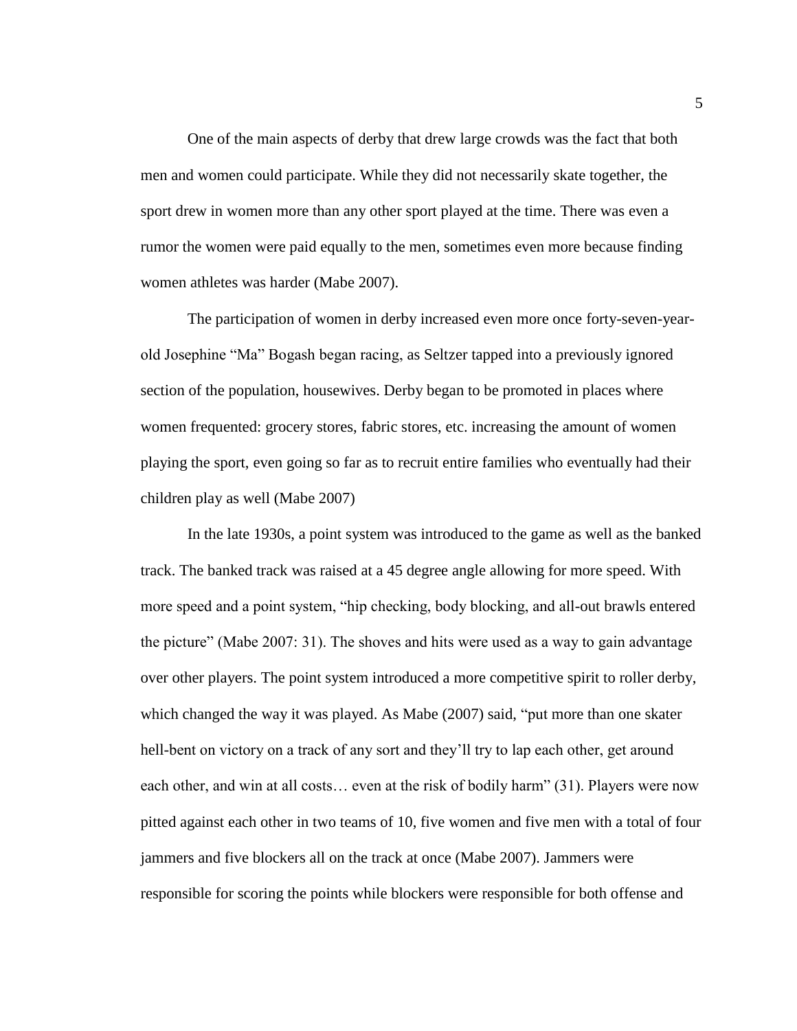One of the main aspects of derby that drew large crowds was the fact that both men and women could participate. While they did not necessarily skate together, the sport drew in women more than any other sport played at the time. There was even a rumor the women were paid equally to the men, sometimes even more because finding women athletes was harder (Mabe 2007).

The participation of women in derby increased even more once forty-seven-year-old Josephine "Ma" Bogash began racing, as Seltzer tapped into a previously ignored section of the population, housewives. Derby began to be promoted in places where women frequented: grocery stores, fabric stores, etc. increasing the amount of women playing the sport, even going so far as to recruit entire families who eventually had their children play as well (Mabe 2007)

In the late 1930s, a point system was introduced to the game as well as the banked track. The banked track was raised at a 45 degree angle allowing for more speed. With more speed and a point system, "hip checking, body blocking, and all-out brawls entered the picture" (Mabe 2007: 31). The shoves and hits were used as a way to gain advantage over other players. The point system introduced a more competitive spirit to roller derby, which changed the way it was played. As Mabe (2007) said, "put more than one skater hell-bent on victory on a track of any sort and they'll try to lap each other, get around each other, and win at all costs… even at the risk of bodily harm" (31). Players were now pitted against each other in two teams of 10, five women and five men with a total of four jammers and five blockers all on the track at once (Mabe 2007). Jammers were responsible for scoring the points while blockers were responsible for both offense and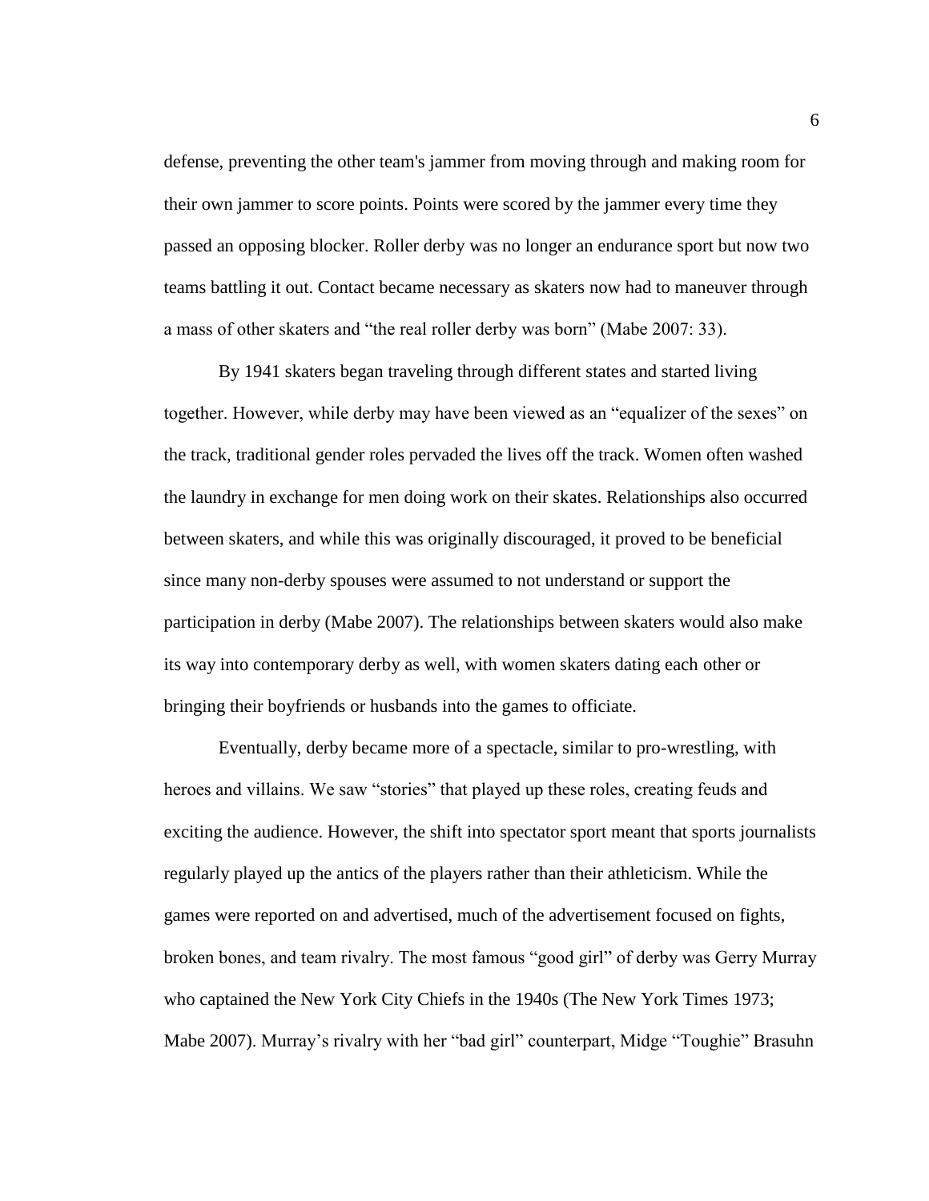defense, preventing the other team's jammer from moving through and making room for their own jammer to score points. Points were scored by the jammer every time they passed an opposing blocker. Roller derby was no longer an endurance sport but now two teams battling it out. Contact became necessary as skaters now had to maneuver through a mass of other skaters and "the real roller derby was born" (Mabe 2007: 33).

By 1941 skaters began traveling through different states and started living together. However, while derby may have been viewed as an "equalizer of the sexes" on the track, traditional gender roles pervaded the lives off the track. Women often washed the laundry in exchange for men doing work on their skates. Relationships also occurred between skaters, and while this was originally discouraged, it proved to be beneficial since many non-derby spouses were assumed to not understand or support the participation in derby (Mabe 2007). The relationships between skaters would also make its way into contemporary derby as well, with women skaters dating each other or bringing their boyfriends or husbands into the games to officiate.

Eventually, derby became more of a spectacle, similar to pro-wrestling, with heroes and villains. We saw "stories" that played up these roles, creating feuds and exciting the audience. However, the shift into spectator sport meant that sports journalists regularly played up the antics of the players rather than their athleticism. While the games were reported on and advertised, much of the advertisement focused on fights, broken bones, and team rivalry. The most famous "good girl" of derby was Gerry Murray who captained the New York City Chiefs in the 1940s (The New York Times 1973; Mabe 2007). Murray's rivalry with her "bad girl" counterpart, Midge "Toughie" Brasuhn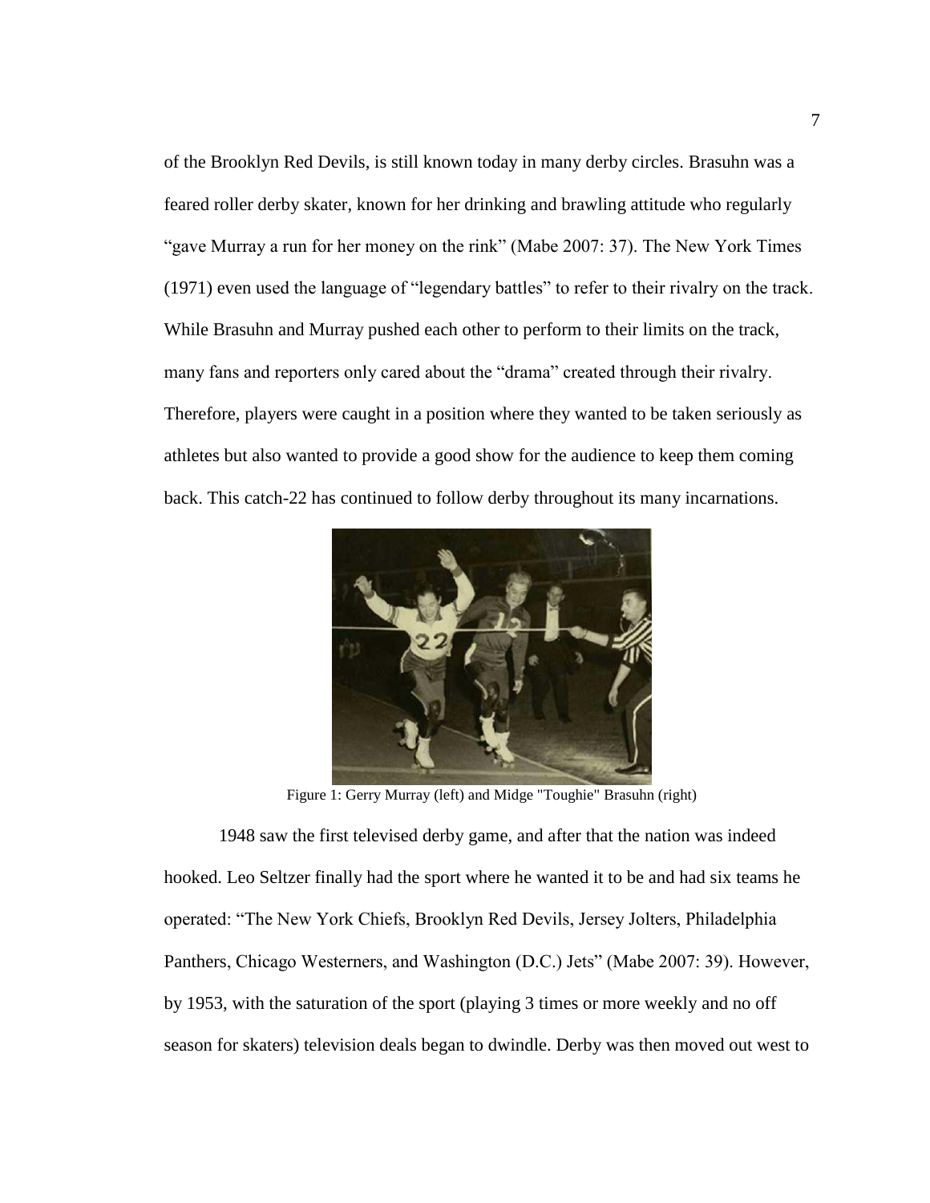of the Brooklyn Red Devils, is still known today in many derby circles. Brasuhn was a feared roller derby skater, known for her drinking and brawling attitude who regularly "gave Murray a run for her money on the rink" (Mabe 2007: 37). The New York Times (1971) even used the language of "legendary battles" to refer to their rivalry on the track. While Brasuhn and Murray pushed each other to perform to their limits on the track, many fans and reporters only cared about the "drama" created through their rivalry. Therefore, players were caught in a position where they wanted to be taken seriously as athletes but also wanted to provide a good show for the audience to keep them coming back. This catch-22 has continued to follow derby throughout its many incarnations.

Figure 1: Gerry Murray (left) and Midge "Toughie" Brasuhn (right)

1948 saw the first televised derby game, and after that the nation was indeed hooked. Leo Seltzer finally had the sport where he wanted it to be and had six teams he operated: "The New York Chiefs, Brooklyn Red Devils, Jersey Jolters, Philadelphia Panthers, Chicago Westerners, and Washington (D.C.) Jets" (Mabe 2007: 39). However, by 1953, with the saturation of the sport (playing 3 times or more weekly and no off season for skaters) television deals began to dwindle. Derby was then moved out west to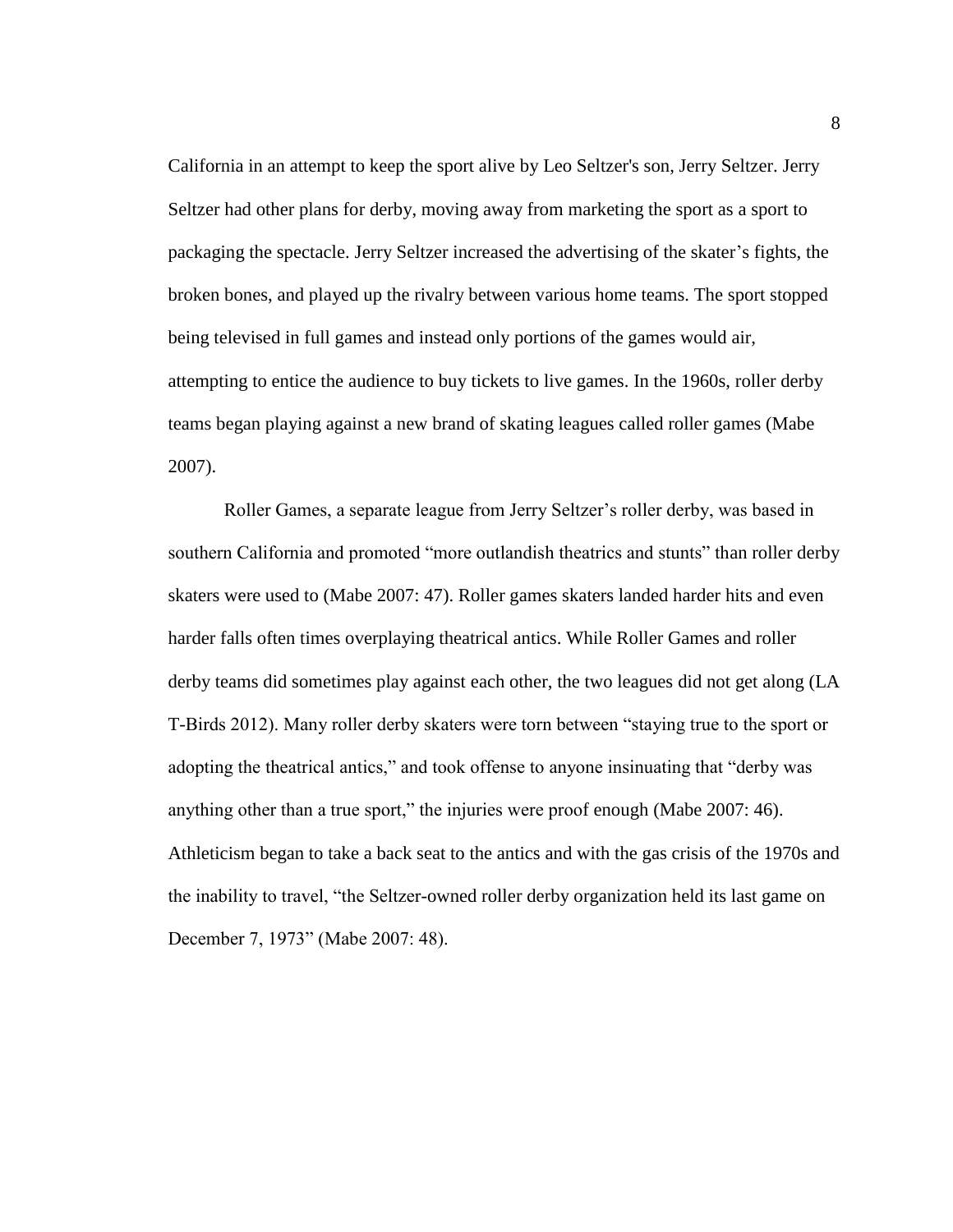California in an attempt to keep the sport alive by Leo Seltzer's son, Jerry Seltzer. Jerry Seltzer had other plans for derby, moving away from marketing the sport as a sport to packaging the spectacle. Jerry Seltzer increased the advertising of the skater's fights, the broken bones, and played up the rivalry between various home teams. The sport stopped being televised in full games and instead only portions of the games would air, attempting to entice the audience to buy tickets to live games. In the 1960s, roller derby teams began playing against a new brand of skating leagues called roller games (Mabe 2007).

Roller Games, a separate league from Jerry Seltzer's roller derby, was based in southern California and promoted "more outlandish theatrics and stunts" than roller derby skaters were used to (Mabe 2007: 47). Roller games skaters landed harder hits and even harder falls often times overplaying theatrical antics. While Roller Games and roller derby teams did sometimes play against each other, the two leagues did not get along (LA T-Birds 2012). Many roller derby skaters were torn between "staying true to the sport or adopting the theatrical antics," and took offense to anyone insinuating that "derby was anything other than a true sport," the injuries were proof enough (Mabe 2007: 46). Athleticism began to take a back seat to the antics and with the gas crisis of the 1970s and the inability to travel, "the Seltzer-owned roller derby organization held its last game on December 7, 1973" (Mabe 2007: 48).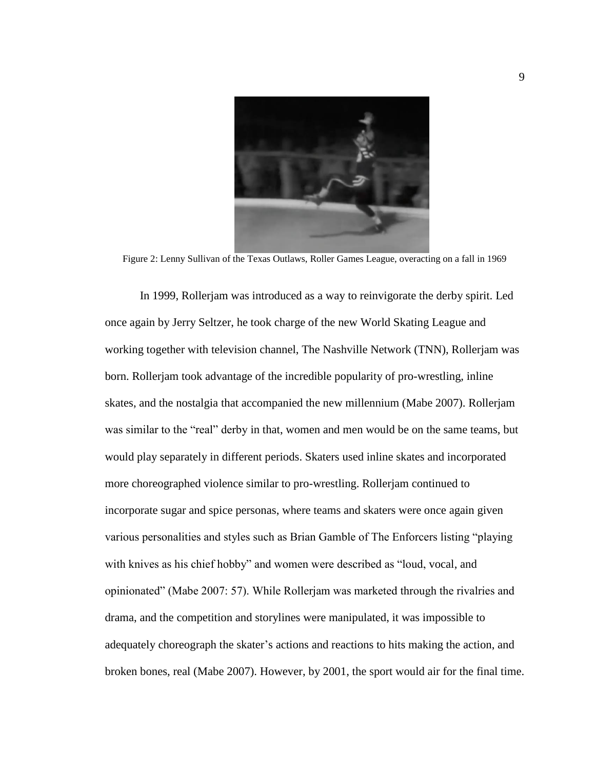Figure 2: Lenny Sullivan of the Texas Outlaws, Roller Games League, overacting on a fall in 1969

In 1999, Rollerjam was introduced as a way to reinvigorate the derby spirit. Led once again by Jerry Seltzer, he took charge of the new World Skating League and working together with television channel, The Nashville Network (TNN), Rollerjam was born. Rollerjam took advantage of the incredible popularity of pro-wrestling, inline skates, and the nostalgia that accompanied the new millennium (Mabe 2007). Rollerjam was similar to the “real” derby in that, women and men would be on the same teams, but would play separately in different periods. Skaters used inline skates and incorporated more choreographed violence similar to pro-wrestling. Rollerjam continued to incorporate sugar and spice personas, where teams and skaters were once again given various personalities and styles such as Brian Gamble of The Enforcers listing “playing with knives as his chief hobby” and women were described as “loud, vocal, and opinionated” (Mabe 2007: 57). While Rollerjam was marketed through the rivalries and drama, and the competition and storylines were manipulated, it was impossible to adequately choreograph the skater’s actions and reactions to hits making the action, and broken bones, real (Mabe 2007). However, by 2001, the sport would air for the final time.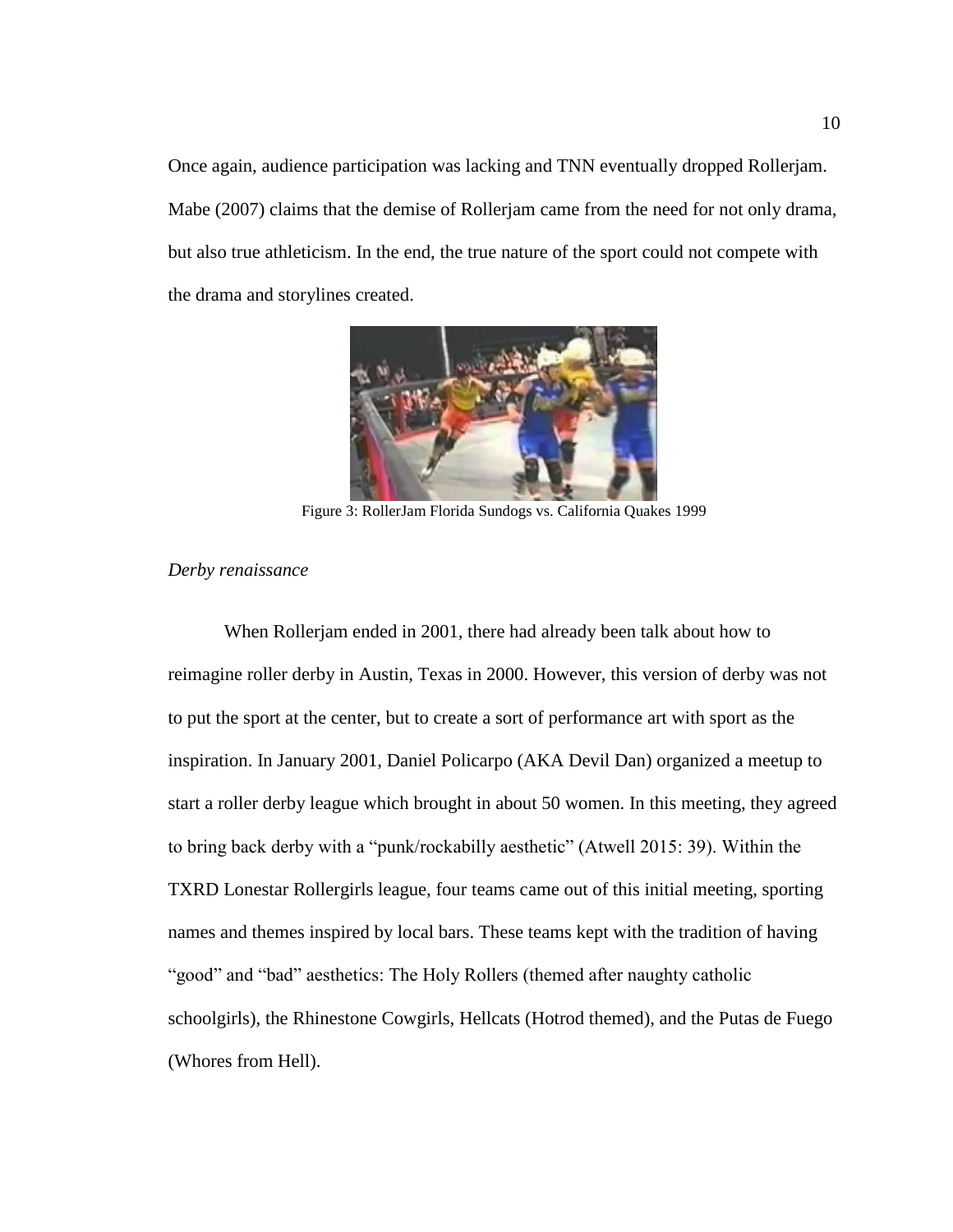Once again, audience participation was lacking and TNN eventually dropped Rollerjam. Mabe (2007) claims that the demise of Rollerjam came from the need for not only drama, but also true athleticism. In the end, the true nature of the sport could not compete with the drama and storylines created.

Figure 3: RollerJam Florida Sundogs vs. California Quakes 1999

*Derby renaissance*

When Rollerjam ended in 2001, there had already been talk about how to reimagine roller derby in Austin, Texas in 2000. However, this version of derby was not to put the sport at the center, but to create a sort of performance art with sport as the inspiration. In January 2001, Daniel Policarpo (AKA Devil Dan) organized a meetup to start a roller derby league which brought in about 50 women. In this meeting, they agreed to bring back derby with a "punk/rockabilly aesthetic" (Atwell 2015: 39). Within the TXRD Lonestar Rollergirls league, four teams came out of this initial meeting, sporting names and themes inspired by local bars. These teams kept with the tradition of having "good" and "bad" aesthetics: The Holy Rollers (themed after naughty catholic schoolgirls), the Rhinestone Cowgirls, Hellcats (Hotrod themed), and the Putas de Fuego (Whores from Hell).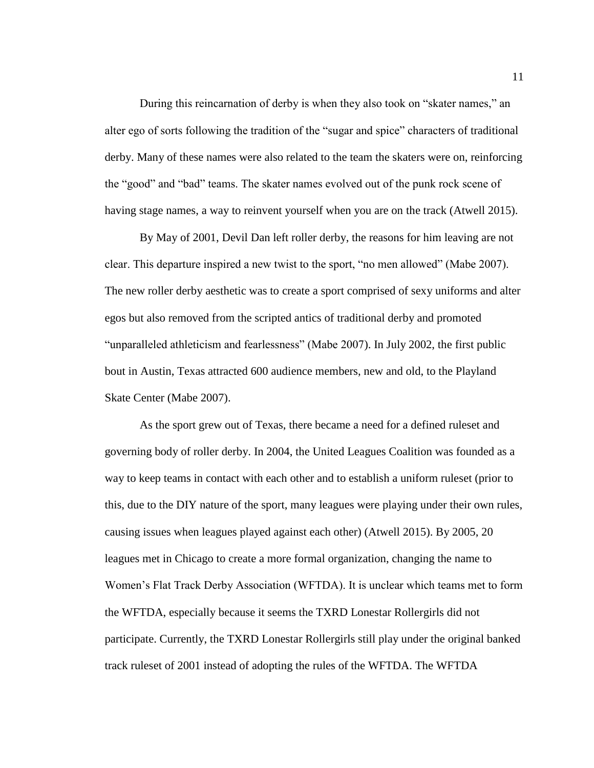During this reincarnation of derby is when they also took on “skater names,” an alter ego of sorts following the tradition of the “sugar and spice” characters of traditional derby. Many of these names were also related to the team the skaters were on, reinforcing the “good” and “bad” teams. The skater names evolved out of the punk rock scene of having stage names, a way to reinvent yourself when you are on the track (Atwell 2015).

By May of 2001, Devil Dan left roller derby, the reasons for him leaving are not clear. This departure inspired a new twist to the sport, “no men allowed” (Mabe 2007). The new roller derby aesthetic was to create a sport comprised of sexy uniforms and alter egos but also removed from the scripted antics of traditional derby and promoted “unparalleled athleticism and fearlessness” (Mabe 2007). In July 2002, the first public bout in Austin, Texas attracted 600 audience members, new and old, to the Playland Skate Center (Mabe 2007).

As the sport grew out of Texas, there became a need for a defined ruleset and governing body of roller derby. In 2004, the United Leagues Coalition was founded as a way to keep teams in contact with each other and to establish a uniform ruleset (prior to this, due to the DIY nature of the sport, many leagues were playing under their own rules, causing issues when leagues played against each other) (Atwell 2015). By 2005, 20 leagues met in Chicago to create a more formal organization, changing the name to Women’s Flat Track Derby Association (WFTDA). It is unclear which teams met to form the WFTDA, especially because it seems the TXRD Lonestar Rollergirls did not participate. Currently, the TXRD Lonestar Rollergirls still play under the original banked track ruleset of 2001 instead of adopting the rules of the WFTDA. The WFTDA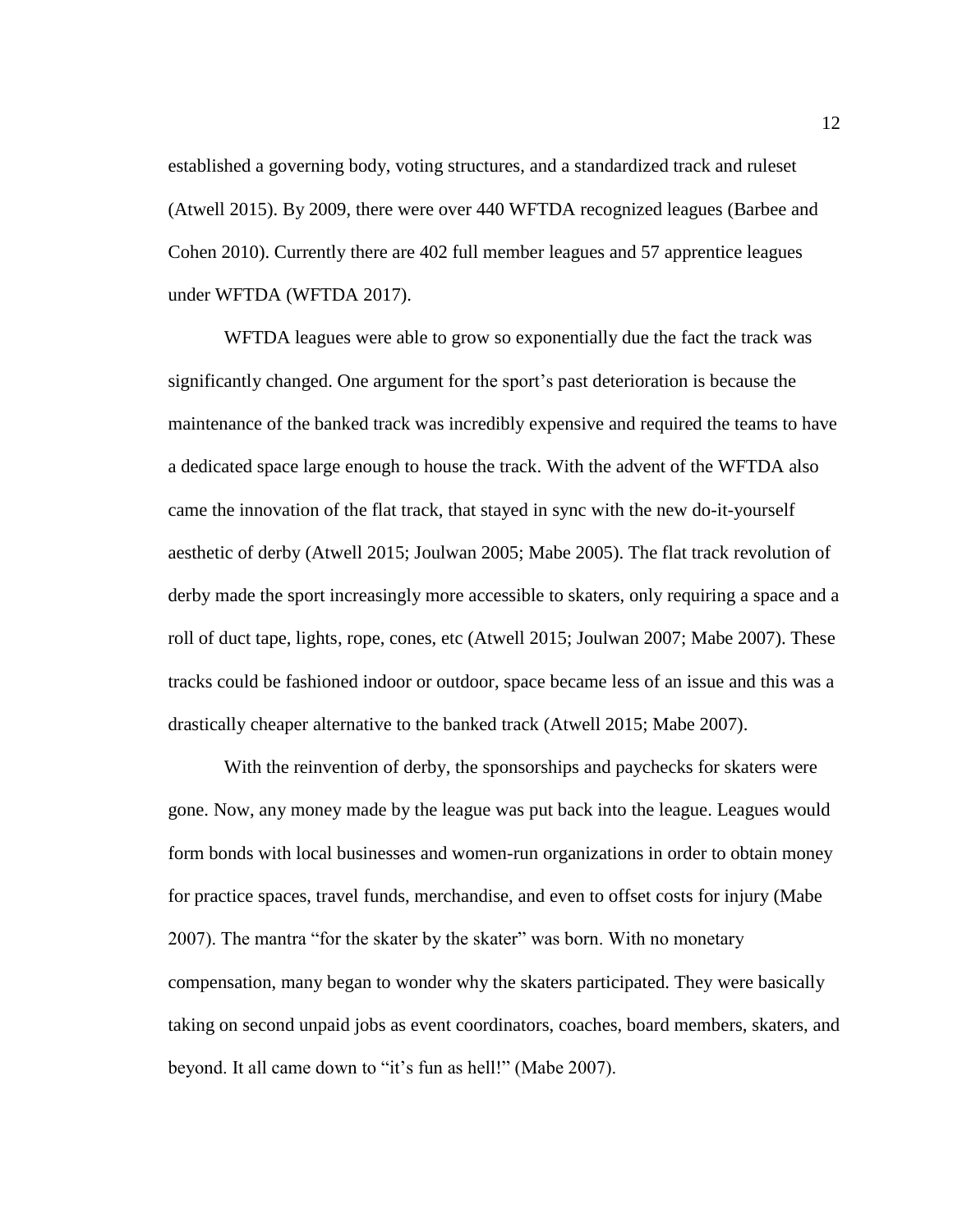established a governing body, voting structures, and a standardized track and ruleset (Atwell 2015). By 2009, there were over 440 WFTDA recognized leagues (Barbee and Cohen 2010). Currently there are 402 full member leagues and 57 apprentice leagues under WFTDA (WFTDA 2017).

WFTDA leagues were able to grow so exponentially due the fact the track was significantly changed. One argument for the sport's past deterioration is because the maintenance of the banked track was incredibly expensive and required the teams to have a dedicated space large enough to house the track. With the advent of the WFTDA also came the innovation of the flat track, that stayed in sync with the new do-it-yourself aesthetic of derby (Atwell 2015; Joulwan 2005; Mabe 2005). The flat track revolution of derby made the sport increasingly more accessible to skaters, only requiring a space and a roll of duct tape, lights, rope, cones, etc (Atwell 2015; Joulwan 2007; Mabe 2007). These tracks could be fashioned indoor or outdoor, space became less of an issue and this was a drastically cheaper alternative to the banked track (Atwell 2015; Mabe 2007).

With the reinvention of derby, the sponsorships and paychecks for skaters were gone. Now, any money made by the league was put back into the league. Leagues would form bonds with local businesses and women-run organizations in order to obtain money for practice spaces, travel funds, merchandise, and even to offset costs for injury (Mabe 2007). The mantra "for the skater by the skater" was born. With no monetary compensation, many began to wonder why the skaters participated. They were basically taking on second unpaid jobs as event coordinators, coaches, board members, skaters, and beyond. It all came down to "it's fun as hell!" (Mabe 2007).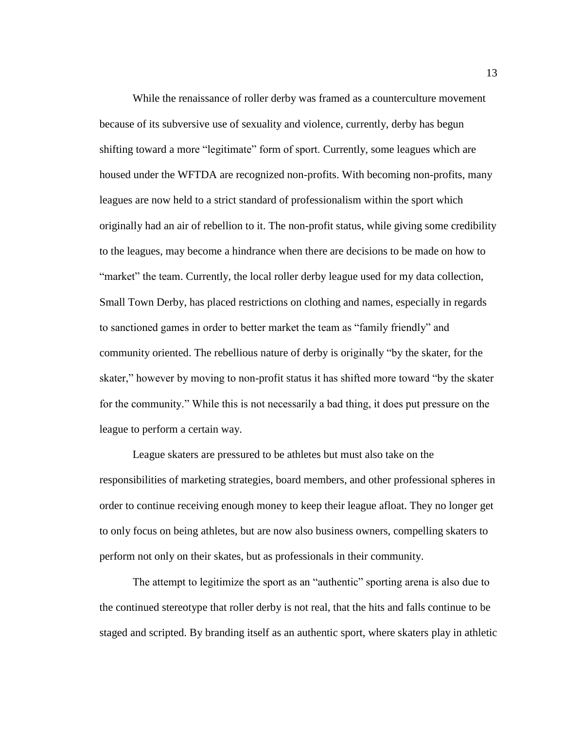While the renaissance of roller derby was framed as a counterculture movement because of its subversive use of sexuality and violence, currently, derby has begun shifting toward a more "legitimate" form of sport. Currently, some leagues which are housed under the WFTDA are recognized non-profits. With becoming non-profits, many leagues are now held to a strict standard of professionalism within the sport which originally had an air of rebellion to it. The non-profit status, while giving some credibility to the leagues, may become a hindrance when there are decisions to be made on how to "market" the team. Currently, the local roller derby league used for my data collection, Small Town Derby, has placed restrictions on clothing and names, especially in regards to sanctioned games in order to better market the team as "family friendly" and community oriented. The rebellious nature of derby is originally "by the skater, for the skater," however by moving to non-profit status it has shifted more toward "by the skater for the community." While this is not necessarily a bad thing, it does put pressure on the league to perform a certain way.

League skaters are pressured to be athletes but must also take on the responsibilities of marketing strategies, board members, and other professional spheres in order to continue receiving enough money to keep their league afloat. They no longer get to only focus on being athletes, but are now also business owners, compelling skaters to perform not only on their skates, but as professionals in their community.

The attempt to legitimize the sport as an "authentic" sporting arena is also due to the continued stereotype that roller derby is not real, that the hits and falls continue to be staged and scripted. By branding itself as an authentic sport, where skaters play in athletic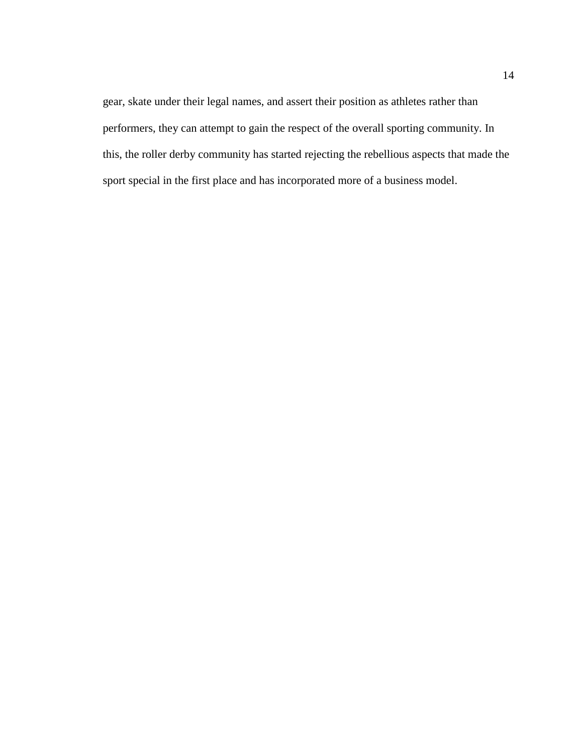gear, skate under their legal names, and assert their position as athletes rather than performers, they can attempt to gain the respect of the overall sporting community. In this, the roller derby community has started rejecting the rebellious aspects that made the sport special in the first place and has incorporated more of a business model.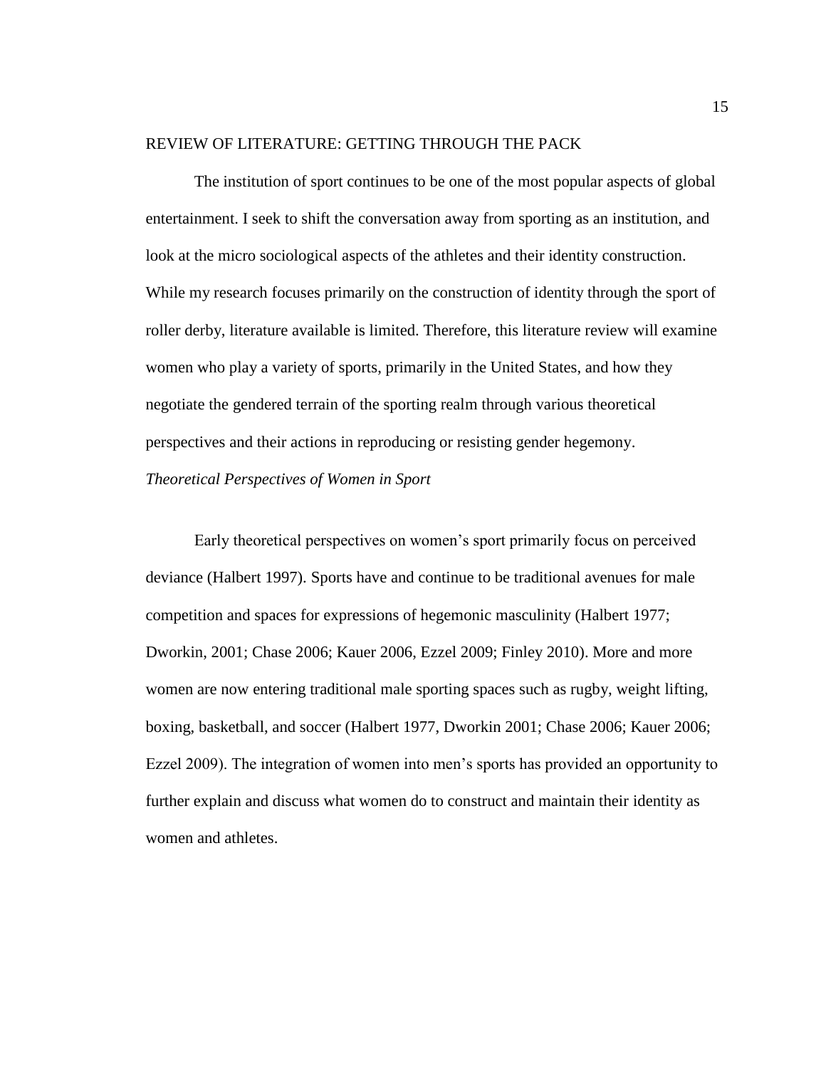## REVIEW OF LITERATURE: GETTING THROUGH THE PACK

The institution of sport continues to be one of the most popular aspects of global entertainment. I seek to shift the conversation away from sporting as an institution, and look at the micro sociological aspects of the athletes and their identity construction. While my research focuses primarily on the construction of identity through the sport of roller derby, literature available is limited. Therefore, this literature review will examine women who play a variety of sports, primarily in the United States, and how they negotiate the gendered terrain of the sporting realm through various theoretical perspectives and their actions in reproducing or resisting gender hegemony.

### *Theoretical Perspectives of Women in Sport*

Early theoretical perspectives on women's sport primarily focus on perceived deviance (Halbert 1997). Sports have and continue to be traditional avenues for male competition and spaces for expressions of hegemonic masculinity (Halbert 1977; Dworkin, 2001; Chase 2006; Kauer 2006, Ezzel 2009; Finley 2010). More and more women are now entering traditional male sporting spaces such as rugby, weight lifting, boxing, basketball, and soccer (Halbert 1977, Dworkin 2001; Chase 2006; Kauer 2006; Ezzel 2009). The integration of women into men's sports has provided an opportunity to further explain and discuss what women do to construct and maintain their identity as women and athletes.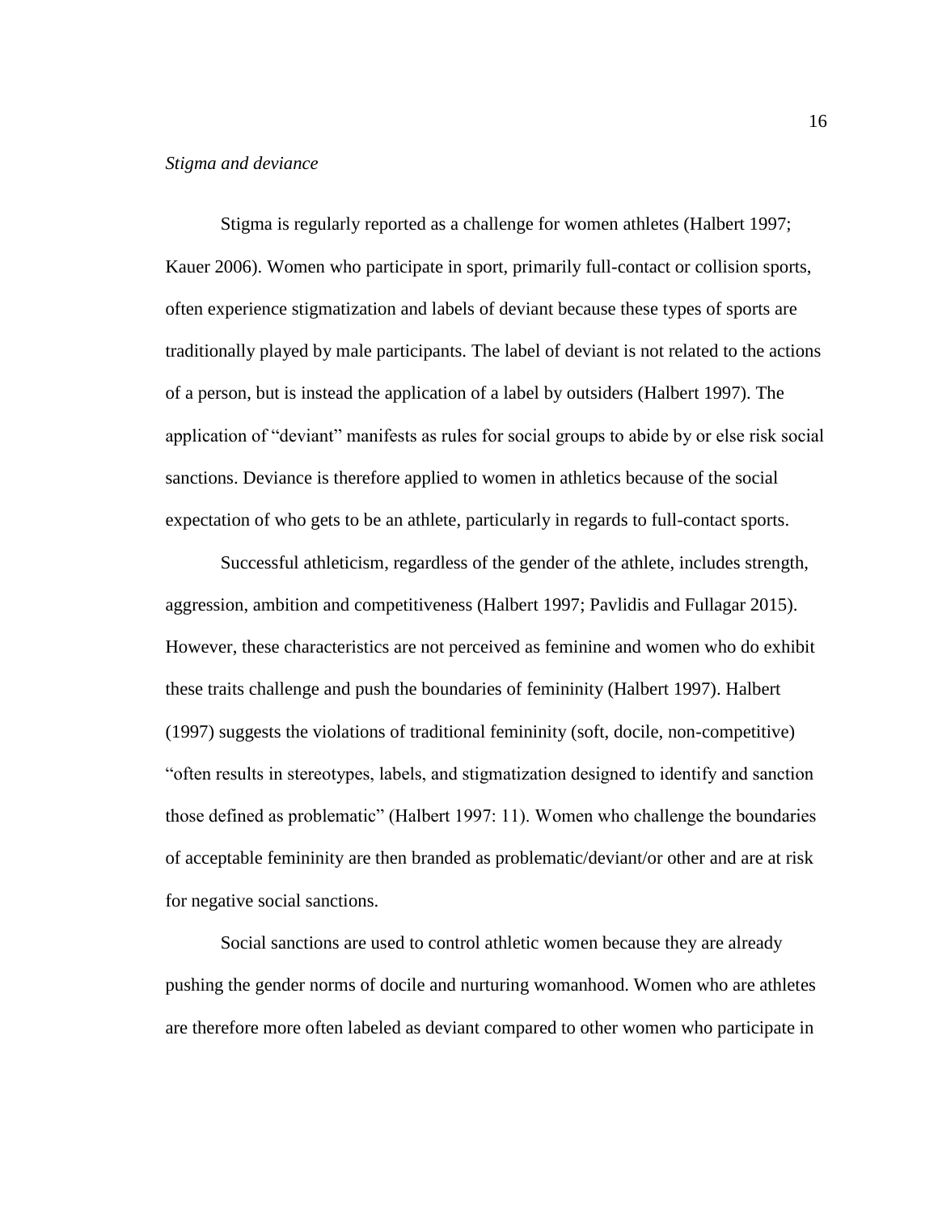*Stigma and deviance*

Stigma is regularly reported as a challenge for women athletes (Halbert 1997; Kauer 2006). Women who participate in sport, primarily full-contact or collision sports, often experience stigmatization and labels of deviant because these types of sports are traditionally played by male participants. The label of deviant is not related to the actions of a person, but is instead the application of a label by outsiders (Halbert 1997). The application of "deviant" manifests as rules for social groups to abide by or else risk social sanctions. Deviance is therefore applied to women in athletics because of the social expectation of who gets to be an athlete, particularly in regards to full-contact sports.

Successful athleticism, regardless of the gender of the athlete, includes strength, aggression, ambition and competitiveness (Halbert 1997; Pavlidis and Fullagar 2015). However, these characteristics are not perceived as feminine and women who do exhibit these traits challenge and push the boundaries of femininity (Halbert 1997). Halbert (1997) suggests the violations of traditional femininity (soft, docile, non-competitive) "often results in stereotypes, labels, and stigmatization designed to identify and sanction those defined as problematic" (Halbert 1997: 11). Women who challenge the boundaries of acceptable femininity are then branded as problematic/deviant/or other and are at risk for negative social sanctions.

Social sanctions are used to control athletic women because they are already pushing the gender norms of docile and nurturing womanhood. Women who are athletes are therefore more often labeled as deviant compared to other women who participate in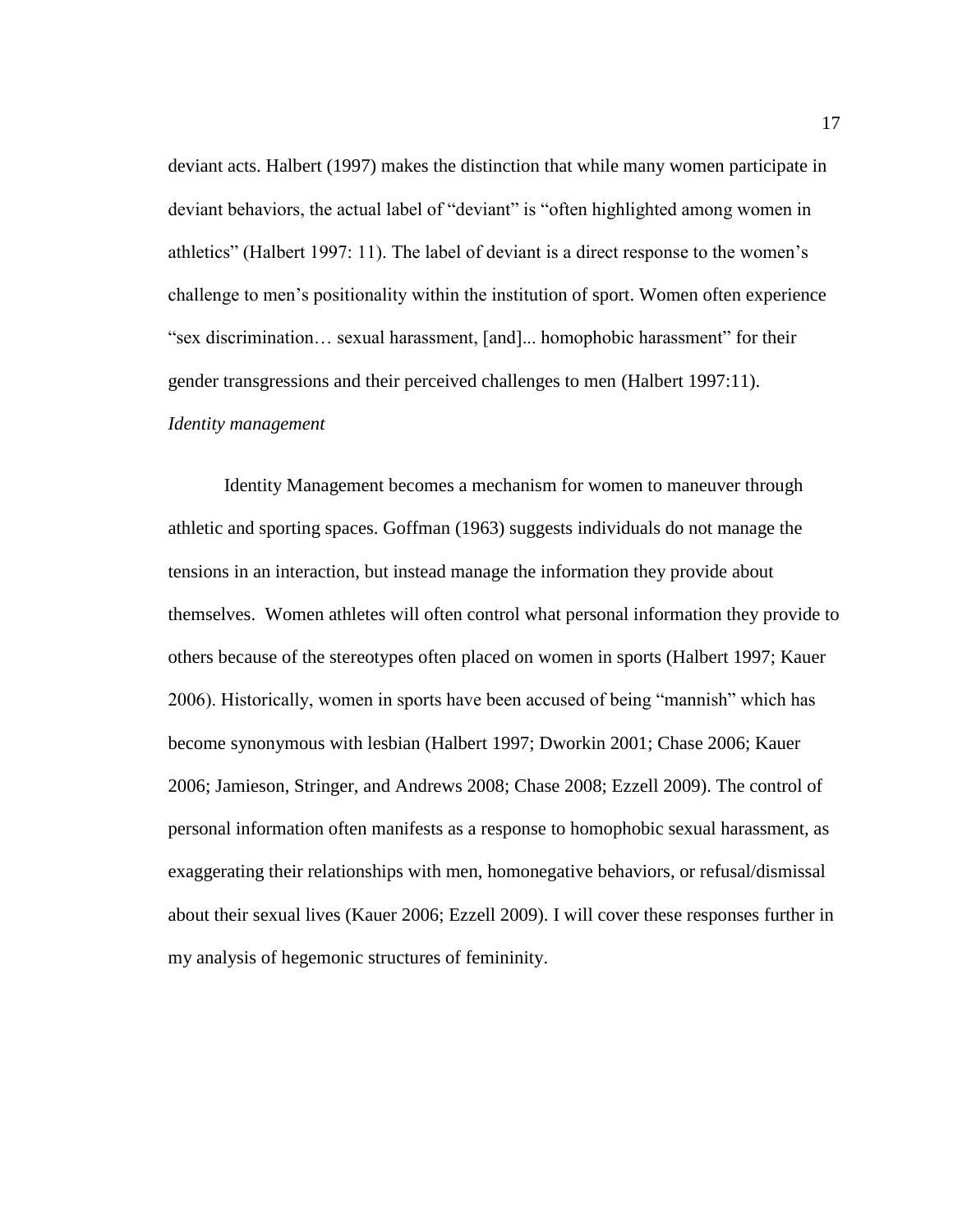deviant acts. Halbert (1997) makes the distinction that while many women participate in deviant behaviors, the actual label of "deviant" is "often highlighted among women in athletics" (Halbert 1997: 11). The label of deviant is a direct response to the women's challenge to men's positionality within the institution of sport. Women often experience "sex discrimination… sexual harassment, [and]... homophobic harassment" for their gender transgressions and their perceived challenges to men (Halbert 1997:11).

*Identity management*

Identity Management becomes a mechanism for women to maneuver through athletic and sporting spaces. Goffman (1963) suggests individuals do not manage the tensions in an interaction, but instead manage the information they provide about themselves. Women athletes will often control what personal information they provide to others because of the stereotypes often placed on women in sports (Halbert 1997; Kauer 2006). Historically, women in sports have been accused of being "mannish" which has become synonymous with lesbian (Halbert 1997; Dworkin 2001; Chase 2006; Kauer 2006; Jamieson, Stringer, and Andrews 2008; Chase 2008; Ezzell 2009). The control of personal information often manifests as a response to homophobic sexual harassment, as exaggerating their relationships with men, homonegative behaviors, or refusal/dismissal about their sexual lives (Kauer 2006; Ezzell 2009). I will cover these responses further in my analysis of hegemonic structures of femininity.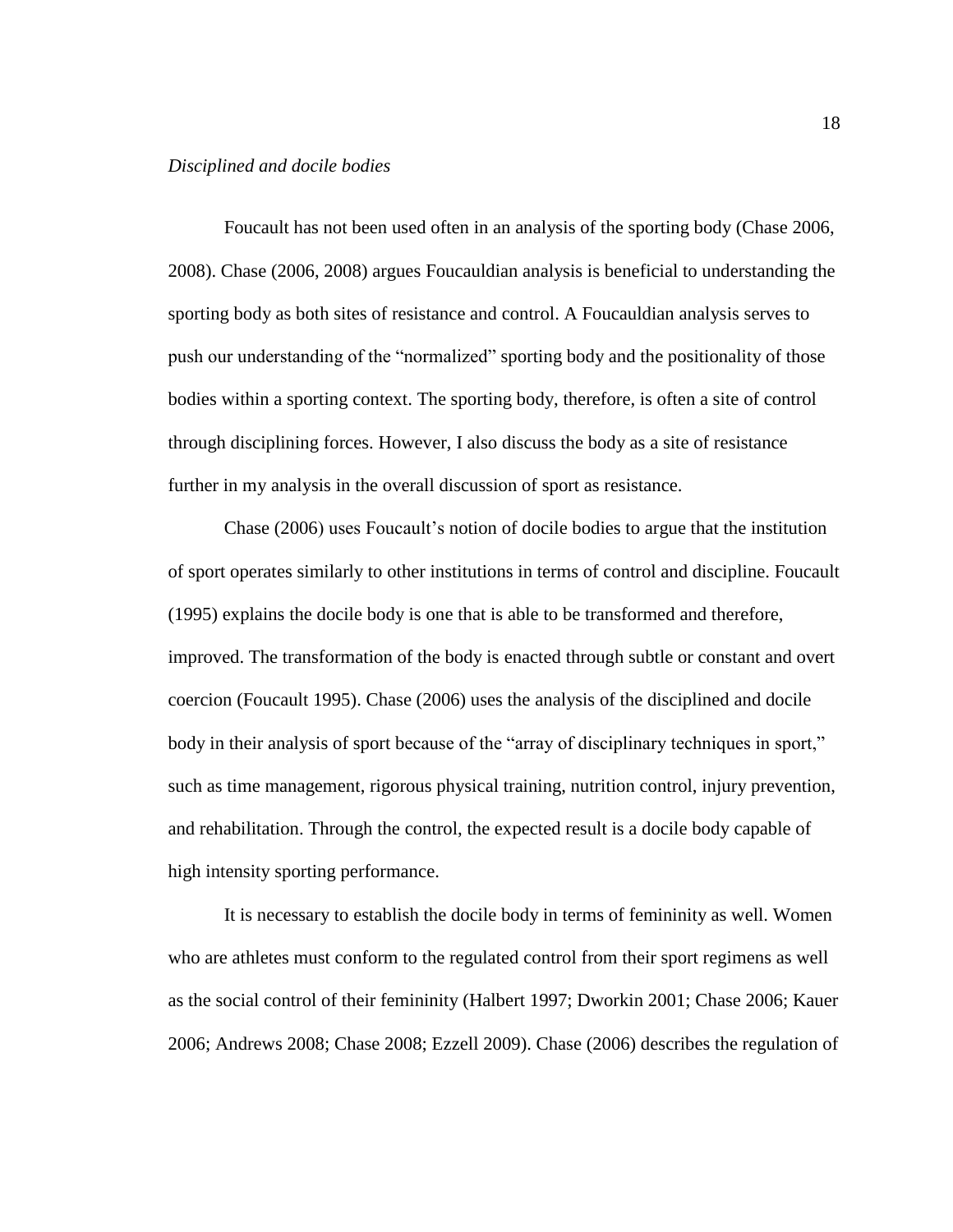*Disciplined and docile bodies*

Foucault has not been used often in an analysis of the sporting body (Chase 2006, 2008). Chase (2006, 2008) argues Foucauldian analysis is beneficial to understanding the sporting body as both sites of resistance and control. A Foucauldian analysis serves to push our understanding of the "normalized" sporting body and the positionality of those bodies within a sporting context. The sporting body, therefore, is often a site of control through disciplining forces. However, I also discuss the body as a site of resistance further in my analysis in the overall discussion of sport as resistance.

Chase (2006) uses Foucault's notion of docile bodies to argue that the institution of sport operates similarly to other institutions in terms of control and discipline. Foucault (1995) explains the docile body is one that is able to be transformed and therefore, improved. The transformation of the body is enacted through subtle or constant and overt coercion (Foucault 1995). Chase (2006) uses the analysis of the disciplined and docile body in their analysis of sport because of the "array of disciplinary techniques in sport," such as time management, rigorous physical training, nutrition control, injury prevention, and rehabilitation. Through the control, the expected result is a docile body capable of high intensity sporting performance.

It is necessary to establish the docile body in terms of femininity as well. Women who are athletes must conform to the regulated control from their sport regimens as well as the social control of their femininity (Halbert 1997; Dworkin 2001; Chase 2006; Kauer 2006; Andrews 2008; Chase 2008; Ezzell 2009). Chase (2006) describes the regulation of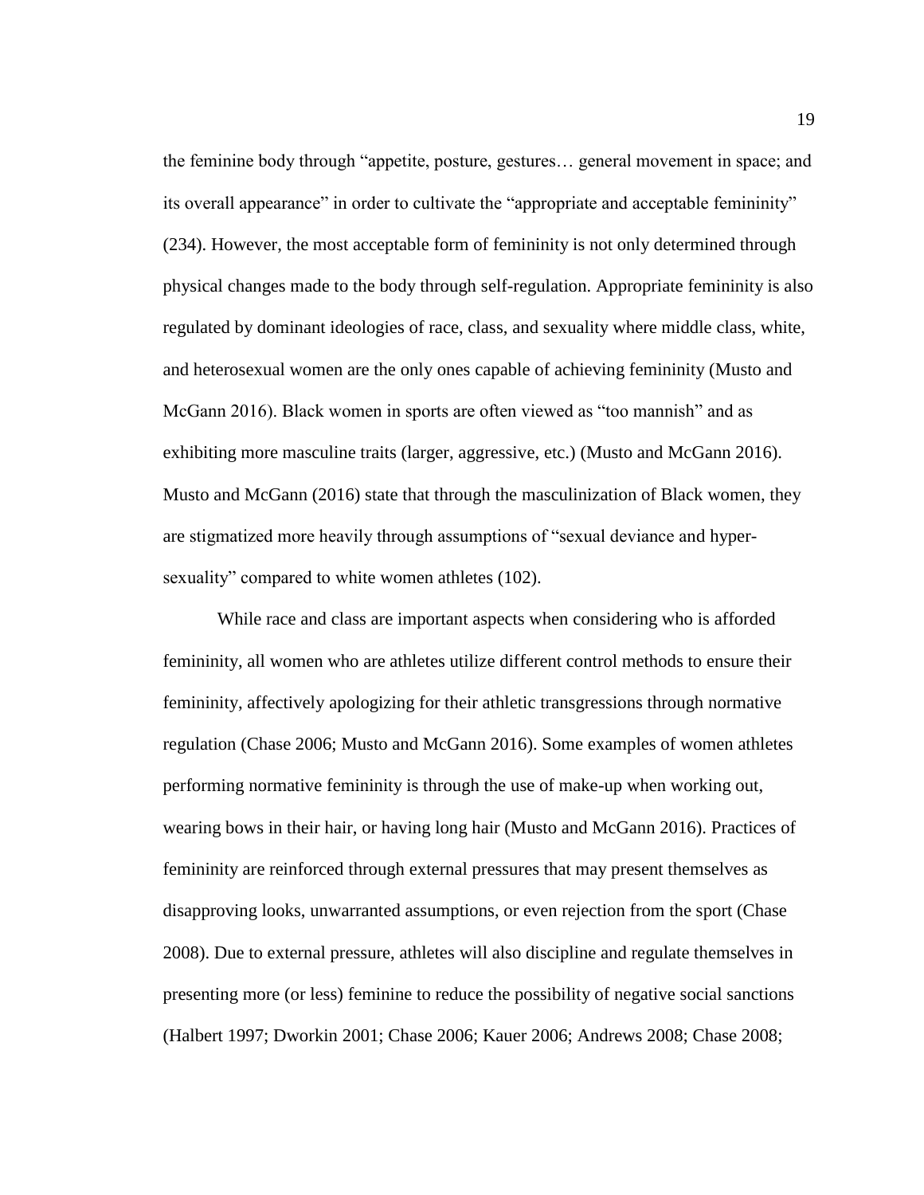the feminine body through "appetite, posture, gestures… general movement in space; and its overall appearance" in order to cultivate the "appropriate and acceptable femininity" (234). However, the most acceptable form of femininity is not only determined through physical changes made to the body through self-regulation. Appropriate femininity is also regulated by dominant ideologies of race, class, and sexuality where middle class, white, and heterosexual women are the only ones capable of achieving femininity (Musto and McGann 2016). Black women in sports are often viewed as "too mannish" and as exhibiting more masculine traits (larger, aggressive, etc.) (Musto and McGann 2016). Musto and McGann (2016) state that through the masculinization of Black women, they are stigmatized more heavily through assumptions of "sexual deviance and hyper-sexuality" compared to white women athletes (102).

While race and class are important aspects when considering who is afforded femininity, all women who are athletes utilize different control methods to ensure their femininity, affectively apologizing for their athletic transgressions through normative regulation (Chase 2006; Musto and McGann 2016). Some examples of women athletes performing normative femininity is through the use of make-up when working out, wearing bows in their hair, or having long hair (Musto and McGann 2016). Practices of femininity are reinforced through external pressures that may present themselves as disapproving looks, unwarranted assumptions, or even rejection from the sport (Chase 2008). Due to external pressure, athletes will also discipline and regulate themselves in presenting more (or less) feminine to reduce the possibility of negative social sanctions (Halbert 1997; Dworkin 2001; Chase 2006; Kauer 2006; Andrews 2008; Chase 2008;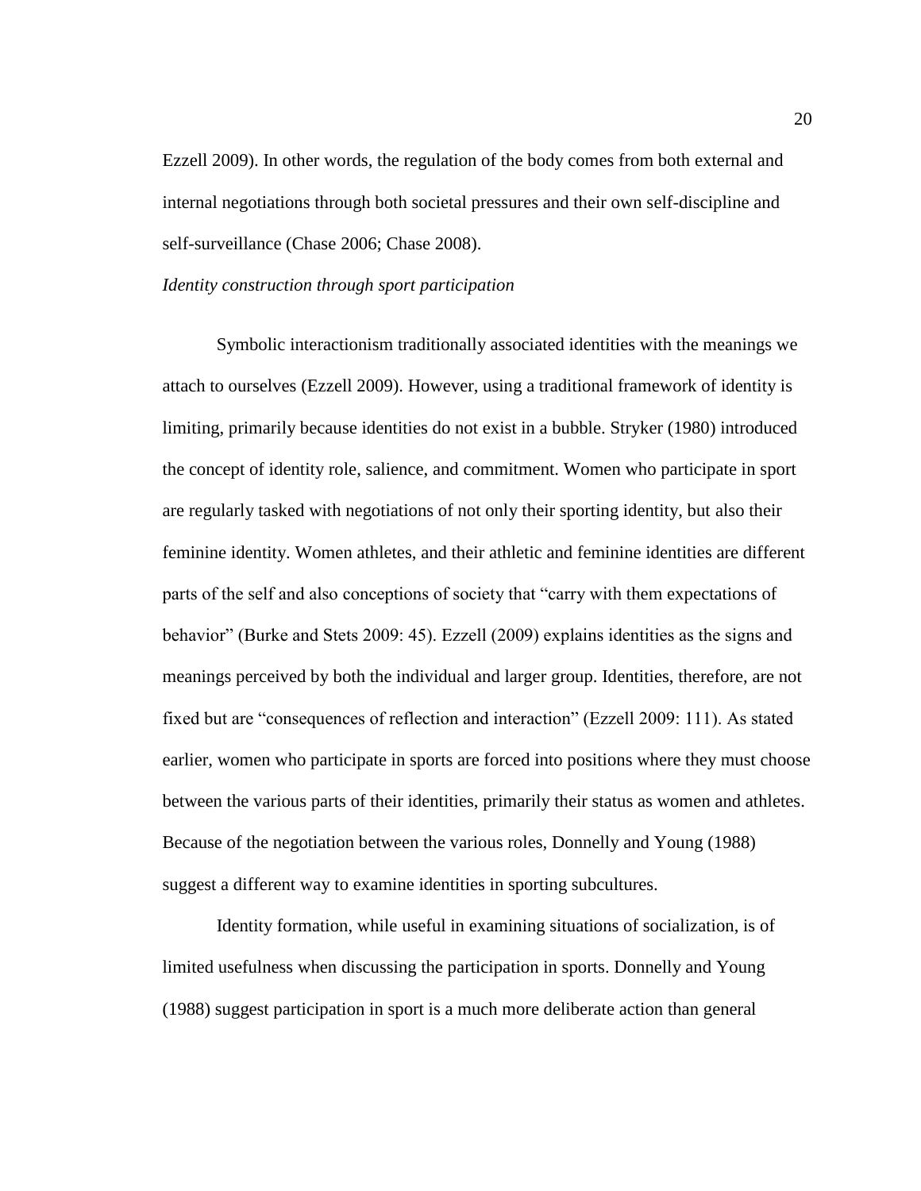Ezzell 2009). In other words, the regulation of the body comes from both external and internal negotiations through both societal pressures and their own self-discipline and self-surveillance (Chase 2006; Chase 2008).

*Identity construction through sport participation*

Symbolic interactionism traditionally associated identities with the meanings we attach to ourselves (Ezzell 2009). However, using a traditional framework of identity is limiting, primarily because identities do not exist in a bubble. Stryker (1980) introduced the concept of identity role, salience, and commitment. Women who participate in sport are regularly tasked with negotiations of not only their sporting identity, but also their feminine identity. Women athletes, and their athletic and feminine identities are different parts of the self and also conceptions of society that "carry with them expectations of behavior" (Burke and Stets 2009: 45). Ezzell (2009) explains identities as the signs and meanings perceived by both the individual and larger group. Identities, therefore, are not fixed but are "consequences of reflection and interaction" (Ezzell 2009: 111). As stated earlier, women who participate in sports are forced into positions where they must choose between the various parts of their identities, primarily their status as women and athletes. Because of the negotiation between the various roles, Donnelly and Young (1988) suggest a different way to examine identities in sporting subcultures.

Identity formation, while useful in examining situations of socialization, is of limited usefulness when discussing the participation in sports. Donnelly and Young (1988) suggest participation in sport is a much more deliberate action than general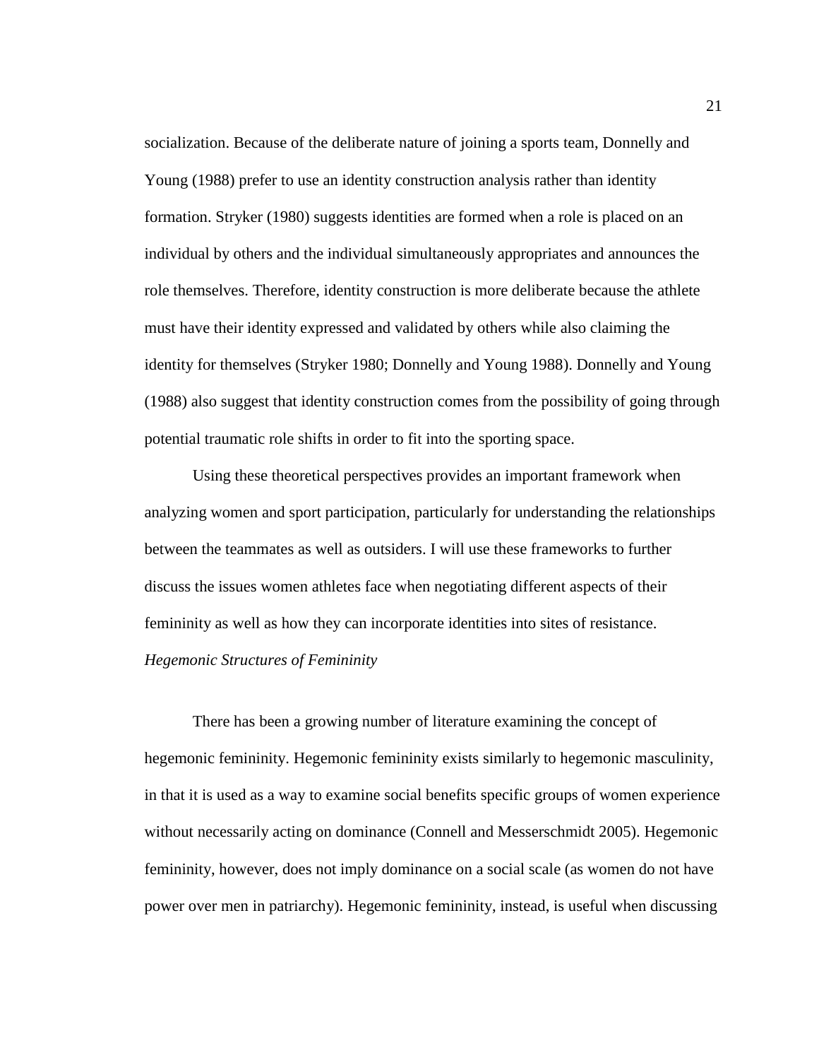socialization. Because of the deliberate nature of joining a sports team, Donnelly and Young (1988) prefer to use an identity construction analysis rather than identity formation. Stryker (1980) suggests identities are formed when a role is placed on an individual by others and the individual simultaneously appropriates and announces the role themselves. Therefore, identity construction is more deliberate because the athlete must have their identity expressed and validated by others while also claiming the identity for themselves (Stryker 1980; Donnelly and Young 1988). Donnelly and Young (1988) also suggest that identity construction comes from the possibility of going through potential traumatic role shifts in order to fit into the sporting space.

Using these theoretical perspectives provides an important framework when analyzing women and sport participation, particularly for understanding the relationships between the teammates as well as outsiders. I will use these frameworks to further discuss the issues women athletes face when negotiating different aspects of their femininity as well as how they can incorporate identities into sites of resistance.

*Hegemonic Structures of Femininity*

There has been a growing number of literature examining the concept of hegemonic femininity. Hegemonic femininity exists similarly to hegemonic masculinity, in that it is used as a way to examine social benefits specific groups of women experience without necessarily acting on dominance (Connell and Messerschmidt 2005). Hegemonic femininity, however, does not imply dominance on a social scale (as women do not have power over men in patriarchy). Hegemonic femininity, instead, is useful when discussing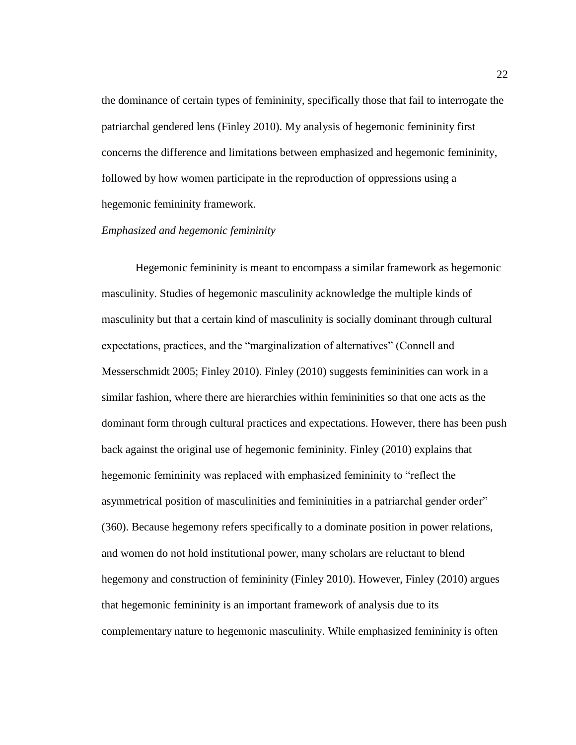the dominance of certain types of femininity, specifically those that fail to interrogate the patriarchal gendered lens (Finley 2010). My analysis of hegemonic femininity first concerns the difference and limitations between emphasized and hegemonic femininity, followed by how women participate in the reproduction of oppressions using a hegemonic femininity framework.

*Emphasized and hegemonic femininity*

Hegemonic femininity is meant to encompass a similar framework as hegemonic masculinity. Studies of hegemonic masculinity acknowledge the multiple kinds of masculinity but that a certain kind of masculinity is socially dominant through cultural expectations, practices, and the "marginalization of alternatives" (Connell and Messerschmidt 2005; Finley 2010). Finley (2010) suggests femininities can work in a similar fashion, where there are hierarchies within femininities so that one acts as the dominant form through cultural practices and expectations. However, there has been push back against the original use of hegemonic femininity. Finley (2010) explains that hegemonic femininity was replaced with emphasized femininity to "reflect the asymmetrical position of masculinities and femininities in a patriarchal gender order" (360). Because hegemony refers specifically to a dominate position in power relations, and women do not hold institutional power, many scholars are reluctant to blend hegemony and construction of femininity (Finley 2010). However, Finley (2010) argues that hegemonic femininity is an important framework of analysis due to its complementary nature to hegemonic masculinity. While emphasized femininity is often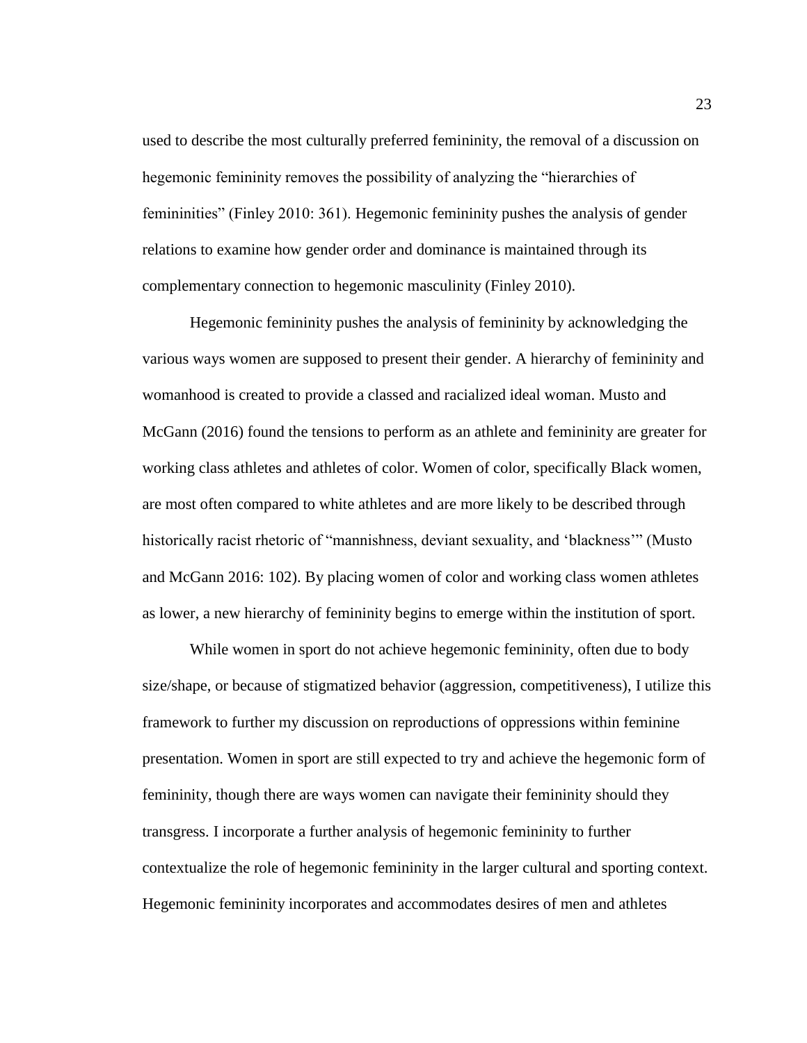used to describe the most culturally preferred femininity, the removal of a discussion on hegemonic femininity removes the possibility of analyzing the "hierarchies of femininities" (Finley 2010: 361). Hegemonic femininity pushes the analysis of gender relations to examine how gender order and dominance is maintained through its complementary connection to hegemonic masculinity (Finley 2010).

Hegemonic femininity pushes the analysis of femininity by acknowledging the various ways women are supposed to present their gender. A hierarchy of femininity and womanhood is created to provide a classed and racialized ideal woman. Musto and McGann (2016) found the tensions to perform as an athlete and femininity are greater for working class athletes and athletes of color. Women of color, specifically Black women, are most often compared to white athletes and are more likely to be described through historically racist rhetoric of "mannishness, deviant sexuality, and 'blackness'" (Musto and McGann 2016: 102). By placing women of color and working class women athletes as lower, a new hierarchy of femininity begins to emerge within the institution of sport.

While women in sport do not achieve hegemonic femininity, often due to body size/shape, or because of stigmatized behavior (aggression, competitiveness), I utilize this framework to further my discussion on reproductions of oppressions within feminine presentation. Women in sport are still expected to try and achieve the hegemonic form of femininity, though there are ways women can navigate their femininity should they transgress. I incorporate a further analysis of hegemonic femininity to further contextualize the role of hegemonic femininity in the larger cultural and sporting context. Hegemonic femininity incorporates and accommodates desires of men and athletes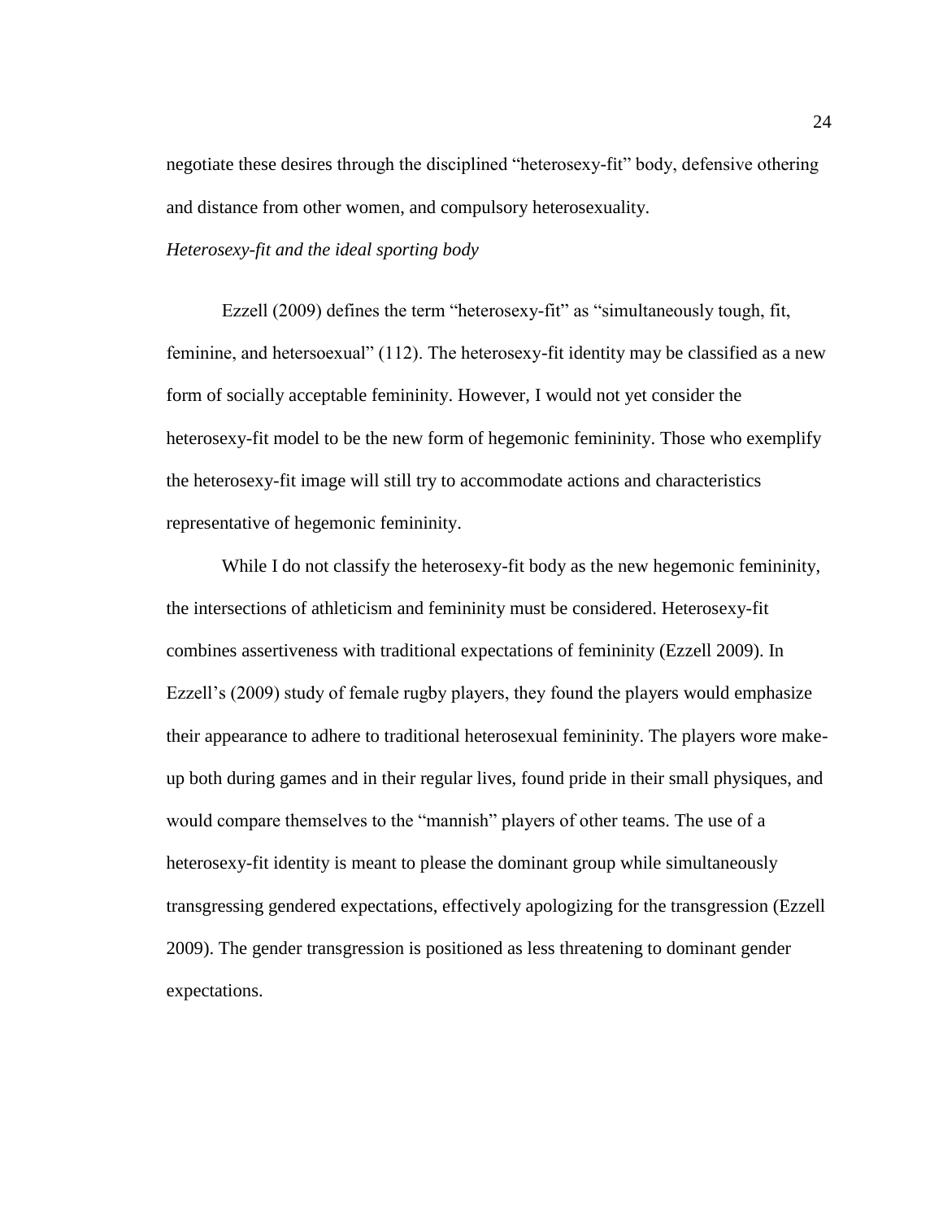negotiate these desires through the disciplined "heterosexy-fit" body, defensive othering and distance from other women, and compulsory heterosexuality.

*Heterosexy-fit and the ideal sporting body*

Ezzell (2009) defines the term "heterosexy-fit" as "simultaneously tough, fit, feminine, and hetersoexual" (112). The heterosexy-fit identity may be classified as a new form of socially acceptable femininity. However, I would not yet consider the heterosexy-fit model to be the new form of hegemonic femininity. Those who exemplify the heterosexy-fit image will still try to accommodate actions and characteristics representative of hegemonic femininity.

While I do not classify the heterosexy-fit body as the new hegemonic femininity, the intersections of athleticism and femininity must be considered. Heterosexy-fit combines assertiveness with traditional expectations of femininity (Ezzell 2009). In Ezzell's (2009) study of female rugby players, they found the players would emphasize their appearance to adhere to traditional heterosexual femininity. The players wore make-up both during games and in their regular lives, found pride in their small physiques, and would compare themselves to the "mannish" players of other teams. The use of a heterosexy-fit identity is meant to please the dominant group while simultaneously transgressing gendered expectations, effectively apologizing for the transgression (Ezzell 2009). The gender transgression is positioned as less threatening to dominant gender expectations.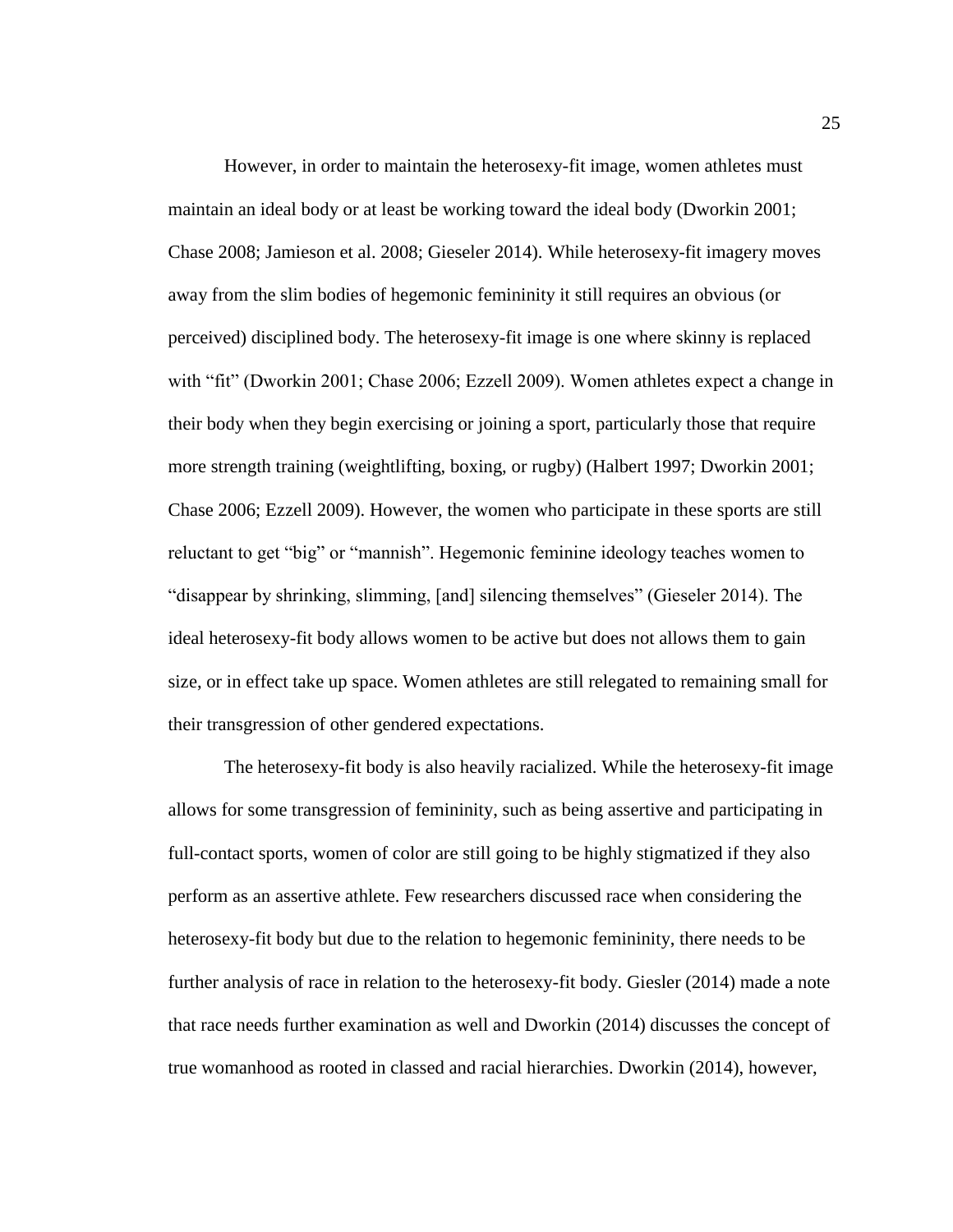However, in order to maintain the heterosexy-fit image, women athletes must maintain an ideal body or at least be working toward the ideal body (Dworkin 2001; Chase 2008; Jamieson et al. 2008; Gieseler 2014). While heterosexy-fit imagery moves away from the slim bodies of hegemonic femininity it still requires an obvious (or perceived) disciplined body. The heterosexy-fit image is one where skinny is replaced with "fit" (Dworkin 2001; Chase 2006; Ezzell 2009). Women athletes expect a change in their body when they begin exercising or joining a sport, particularly those that require more strength training (weightlifting, boxing, or rugby) (Halbert 1997; Dworkin 2001; Chase 2006; Ezzell 2009). However, the women who participate in these sports are still reluctant to get "big" or "mannish". Hegemonic feminine ideology teaches women to "disappear by shrinking, slimming, [and] silencing themselves" (Gieseler 2014). The ideal heterosexy-fit body allows women to be active but does not allows them to gain size, or in effect take up space. Women athletes are still relegated to remaining small for their transgression of other gendered expectations.

The heterosexy-fit body is also heavily racialized. While the heterosexy-fit image allows for some transgression of femininity, such as being assertive and participating in full-contact sports, women of color are still going to be highly stigmatized if they also perform as an assertive athlete. Few researchers discussed race when considering the heterosexy-fit body but due to the relation to hegemonic femininity, there needs to be further analysis of race in relation to the heterosexy-fit body. Giesler (2014) made a note that race needs further examination as well and Dworkin (2014) discusses the concept of true womanhood as rooted in classed and racial hierarchies. Dworkin (2014), however,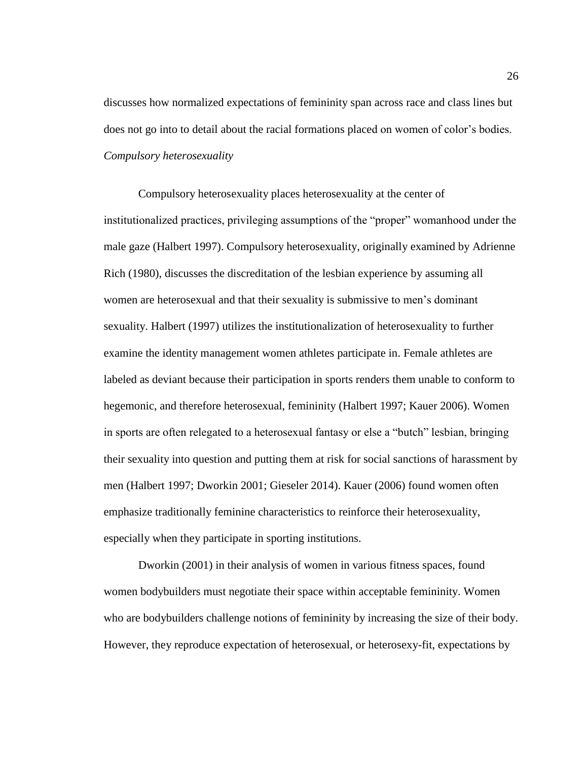discusses how normalized expectations of femininity span across race and class lines but does not go into to detail about the racial formations placed on women of color's bodies.

*Compulsory heterosexuality*

Compulsory heterosexuality places heterosexuality at the center of institutionalized practices, privileging assumptions of the "proper" womanhood under the male gaze (Halbert 1997). Compulsory heterosexuality, originally examined by Adrienne Rich (1980), discusses the discreditation of the lesbian experience by assuming all women are heterosexual and that their sexuality is submissive to men's dominant sexuality. Halbert (1997) utilizes the institutionalization of heterosexuality to further examine the identity management women athletes participate in. Female athletes are labeled as deviant because their participation in sports renders them unable to conform to hegemonic, and therefore heterosexual, femininity (Halbert 1997; Kauer 2006). Women in sports are often relegated to a heterosexual fantasy or else a "butch" lesbian, bringing their sexuality into question and putting them at risk for social sanctions of harassment by men (Halbert 1997; Dworkin 2001; Gieseler 2014). Kauer (2006) found women often emphasize traditionally feminine characteristics to reinforce their heterosexuality, especially when they participate in sporting institutions.

Dworkin (2001) in their analysis of women in various fitness spaces, found women bodybuilders must negotiate their space within acceptable femininity. Women who are bodybuilders challenge notions of femininity by increasing the size of their body. However, they reproduce expectation of heterosexual, or heterosexy-fit, expectations by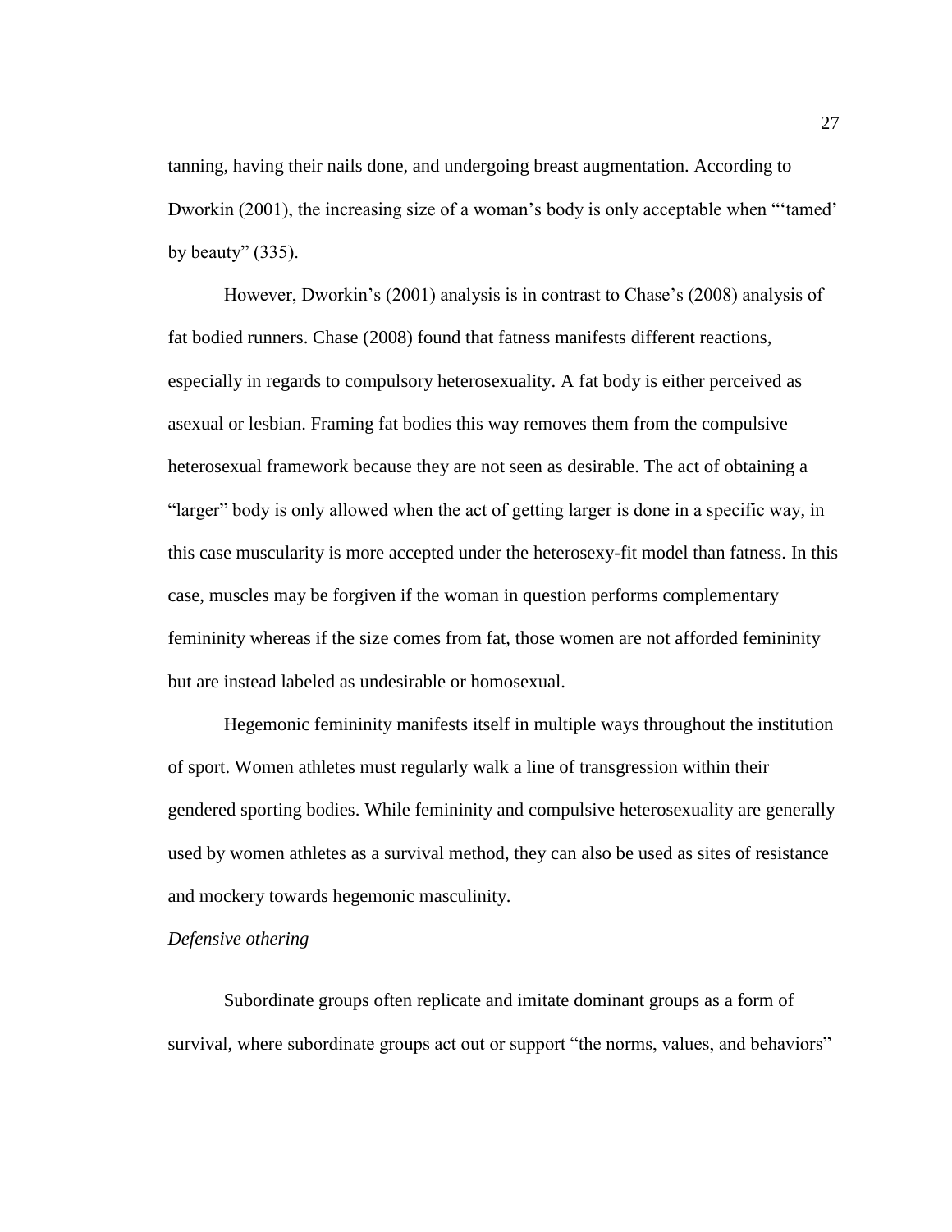tanning, having their nails done, and undergoing breast augmentation. According to Dworkin (2001), the increasing size of a woman's body is only acceptable when "'tamed' by beauty" (335).

However, Dworkin's (2001) analysis is in contrast to Chase's (2008) analysis of fat bodied runners. Chase (2008) found that fatness manifests different reactions, especially in regards to compulsory heterosexuality. A fat body is either perceived as asexual or lesbian. Framing fat bodies this way removes them from the compulsive heterosexual framework because they are not seen as desirable. The act of obtaining a "larger" body is only allowed when the act of getting larger is done in a specific way, in this case muscularity is more accepted under the heterosexy-fit model than fatness. In this case, muscles may be forgiven if the woman in question performs complementary femininity whereas if the size comes from fat, those women are not afforded femininity but are instead labeled as undesirable or homosexual.

Hegemonic femininity manifests itself in multiple ways throughout the institution of sport. Women athletes must regularly walk a line of transgression within their gendered sporting bodies. While femininity and compulsive heterosexuality are generally used by women athletes as a survival method, they can also be used as sites of resistance and mockery towards hegemonic masculinity.

*Defensive othering*

Subordinate groups often replicate and imitate dominant groups as a form of survival, where subordinate groups act out or support "the norms, values, and behaviors"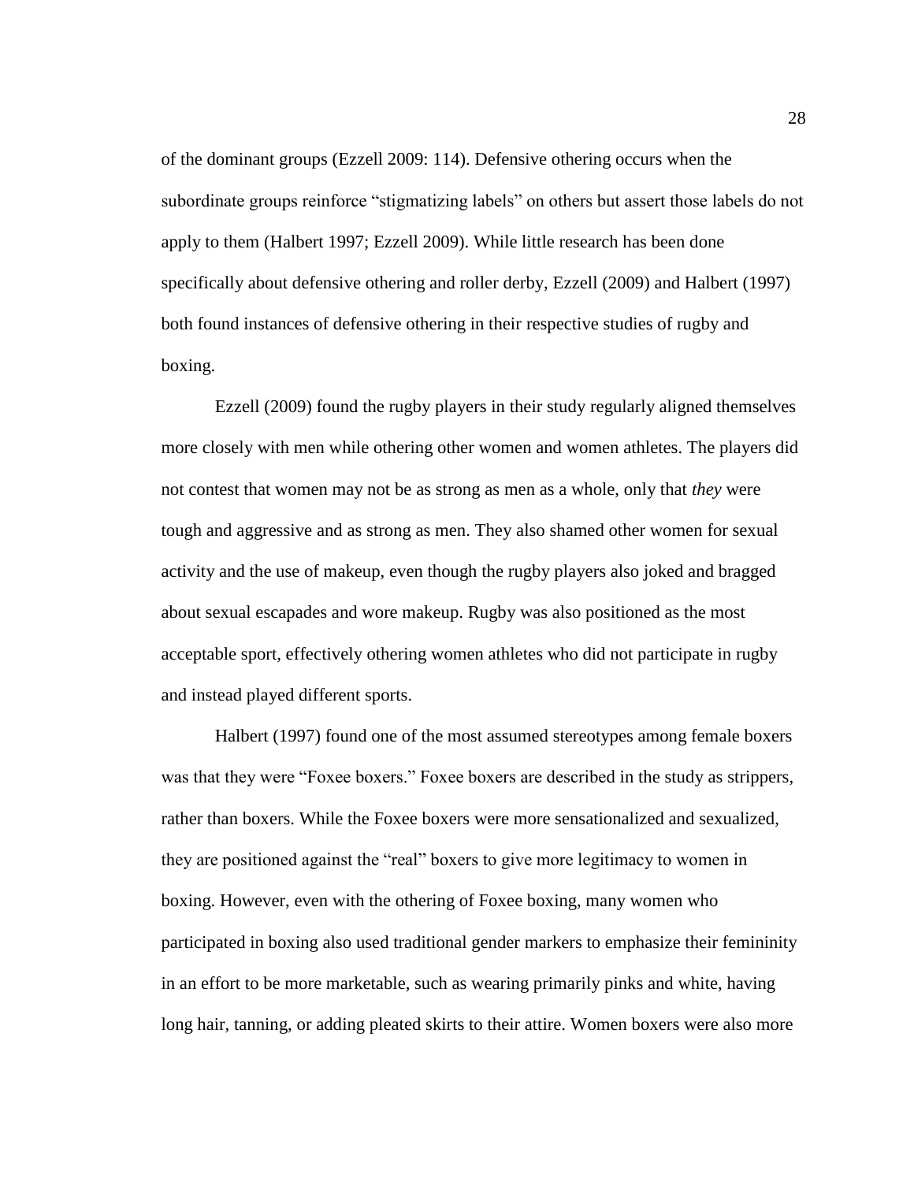of the dominant groups (Ezzell 2009: 114). Defensive othering occurs when the subordinate groups reinforce "stigmatizing labels" on others but assert those labels do not apply to them (Halbert 1997; Ezzell 2009). While little research has been done specifically about defensive othering and roller derby, Ezzell (2009) and Halbert (1997) both found instances of defensive othering in their respective studies of rugby and boxing.

Ezzell (2009) found the rugby players in their study regularly aligned themselves more closely with men while othering other women and women athletes. The players did not contest that women may not be as strong as men as a whole, only that *they* were tough and aggressive and as strong as men. They also shamed other women for sexual activity and the use of makeup, even though the rugby players also joked and bragged about sexual escapades and wore makeup. Rugby was also positioned as the most acceptable sport, effectively othering women athletes who did not participate in rugby and instead played different sports.

Halbert (1997) found one of the most assumed stereotypes among female boxers was that they were "Foxee boxers." Foxee boxers are described in the study as strippers, rather than boxers. While the Foxee boxers were more sensationalized and sexualized, they are positioned against the "real" boxers to give more legitimacy to women in boxing. However, even with the othering of Foxee boxing, many women who participated in boxing also used traditional gender markers to emphasize their femininity in an effort to be more marketable, such as wearing primarily pinks and white, having long hair, tanning, or adding pleated skirts to their attire. Women boxers were also more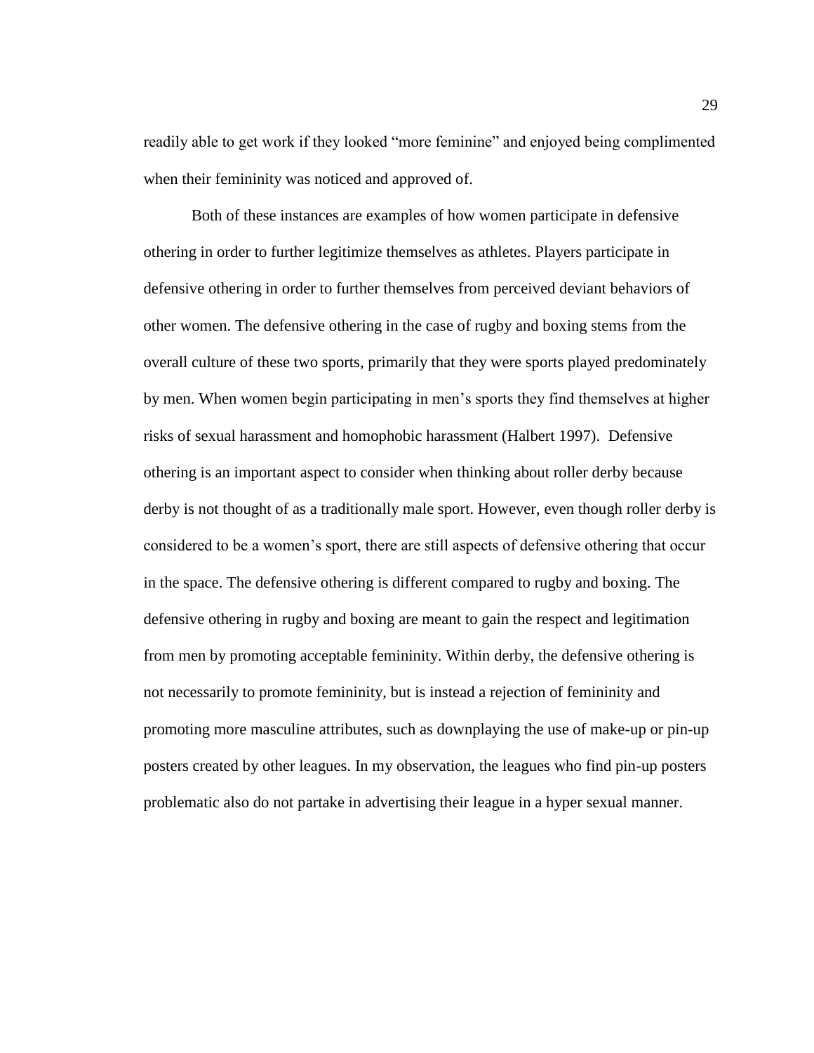readily able to get work if they looked "more feminine" and enjoyed being complimented when their femininity was noticed and approved of.

Both of these instances are examples of how women participate in defensive othering in order to further legitimize themselves as athletes. Players participate in defensive othering in order to further themselves from perceived deviant behaviors of other women. The defensive othering in the case of rugby and boxing stems from the overall culture of these two sports, primarily that they were sports played predominately by men. When women begin participating in men's sports they find themselves at higher risks of sexual harassment and homophobic harassment (Halbert 1997). Defensive othering is an important aspect to consider when thinking about roller derby because derby is not thought of as a traditionally male sport. However, even though roller derby is considered to be a women's sport, there are still aspects of defensive othering that occur in the space. The defensive othering is different compared to rugby and boxing. The defensive othering in rugby and boxing are meant to gain the respect and legitimation from men by promoting acceptable femininity. Within derby, the defensive othering is not necessarily to promote femininity, but is instead a rejection of femininity and promoting more masculine attributes, such as downplaying the use of make-up or pin-up posters created by other leagues. In my observation, the leagues who find pin-up posters problematic also do not partake in advertising their league in a hyper sexual manner.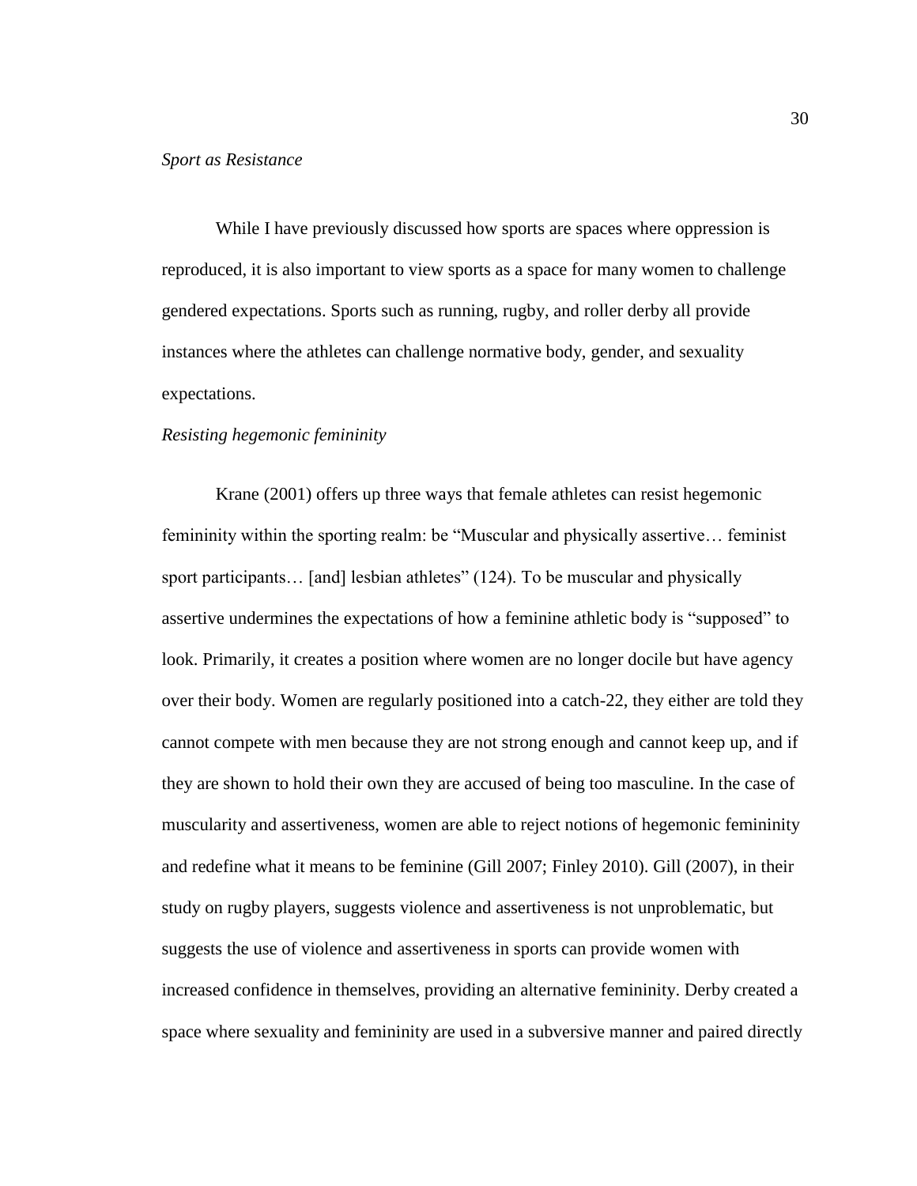*Sport as Resistance*

While I have previously discussed how sports are spaces where oppression is reproduced, it is also important to view sports as a space for many women to challenge gendered expectations. Sports such as running, rugby, and roller derby all provide instances where the athletes can challenge normative body, gender, and sexuality expectations.

*Resisting hegemonic femininity*

Krane (2001) offers up three ways that female athletes can resist hegemonic femininity within the sporting realm: be "Muscular and physically assertive… feminist sport participants… [and] lesbian athletes" (124). To be muscular and physically assertive undermines the expectations of how a feminine athletic body is "supposed" to look. Primarily, it creates a position where women are no longer docile but have agency over their body. Women are regularly positioned into a catch-22, they either are told they cannot compete with men because they are not strong enough and cannot keep up, and if they are shown to hold their own they are accused of being too masculine. In the case of muscularity and assertiveness, women are able to reject notions of hegemonic femininity and redefine what it means to be feminine (Gill 2007; Finley 2010). Gill (2007), in their study on rugby players, suggests violence and assertiveness is not unproblematic, but suggests the use of violence and assertiveness in sports can provide women with increased confidence in themselves, providing an alternative femininity. Derby created a space where sexuality and femininity are used in a subversive manner and paired directly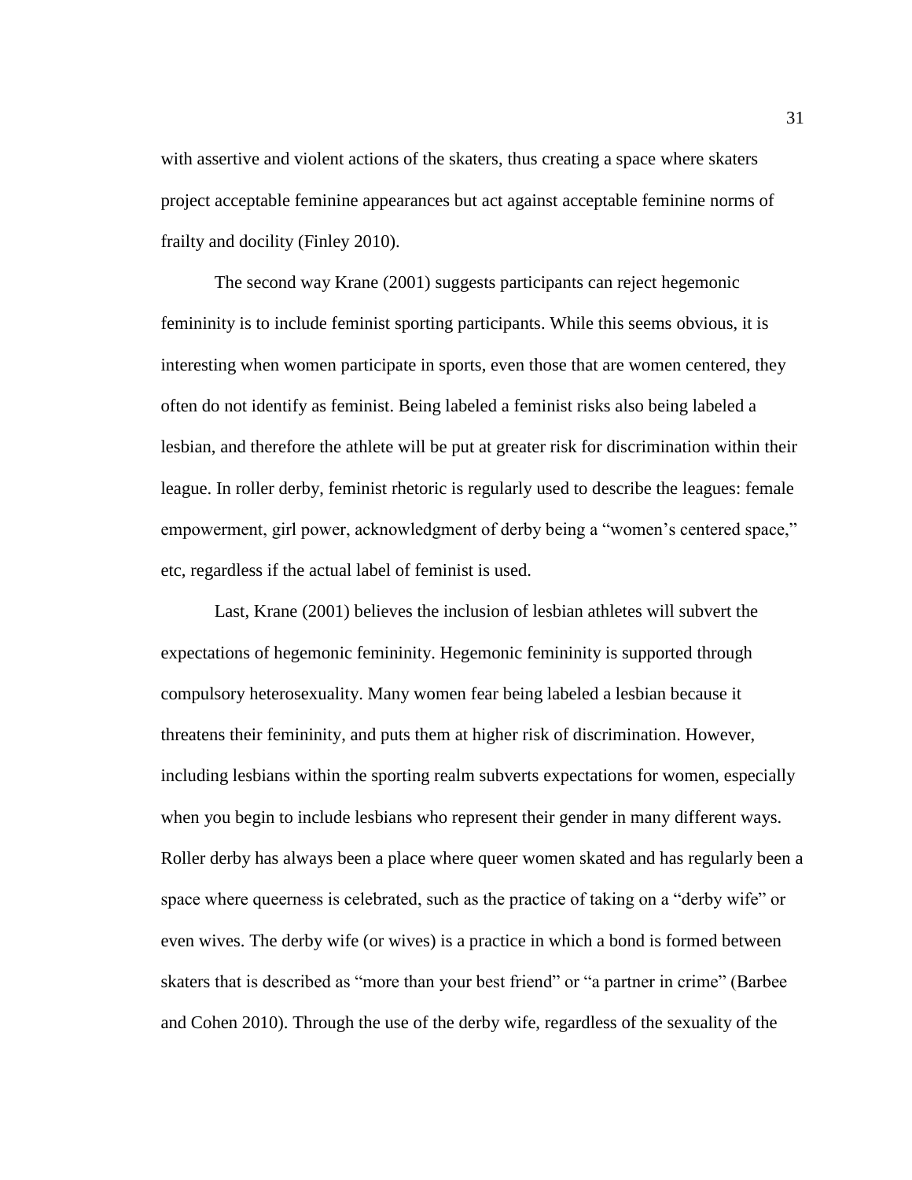with assertive and violent actions of the skaters, thus creating a space where skaters project acceptable feminine appearances but act against acceptable feminine norms of frailty and docility (Finley 2010).

The second way Krane (2001) suggests participants can reject hegemonic femininity is to include feminist sporting participants. While this seems obvious, it is interesting when women participate in sports, even those that are women centered, they often do not identify as feminist. Being labeled a feminist risks also being labeled a lesbian, and therefore the athlete will be put at greater risk for discrimination within their league. In roller derby, feminist rhetoric is regularly used to describe the leagues: female empowerment, girl power, acknowledgment of derby being a "women's centered space," etc, regardless if the actual label of feminist is used.

Last, Krane (2001) believes the inclusion of lesbian athletes will subvert the expectations of hegemonic femininity. Hegemonic femininity is supported through compulsory heterosexuality. Many women fear being labeled a lesbian because it threatens their femininity, and puts them at higher risk of discrimination. However, including lesbians within the sporting realm subverts expectations for women, especially when you begin to include lesbians who represent their gender in many different ways. Roller derby has always been a place where queer women skated and has regularly been a space where queerness is celebrated, such as the practice of taking on a "derby wife" or even wives. The derby wife (or wives) is a practice in which a bond is formed between skaters that is described as "more than your best friend" or "a partner in crime" (Barbee and Cohen 2010). Through the use of the derby wife, regardless of the sexuality of the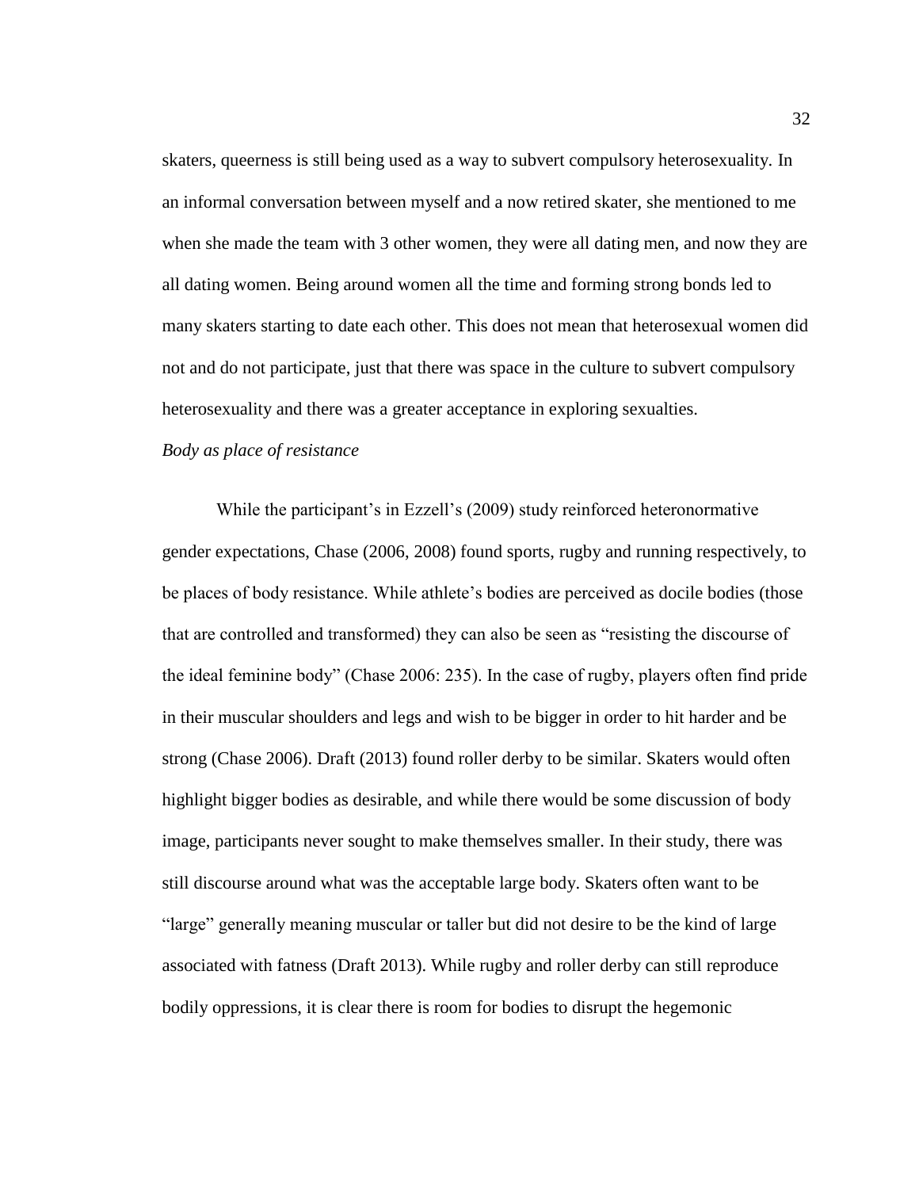skaters, queerness is still being used as a way to subvert compulsory heterosexuality. In an informal conversation between myself and a now retired skater, she mentioned to me when she made the team with 3 other women, they were all dating men, and now they are all dating women. Being around women all the time and forming strong bonds led to many skaters starting to date each other. This does not mean that heterosexual women did not and do not participate, just that there was space in the culture to subvert compulsory heterosexuality and there was a greater acceptance in exploring sexualties.

*Body as place of resistance*

While the participant's in Ezzell's (2009) study reinforced heteronormative gender expectations, Chase (2006, 2008) found sports, rugby and running respectively, to be places of body resistance. While athlete's bodies are perceived as docile bodies (those that are controlled and transformed) they can also be seen as "resisting the discourse of the ideal feminine body" (Chase 2006: 235). In the case of rugby, players often find pride in their muscular shoulders and legs and wish to be bigger in order to hit harder and be strong (Chase 2006). Draft (2013) found roller derby to be similar. Skaters would often highlight bigger bodies as desirable, and while there would be some discussion of body image, participants never sought to make themselves smaller. In their study, there was still discourse around what was the acceptable large body. Skaters often want to be "large" generally meaning muscular or taller but did not desire to be the kind of large associated with fatness (Draft 2013). While rugby and roller derby can still reproduce bodily oppressions, it is clear there is room for bodies to disrupt the hegemonic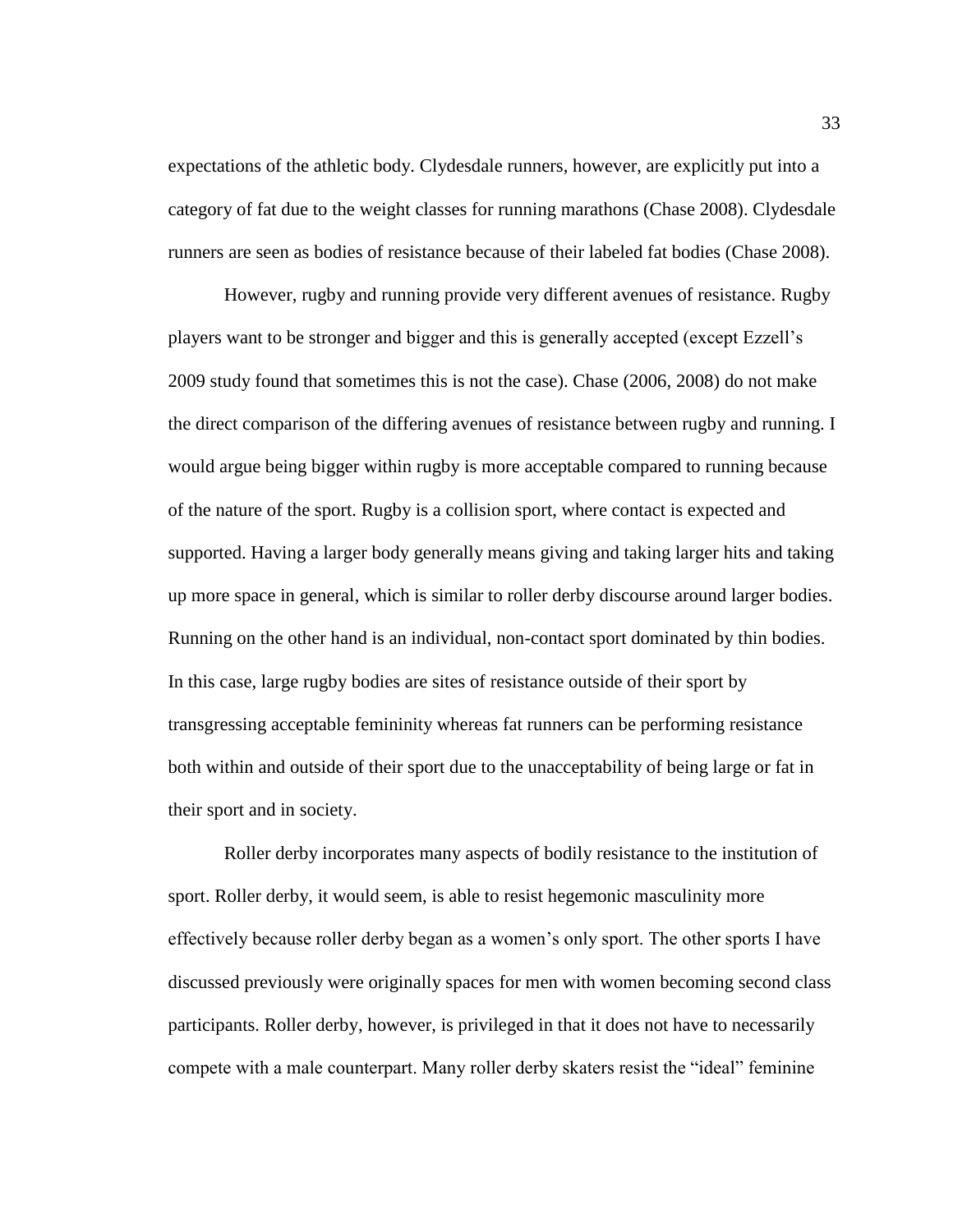expectations of the athletic body. Clydesdale runners, however, are explicitly put into a category of fat due to the weight classes for running marathons (Chase 2008). Clydesdale runners are seen as bodies of resistance because of their labeled fat bodies (Chase 2008).

However, rugby and running provide very different avenues of resistance. Rugby players want to be stronger and bigger and this is generally accepted (except Ezzell's 2009 study found that sometimes this is not the case). Chase (2006, 2008) do not make the direct comparison of the differing avenues of resistance between rugby and running. I would argue being bigger within rugby is more acceptable compared to running because of the nature of the sport. Rugby is a collision sport, where contact is expected and supported. Having a larger body generally means giving and taking larger hits and taking up more space in general, which is similar to roller derby discourse around larger bodies. Running on the other hand is an individual, non-contact sport dominated by thin bodies. In this case, large rugby bodies are sites of resistance outside of their sport by transgressing acceptable femininity whereas fat runners can be performing resistance both within and outside of their sport due to the unacceptability of being large or fat in their sport and in society.

Roller derby incorporates many aspects of bodily resistance to the institution of sport. Roller derby, it would seem, is able to resist hegemonic masculinity more effectively because roller derby began as a women's only sport. The other sports I have discussed previously were originally spaces for men with women becoming second class participants. Roller derby, however, is privileged in that it does not have to necessarily compete with a male counterpart. Many roller derby skaters resist the "ideal" feminine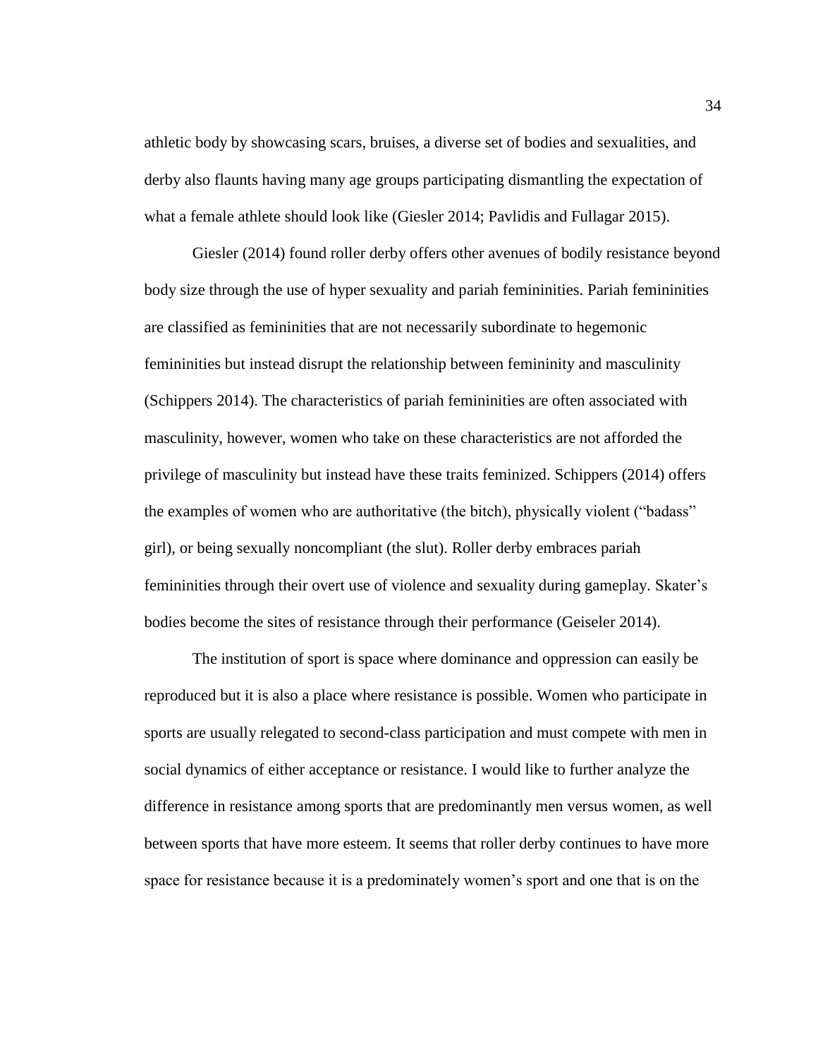athletic body by showcasing scars, bruises, a diverse set of bodies and sexualities, and derby also flaunts having many age groups participating dismantling the expectation of what a female athlete should look like (Giesler 2014; Pavlidis and Fullagar 2015).

Giesler (2014) found roller derby offers other avenues of bodily resistance beyond body size through the use of hyper sexuality and pariah femininities. Pariah femininities are classified as femininities that are not necessarily subordinate to hegemonic femininities but instead disrupt the relationship between femininity and masculinity (Schippers 2014). The characteristics of pariah femininities are often associated with masculinity, however, women who take on these characteristics are not afforded the privilege of masculinity but instead have these traits feminized. Schippers (2014) offers the examples of women who are authoritative (the bitch), physically violent ("badass" girl), or being sexually noncompliant (the slut). Roller derby embraces pariah femininities through their overt use of violence and sexuality during gameplay. Skater's bodies become the sites of resistance through their performance (Geiseler 2014).

The institution of sport is space where dominance and oppression can easily be reproduced but it is also a place where resistance is possible. Women who participate in sports are usually relegated to second-class participation and must compete with men in social dynamics of either acceptance or resistance. I would like to further analyze the difference in resistance among sports that are predominantly men versus women, as well between sports that have more esteem. It seems that roller derby continues to have more space for resistance because it is a predominately women's sport and one that is on the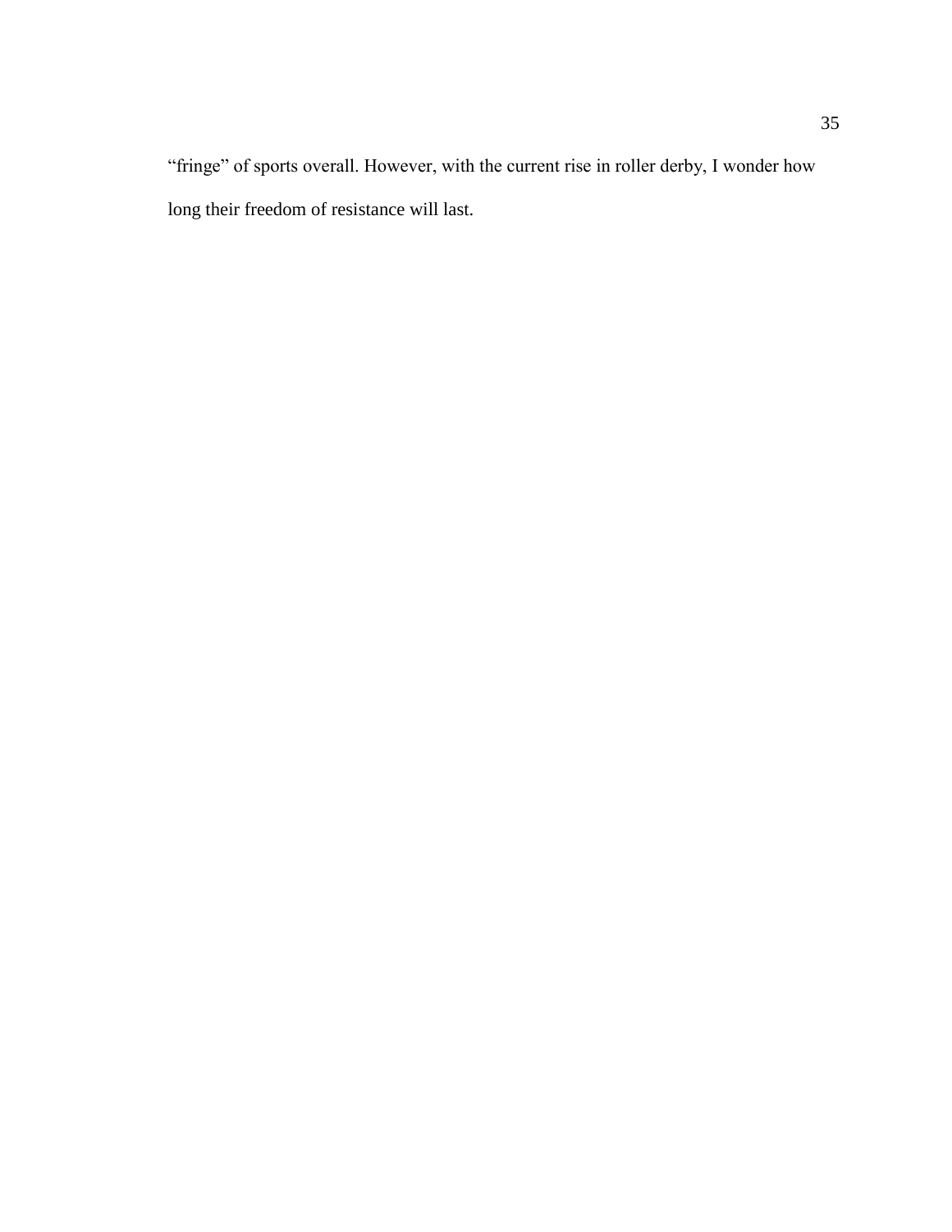"fringe" of sports overall. However, with the current rise in roller derby, I wonder how long their freedom of resistance will last.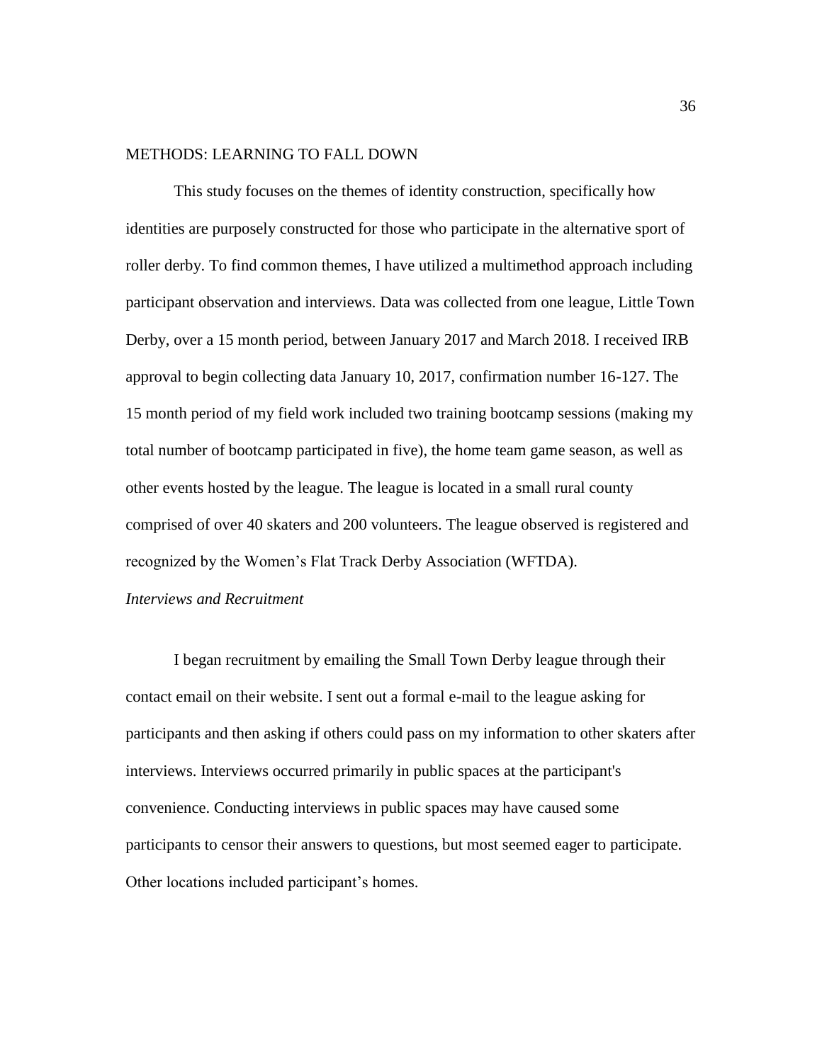## METHODS: LEARNING TO FALL DOWN

This study focuses on the themes of identity construction, specifically how identities are purposely constructed for those who participate in the alternative sport of roller derby. To find common themes, I have utilized a multimethod approach including participant observation and interviews. Data was collected from one league, Little Town Derby, over a 15 month period, between January 2017 and March 2018. I received IRB approval to begin collecting data January 10, 2017, confirmation number 16-127. The 15 month period of my field work included two training bootcamp sessions (making my total number of bootcamp participated in five), the home team game season, as well as other events hosted by the league. The league is located in a small rural county comprised of over 40 skaters and 200 volunteers. The league observed is registered and recognized by the Women's Flat Track Derby Association (WFTDA).

### *Interviews and Recruitment*

I began recruitment by emailing the Small Town Derby league through their contact email on their website. I sent out a formal e-mail to the league asking for participants and then asking if others could pass on my information to other skaters after interviews. Interviews occurred primarily in public spaces at the participant's convenience. Conducting interviews in public spaces may have caused some participants to censor their answers to questions, but most seemed eager to participate. Other locations included participant's homes.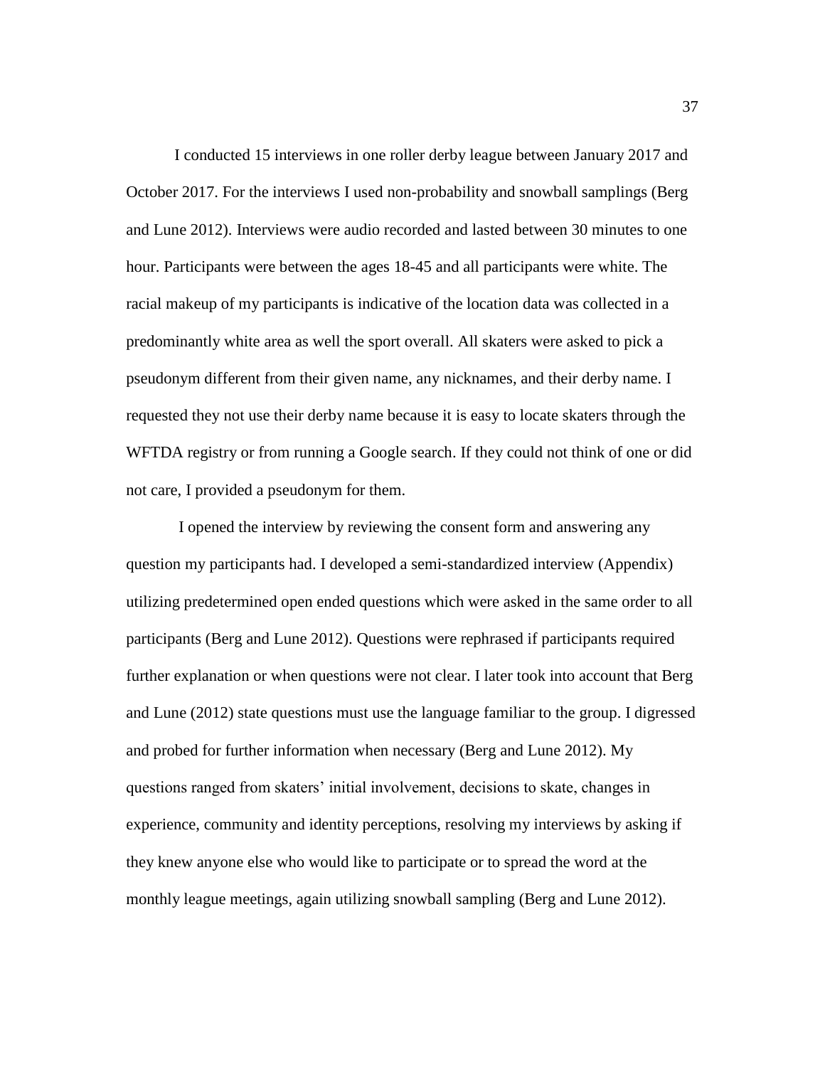I conducted 15 interviews in one roller derby league between January 2017 and October 2017. For the interviews I used non-probability and snowball samplings (Berg and Lune 2012). Interviews were audio recorded and lasted between 30 minutes to one hour. Participants were between the ages 18-45 and all participants were white. The racial makeup of my participants is indicative of the location data was collected in a predominantly white area as well the sport overall. All skaters were asked to pick a pseudonym different from their given name, any nicknames, and their derby name. I requested they not use their derby name because it is easy to locate skaters through the WFTDA registry or from running a Google search. If they could not think of one or did not care, I provided a pseudonym for them.

I opened the interview by reviewing the consent form and answering any question my participants had. I developed a semi-standardized interview (Appendix) utilizing predetermined open ended questions which were asked in the same order to all participants (Berg and Lune 2012). Questions were rephrased if participants required further explanation or when questions were not clear. I later took into account that Berg and Lune (2012) state questions must use the language familiar to the group. I digressed and probed for further information when necessary (Berg and Lune 2012). My questions ranged from skaters' initial involvement, decisions to skate, changes in experience, community and identity perceptions, resolving my interviews by asking if they knew anyone else who would like to participate or to spread the word at the monthly league meetings, again utilizing snowball sampling (Berg and Lune 2012).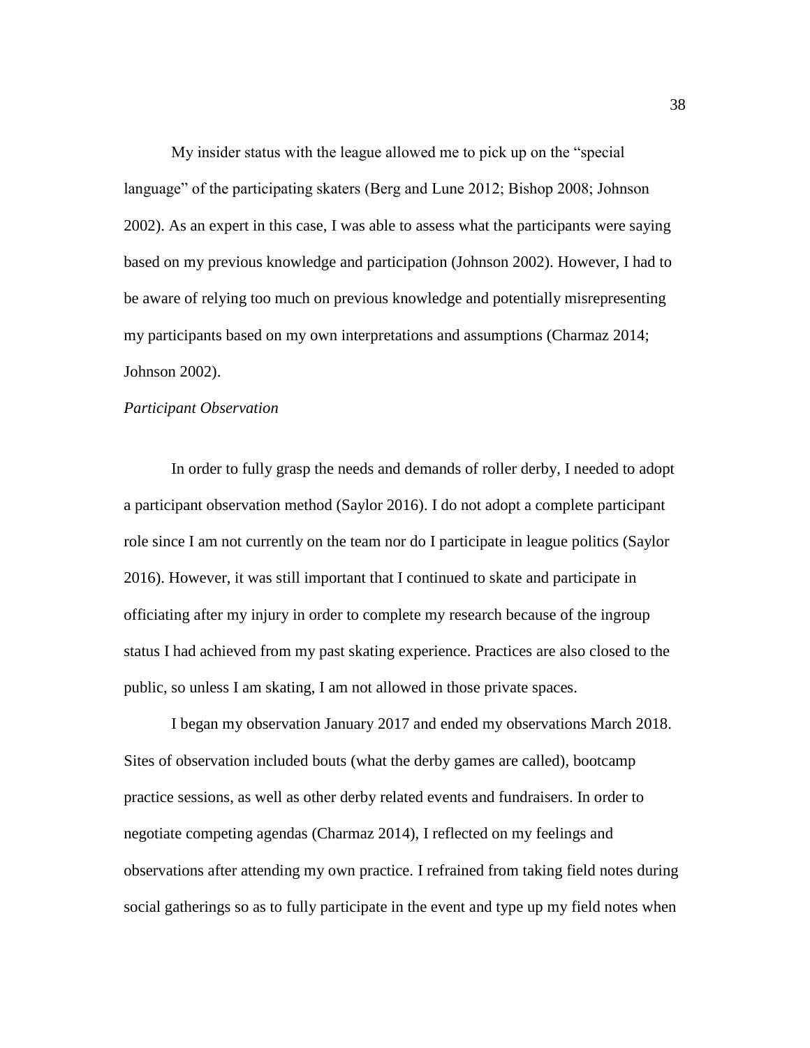My insider status with the league allowed me to pick up on the "special language" of the participating skaters (Berg and Lune 2012; Bishop 2008; Johnson 2002). As an expert in this case, I was able to assess what the participants were saying based on my previous knowledge and participation (Johnson 2002). However, I had to be aware of relying too much on previous knowledge and potentially misrepresenting my participants based on my own interpretations and assumptions (Charmaz 2014; Johnson 2002).

*Participant Observation*

In order to fully grasp the needs and demands of roller derby, I needed to adopt a participant observation method (Saylor 2016). I do not adopt a complete participant role since I am not currently on the team nor do I participate in league politics (Saylor 2016). However, it was still important that I continued to skate and participate in officiating after my injury in order to complete my research because of the ingroup status I had achieved from my past skating experience. Practices are also closed to the public, so unless I am skating, I am not allowed in those private spaces.

I began my observation January 2017 and ended my observations March 2018. Sites of observation included bouts (what the derby games are called), bootcamp practice sessions, as well as other derby related events and fundraisers. In order to negotiate competing agendas (Charmaz 2014), I reflected on my feelings and observations after attending my own practice. I refrained from taking field notes during social gatherings so as to fully participate in the event and type up my field notes when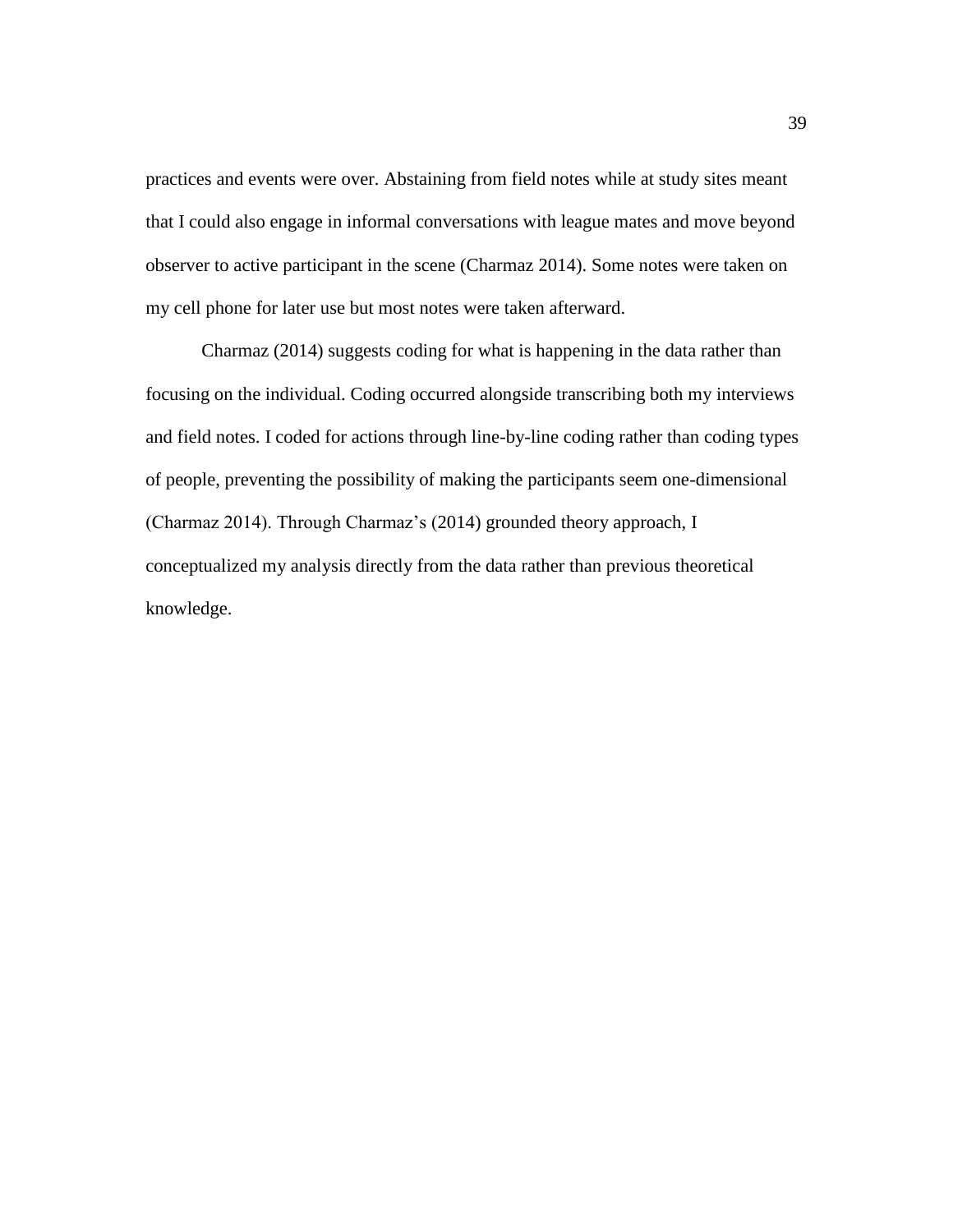practices and events were over. Abstaining from field notes while at study sites meant that I could also engage in informal conversations with league mates and move beyond observer to active participant in the scene (Charmaz 2014). Some notes were taken on my cell phone for later use but most notes were taken afterward.

Charmaz (2014) suggests coding for what is happening in the data rather than focusing on the individual. Coding occurred alongside transcribing both my interviews and field notes. I coded for actions through line-by-line coding rather than coding types of people, preventing the possibility of making the participants seem one-dimensional (Charmaz 2014). Through Charmaz's (2014) grounded theory approach, I conceptualized my analysis directly from the data rather than previous theoretical knowledge.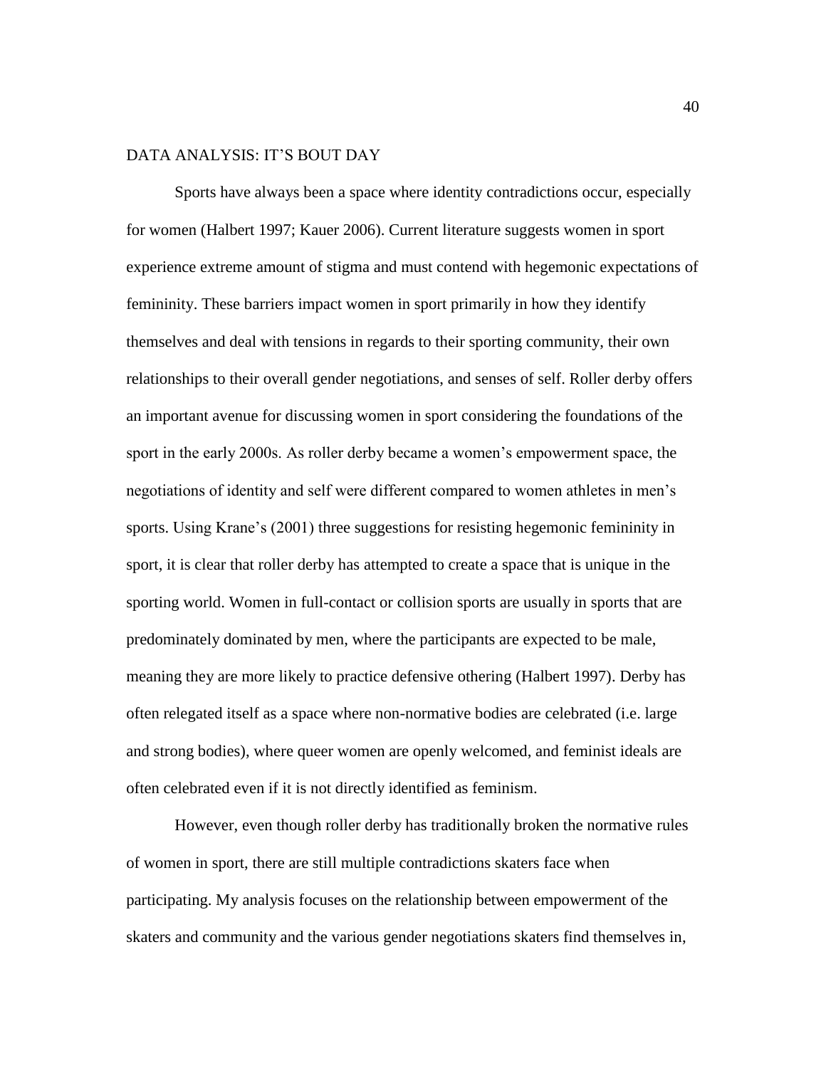# DATA ANALYSIS: IT'S BOUT DAY

Sports have always been a space where identity contradictions occur, especially for women (Halbert 1997; Kauer 2006). Current literature suggests women in sport experience extreme amount of stigma and must contend with hegemonic expectations of femininity. These barriers impact women in sport primarily in how they identify themselves and deal with tensions in regards to their sporting community, their own relationships to their overall gender negotiations, and senses of self. Roller derby offers an important avenue for discussing women in sport considering the foundations of the sport in the early 2000s. As roller derby became a women's empowerment space, the negotiations of identity and self were different compared to women athletes in men's sports. Using Krane's (2001) three suggestions for resisting hegemonic femininity in sport, it is clear that roller derby has attempted to create a space that is unique in the sporting world. Women in full-contact or collision sports are usually in sports that are predominately dominated by men, where the participants are expected to be male, meaning they are more likely to practice defensive othering (Halbert 1997). Derby has often relegated itself as a space where non-normative bodies are celebrated (i.e. large and strong bodies), where queer women are openly welcomed, and feminist ideals are often celebrated even if it is not directly identified as feminism.

However, even though roller derby has traditionally broken the normative rules of women in sport, there are still multiple contradictions skaters face when participating. My analysis focuses on the relationship between empowerment of the skaters and community and the various gender negotiations skaters find themselves in,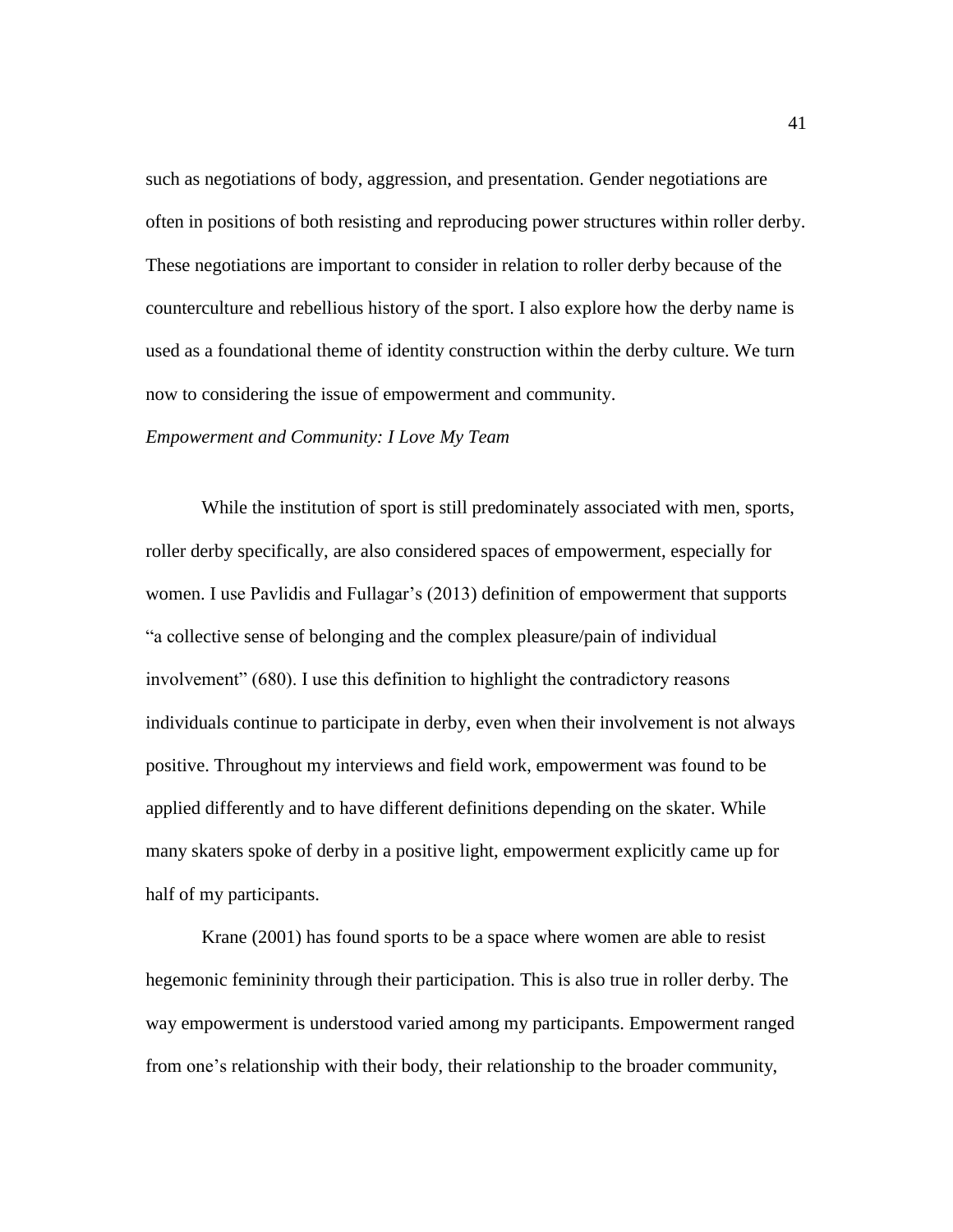such as negotiations of body, aggression, and presentation. Gender negotiations are often in positions of both resisting and reproducing power structures within roller derby. These negotiations are important to consider in relation to roller derby because of the counterculture and rebellious history of the sport. I also explore how the derby name is used as a foundational theme of identity construction within the derby culture. We turn now to considering the issue of empowerment and community.

### *Empowerment and Community: I Love My Team*

While the institution of sport is still predominately associated with men, sports, roller derby specifically, are also considered spaces of empowerment, especially for women. I use Pavlidis and Fullagar's (2013) definition of empowerment that supports "a collective sense of belonging and the complex pleasure/pain of individual involvement" (680). I use this definition to highlight the contradictory reasons individuals continue to participate in derby, even when their involvement is not always positive. Throughout my interviews and field work, empowerment was found to be applied differently and to have different definitions depending on the skater. While many skaters spoke of derby in a positive light, empowerment explicitly came up for half of my participants.

Krane (2001) has found sports to be a space where women are able to resist hegemonic femininity through their participation. This is also true in roller derby. The way empowerment is understood varied among my participants. Empowerment ranged from one's relationship with their body, their relationship to the broader community,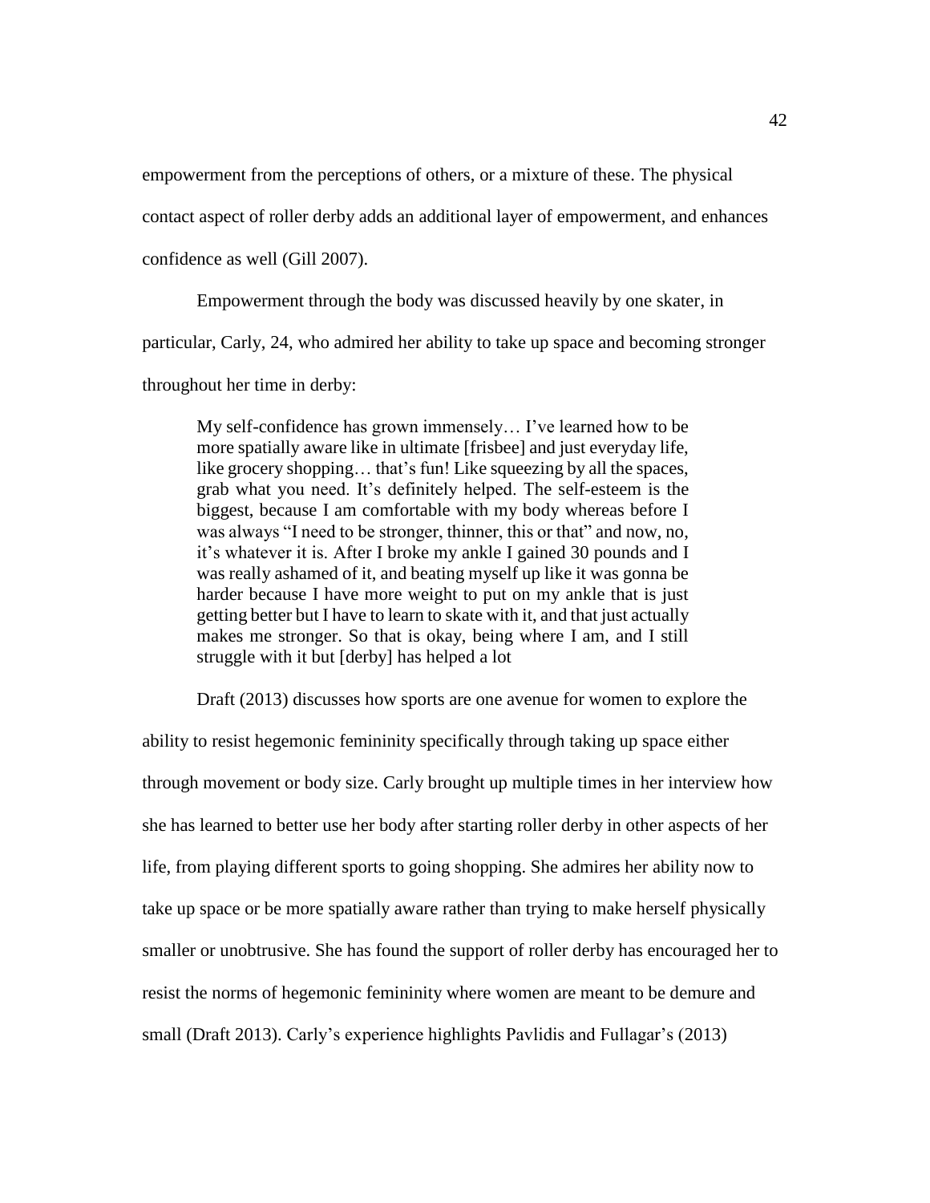empowerment from the perceptions of others, or a mixture of these. The physical contact aspect of roller derby adds an additional layer of empowerment, and enhances confidence as well (Gill 2007).

Empowerment through the body was discussed heavily by one skater, in particular, Carly, 24, who admired her ability to take up space and becoming stronger throughout her time in derby:

> My self-confidence has grown immensely… I've learned how to be more spatially aware like in ultimate [frisbee] and just everyday life, like grocery shopping… that's fun! Like squeezing by all the spaces, grab what you need. It's definitely helped. The self-esteem is the biggest, because I am comfortable with my body whereas before I was always "I need to be stronger, thinner, this or that" and now, no, it's whatever it is. After I broke my ankle I gained 30 pounds and I was really ashamed of it, and beating myself up like it was gonna be harder because I have more weight to put on my ankle that is just getting better but I have to learn to skate with it, and that just actually makes me stronger. So that is okay, being where I am, and I still struggle with it but [derby] has helped a lot

Draft (2013) discusses how sports are one avenue for women to explore the ability to resist hegemonic femininity specifically through taking up space either through movement or body size. Carly brought up multiple times in her interview how she has learned to better use her body after starting roller derby in other aspects of her life, from playing different sports to going shopping. She admires her ability now to take up space or be more spatially aware rather than trying to make herself physically smaller or unobtrusive. She has found the support of roller derby has encouraged her to resist the norms of hegemonic femininity where women are meant to be demure and small (Draft 2013). Carly's experience highlights Pavlidis and Fullagar's (2013)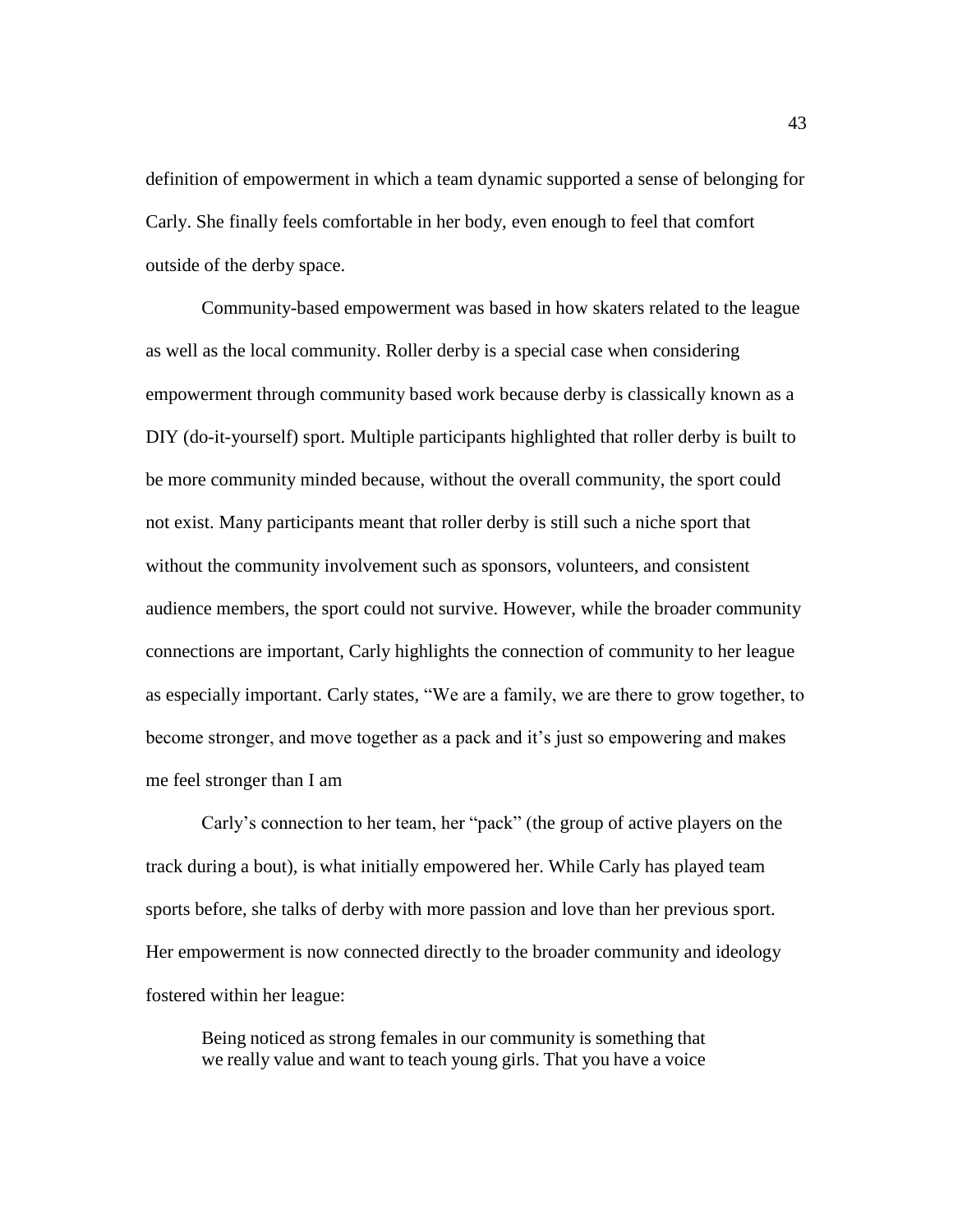definition of empowerment in which a team dynamic supported a sense of belonging for Carly. She finally feels comfortable in her body, even enough to feel that comfort outside of the derby space.

Community-based empowerment was based in how skaters related to the league as well as the local community. Roller derby is a special case when considering empowerment through community based work because derby is classically known as a DIY (do-it-yourself) sport. Multiple participants highlighted that roller derby is built to be more community minded because, without the overall community, the sport could not exist. Many participants meant that roller derby is still such a niche sport that without the community involvement such as sponsors, volunteers, and consistent audience members, the sport could not survive. However, while the broader community connections are important, Carly highlights the connection of community to her league as especially important. Carly states, "We are a family, we are there to grow together, to become stronger, and move together as a pack and it's just so empowering and makes me feel stronger than I am

Carly's connection to her team, her "pack" (the group of active players on the track during a bout), is what initially empowered her. While Carly has played team sports before, she talks of derby with more passion and love than her previous sport. Her empowerment is now connected directly to the broader community and ideology fostered within her league:

> Being noticed as strong females in our community is something that we really value and want to teach young girls. That you have a voice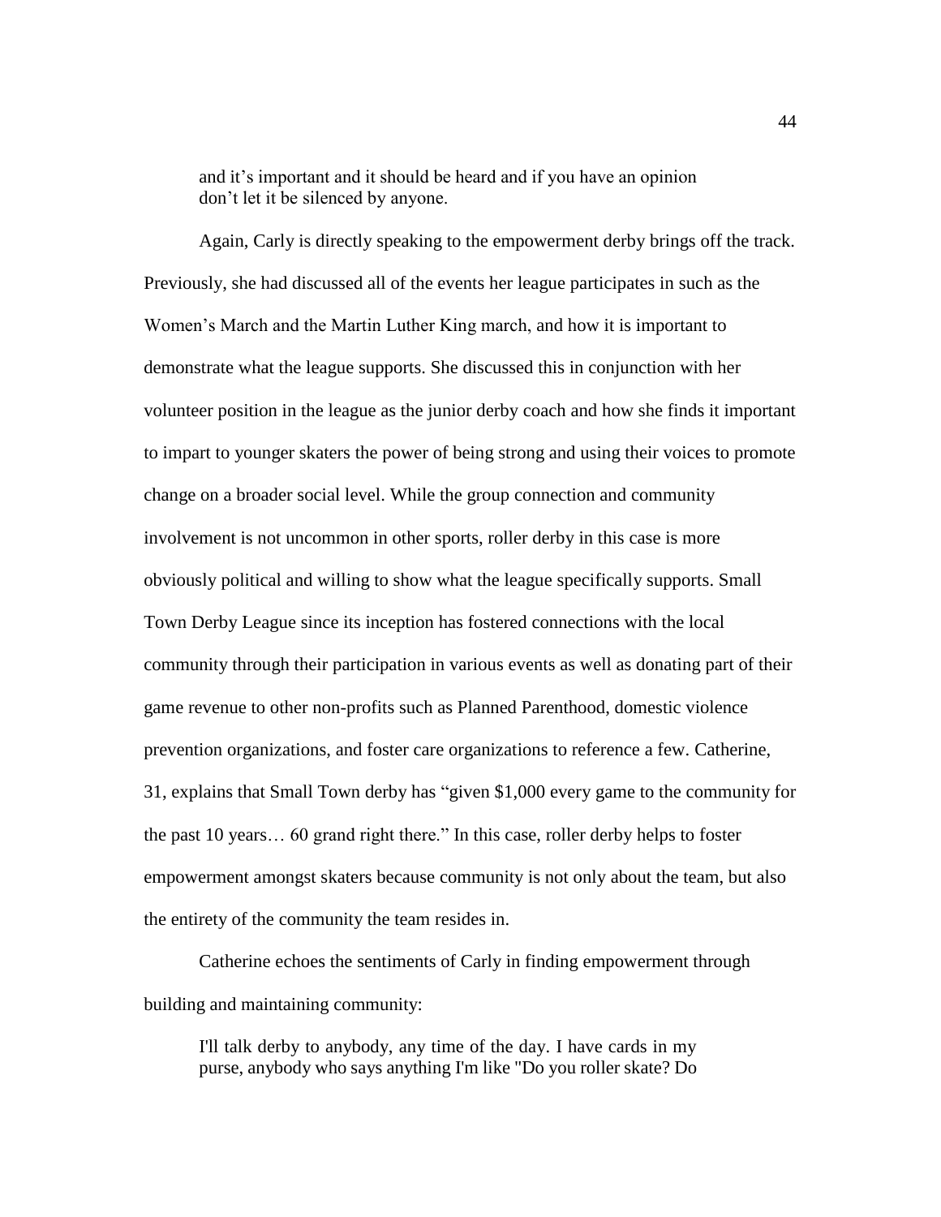> and it's important and it should be heard and if you have an opinion don't let it be silenced by anyone.

Again, Carly is directly speaking to the empowerment derby brings off the track. Previously, she had discussed all of the events her league participates in such as the Women's March and the Martin Luther King march, and how it is important to demonstrate what the league supports. She discussed this in conjunction with her volunteer position in the league as the junior derby coach and how she finds it important to impart to younger skaters the power of being strong and using their voices to promote change on a broader social level. While the group connection and community involvement is not uncommon in other sports, roller derby in this case is more obviously political and willing to show what the league specifically supports. Small Town Derby League since its inception has fostered connections with the local community through their participation in various events as well as donating part of their game revenue to other non-profits such as Planned Parenthood, domestic violence prevention organizations, and foster care organizations to reference a few. Catherine, 31, explains that Small Town derby has "given $1,000 every game to the community for the past 10 years… 60 grand right there." In this case, roller derby helps to foster empowerment amongst skaters because community is not only about the team, but also the entirety of the community the team resides in.

Catherine echoes the sentiments of Carly in finding empowerment through building and maintaining community:

> I'll talk derby to anybody, any time of the day. I have cards in my purse, anybody who says anything I'm like "Do you roller skate? Do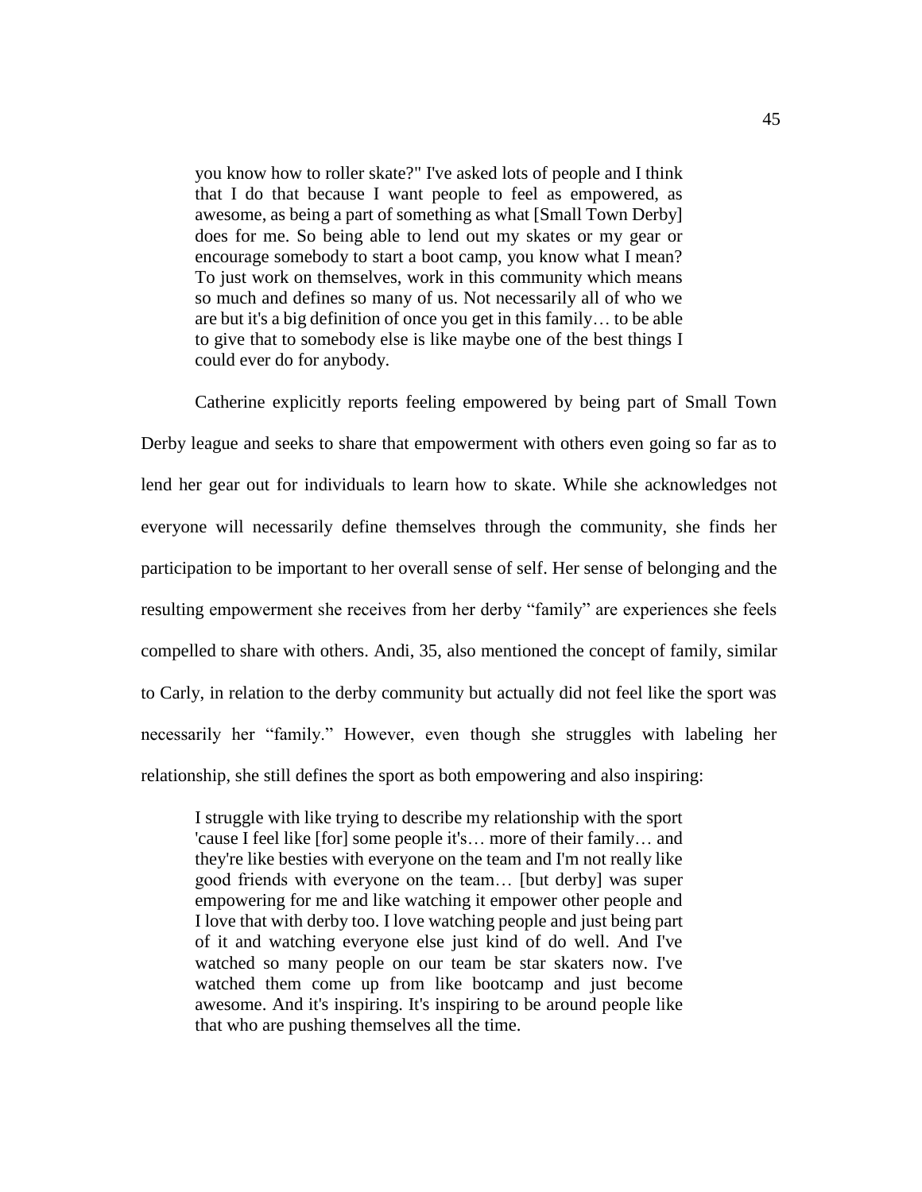> you know how to roller skate?" I've asked lots of people and I think that I do that because I want people to feel as empowered, as awesome, as being a part of something as what [Small Town Derby] does for me. So being able to lend out my skates or my gear or encourage somebody to start a boot camp, you know what I mean? To just work on themselves, work in this community which means so much and defines so many of us. Not necessarily all of who we are but it's a big definition of once you get in this family… to be able to give that to somebody else is like maybe one of the best things I could ever do for anybody.

Catherine explicitly reports feeling empowered by being part of Small Town Derby league and seeks to share that empowerment with others even going so far as to lend her gear out for individuals to learn how to skate. While she acknowledges not everyone will necessarily define themselves through the community, she finds her participation to be important to her overall sense of self. Her sense of belonging and the resulting empowerment she receives from her derby "family" are experiences she feels compelled to share with others. Andi, 35, also mentioned the concept of family, similar to Carly, in relation to the derby community but actually did not feel like the sport was necessarily her "family." However, even though she struggles with labeling her relationship, she still defines the sport as both empowering and also inspiring:

> I struggle with like trying to describe my relationship with the sport 'cause I feel like [for] some people it's… more of their family… and they're like besties with everyone on the team and I'm not really like good friends with everyone on the team… [but derby] was super empowering for me and like watching it empower other people and I love that with derby too. I love watching people and just being part of it and watching everyone else just kind of do well. And I've watched so many people on our team be star skaters now. I've watched them come up from like bootcamp and just become awesome. And it's inspiring. It's inspiring to be around people like that who are pushing themselves all the time.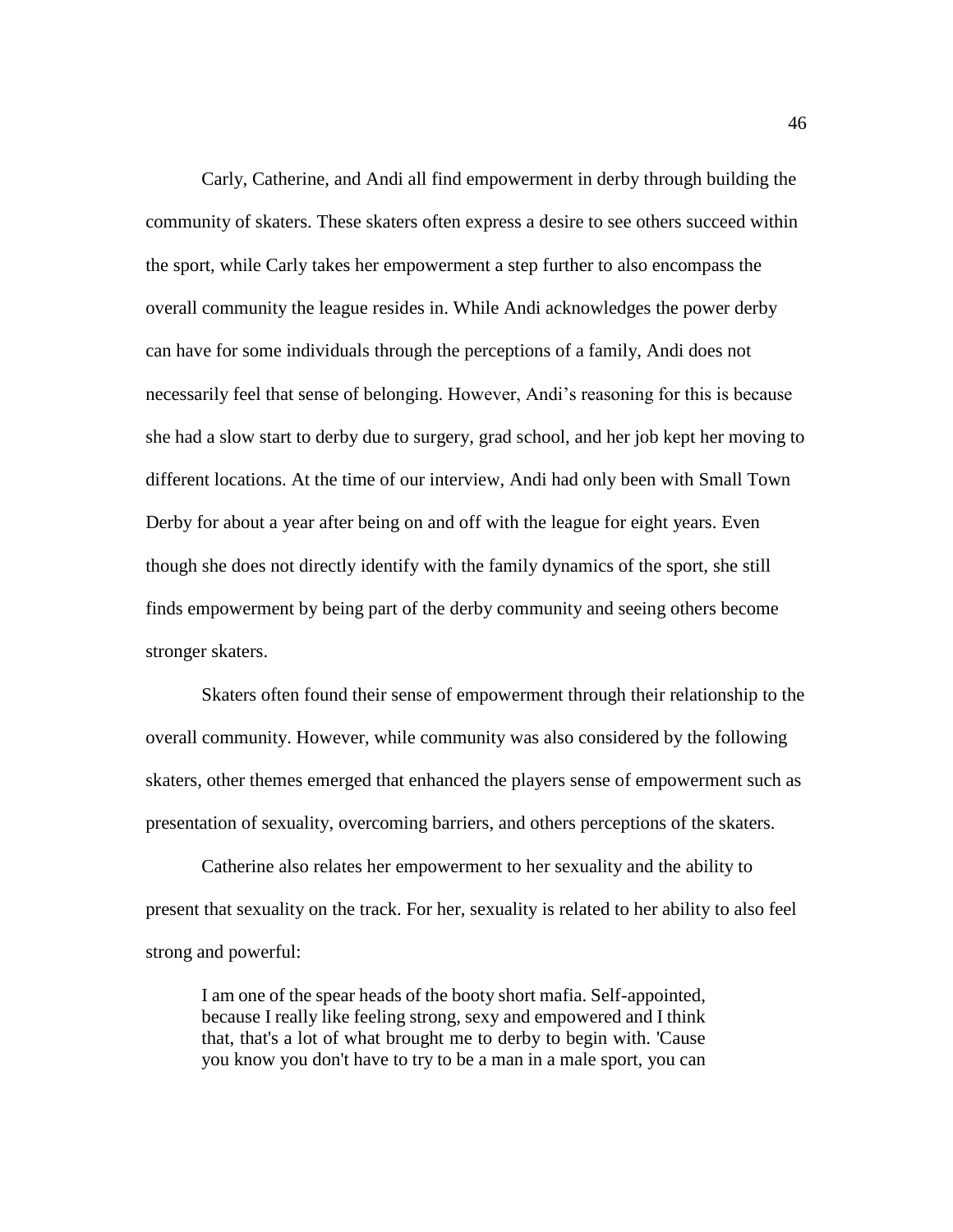Carly, Catherine, and Andi all find empowerment in derby through building the community of skaters. These skaters often express a desire to see others succeed within the sport, while Carly takes her empowerment a step further to also encompass the overall community the league resides in. While Andi acknowledges the power derby can have for some individuals through the perceptions of a family, Andi does not necessarily feel that sense of belonging. However, Andi's reasoning for this is because she had a slow start to derby due to surgery, grad school, and her job kept her moving to different locations. At the time of our interview, Andi had only been with Small Town Derby for about a year after being on and off with the league for eight years. Even though she does not directly identify with the family dynamics of the sport, she still finds empowerment by being part of the derby community and seeing others become stronger skaters.

Skaters often found their sense of empowerment through their relationship to the overall community. However, while community was also considered by the following skaters, other themes emerged that enhanced the players sense of empowerment such as presentation of sexuality, overcoming barriers, and others perceptions of the skaters.

Catherine also relates her empowerment to her sexuality and the ability to present that sexuality on the track. For her, sexuality is related to her ability to also feel strong and powerful:

> I am one of the spear heads of the booty short mafia. Self-appointed, because I really like feeling strong, sexy and empowered and I think that, that's a lot of what brought me to derby to begin with. 'Cause you know you don't have to try to be a man in a male sport, you can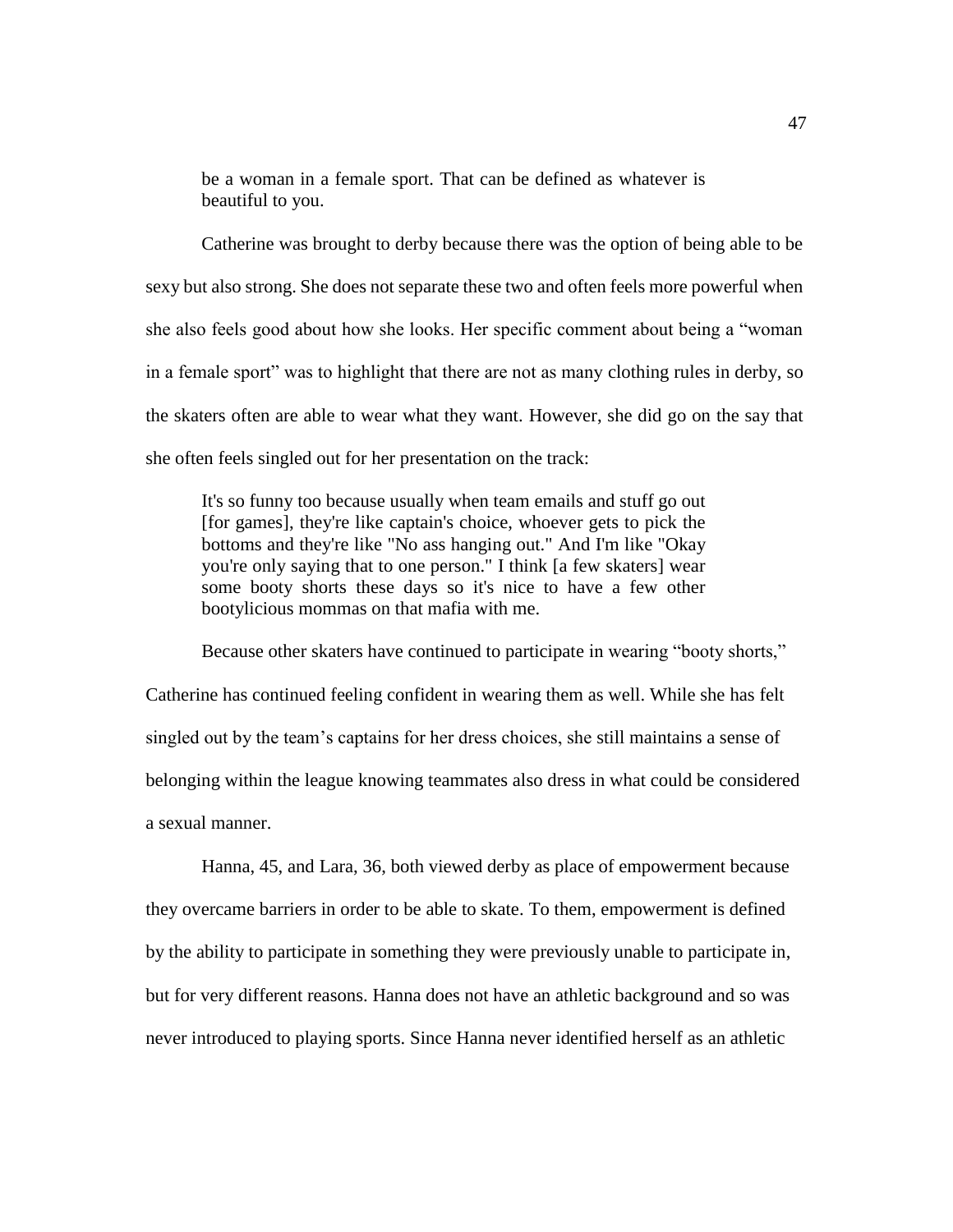> be a woman in a female sport. That can be defined as whatever is beautiful to you.

Catherine was brought to derby because there was the option of being able to be sexy but also strong. She does not separate these two and often feels more powerful when she also feels good about how she looks. Her specific comment about being a "woman in a female sport" was to highlight that there are not as many clothing rules in derby, so the skaters often are able to wear what they want. However, she did go on the say that she often feels singled out for her presentation on the track:

> It's so funny too because usually when team emails and stuff go out [for games], they're like captain's choice, whoever gets to pick the bottoms and they're like "No ass hanging out." And I'm like "Okay you're only saying that to one person." I think [a few skaters] wear some booty shorts these days so it's nice to have a few other bootylicious mommas on that mafia with me.

Because other skaters have continued to participate in wearing "booty shorts," Catherine has continued feeling confident in wearing them as well. While she has felt singled out by the team's captains for her dress choices, she still maintains a sense of belonging within the league knowing teammates also dress in what could be considered a sexual manner.

Hanna, 45, and Lara, 36, both viewed derby as place of empowerment because they overcame barriers in order to be able to skate. To them, empowerment is defined by the ability to participate in something they were previously unable to participate in, but for very different reasons. Hanna does not have an athletic background and so was never introduced to playing sports. Since Hanna never identified herself as an athletic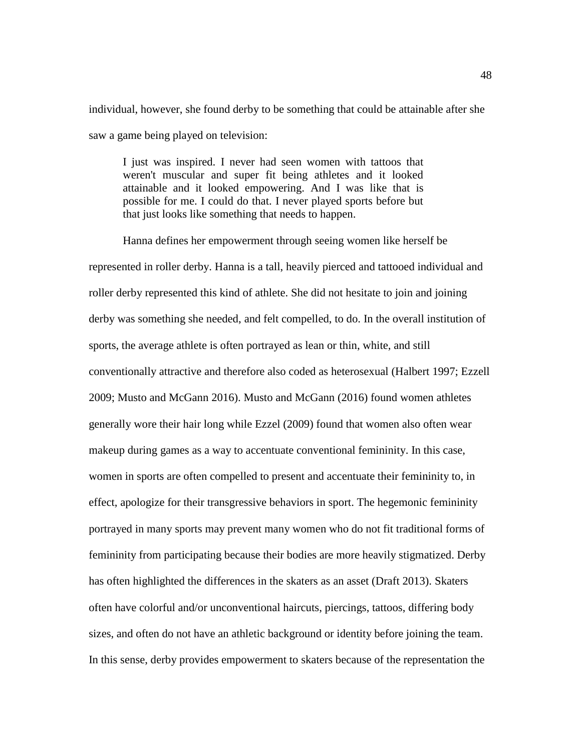individual, however, she found derby to be something that could be attainable after she saw a game being played on television:

> I just was inspired. I never had seen women with tattoos that weren't muscular and super fit being athletes and it looked attainable and it looked empowering. And I was like that is possible for me. I could do that. I never played sports before but that just looks like something that needs to happen.

Hanna defines her empowerment through seeing women like herself be represented in roller derby. Hanna is a tall, heavily pierced and tattooed individual and roller derby represented this kind of athlete. She did not hesitate to join and joining derby was something she needed, and felt compelled, to do. In the overall institution of sports, the average athlete is often portrayed as lean or thin, white, and still conventionally attractive and therefore also coded as heterosexual (Halbert 1997; Ezzell 2009; Musto and McGann 2016). Musto and McGann (2016) found women athletes generally wore their hair long while Ezzel (2009) found that women also often wear makeup during games as a way to accentuate conventional femininity. In this case, women in sports are often compelled to present and accentuate their femininity to, in effect, apologize for their transgressive behaviors in sport. The hegemonic femininity portrayed in many sports may prevent many women who do not fit traditional forms of femininity from participating because their bodies are more heavily stigmatized. Derby has often highlighted the differences in the skaters as an asset (Draft 2013). Skaters often have colorful and/or unconventional haircuts, piercings, tattoos, differing body sizes, and often do not have an athletic background or identity before joining the team. In this sense, derby provides empowerment to skaters because of the representation the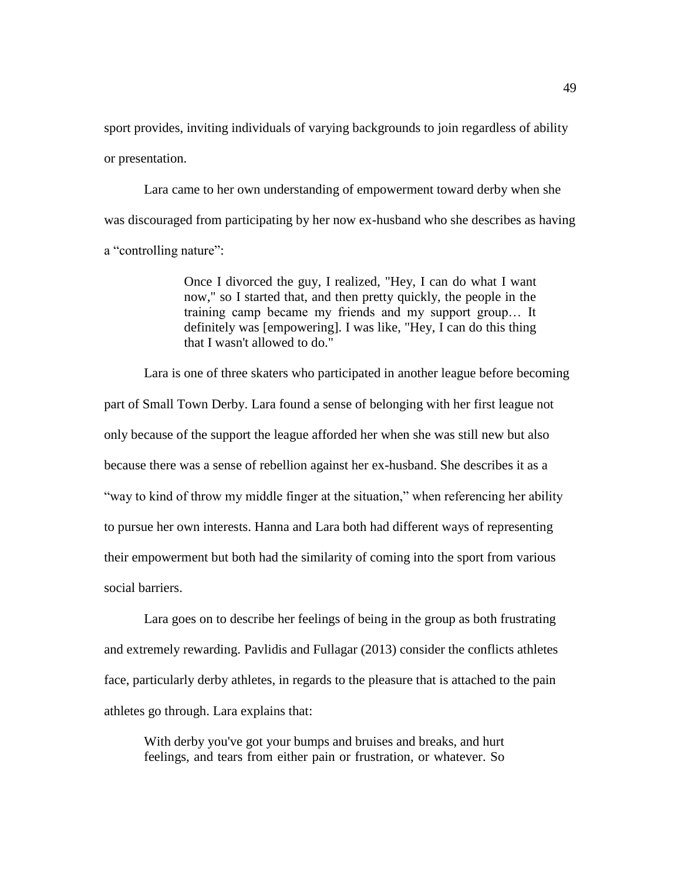sport provides, inviting individuals of varying backgrounds to join regardless of ability or presentation.

Lara came to her own understanding of empowerment toward derby when she was discouraged from participating by her now ex-husband who she describes as having a "controlling nature":

> Once I divorced the guy, I realized, "Hey, I can do what I want now," so I started that, and then pretty quickly, the people in the training camp became my friends and my support group… It definitely was [empowering]. I was like, "Hey, I can do this thing that I wasn't allowed to do."

Lara is one of three skaters who participated in another league before becoming part of Small Town Derby. Lara found a sense of belonging with her first league not only because of the support the league afforded her when she was still new but also because there was a sense of rebellion against her ex-husband. She describes it as a "way to kind of throw my middle finger at the situation," when referencing her ability to pursue her own interests. Hanna and Lara both had different ways of representing their empowerment but both had the similarity of coming into the sport from various social barriers.

Lara goes on to describe her feelings of being in the group as both frustrating and extremely rewarding. Pavlidis and Fullagar (2013) consider the conflicts athletes face, particularly derby athletes, in regards to the pleasure that is attached to the pain athletes go through. Lara explains that:

> With derby you've got your bumps and bruises and breaks, and hurt feelings, and tears from either pain or frustration, or whatever. So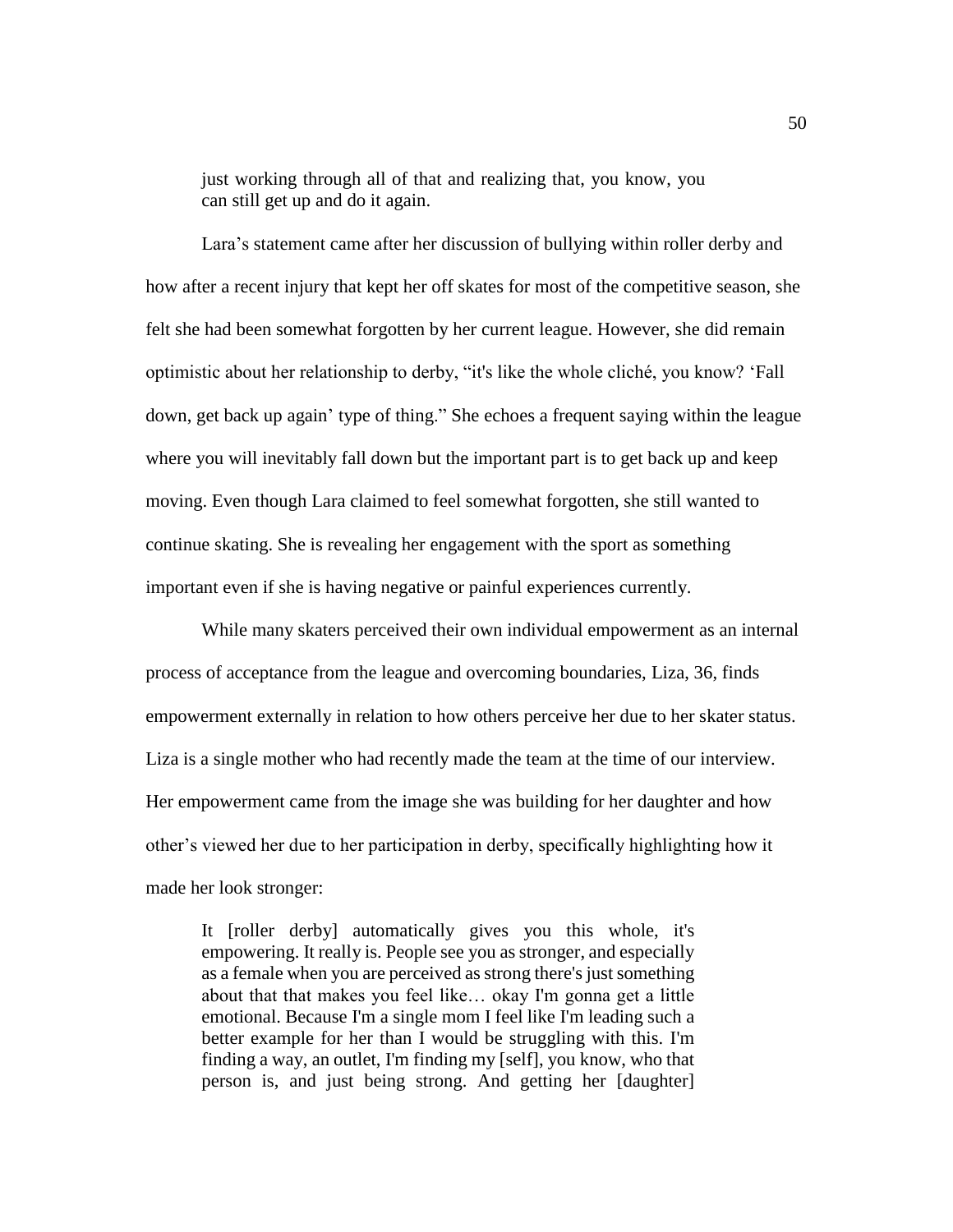> just working through all of that and realizing that, you know, you can still get up and do it again.

Lara's statement came after her discussion of bullying within roller derby and how after a recent injury that kept her off skates for most of the competitive season, she felt she had been somewhat forgotten by her current league. However, she did remain optimistic about her relationship to derby, "it's like the whole cliché, you know? 'Fall down, get back up again' type of thing." She echoes a frequent saying within the league where you will inevitably fall down but the important part is to get back up and keep moving. Even though Lara claimed to feel somewhat forgotten, she still wanted to continue skating. She is revealing her engagement with the sport as something important even if she is having negative or painful experiences currently.

While many skaters perceived their own individual empowerment as an internal process of acceptance from the league and overcoming boundaries, Liza, 36, finds empowerment externally in relation to how others perceive her due to her skater status. Liza is a single mother who had recently made the team at the time of our interview. Her empowerment came from the image she was building for her daughter and how other's viewed her due to her participation in derby, specifically highlighting how it made her look stronger:

> It [roller derby] automatically gives you this whole, it's empowering. It really is. People see you as stronger, and especially as a female when you are perceived as strong there's just something about that that makes you feel like… okay I'm gonna get a little emotional. Because I'm a single mom I feel like I'm leading such a better example for her than I would be struggling with this. I'm finding a way, an outlet, I'm finding my [self], you know, who that person is, and just being strong. And getting her [daughter]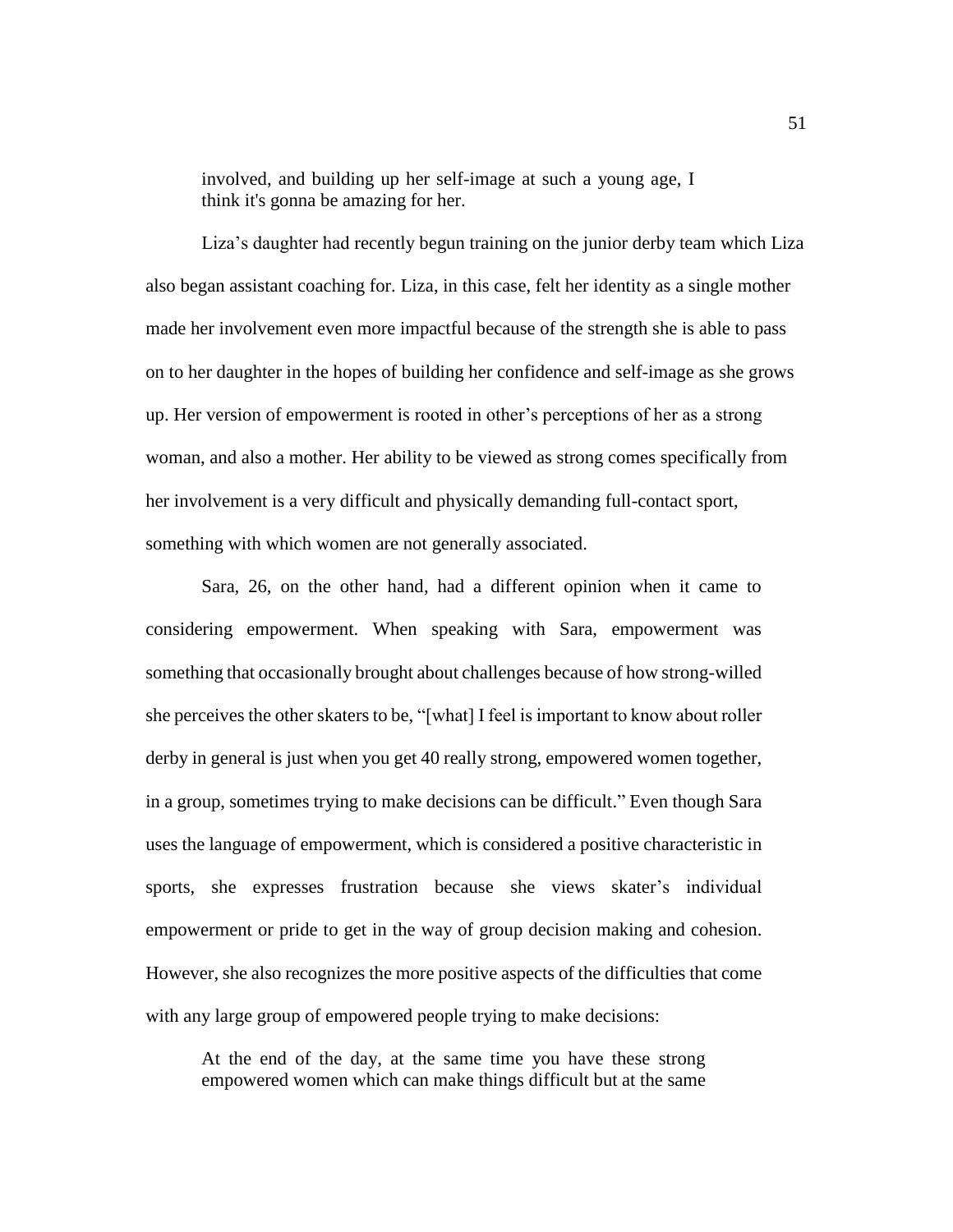> involved, and building up her self-image at such a young age, I think it's gonna be amazing for her.

Liza's daughter had recently begun training on the junior derby team which Liza also began assistant coaching for. Liza, in this case, felt her identity as a single mother made her involvement even more impactful because of the strength she is able to pass on to her daughter in the hopes of building her confidence and self-image as she grows up. Her version of empowerment is rooted in other's perceptions of her as a strong woman, and also a mother. Her ability to be viewed as strong comes specifically from her involvement is a very difficult and physically demanding full-contact sport, something with which women are not generally associated.

Sara, 26, on the other hand, had a different opinion when it came to considering empowerment. When speaking with Sara, empowerment was something that occasionally brought about challenges because of how strong-willed she perceives the other skaters to be, "[what] I feel is important to know about roller derby in general is just when you get 40 really strong, empowered women together, in a group, sometimes trying to make decisions can be difficult." Even though Sara uses the language of empowerment, which is considered a positive characteristic in sports, she expresses frustration because she views skater's individual empowerment or pride to get in the way of group decision making and cohesion. However, she also recognizes the more positive aspects of the difficulties that come with any large group of empowered people trying to make decisions:

> At the end of the day, at the same time you have these strong empowered women which can make things difficult but at the same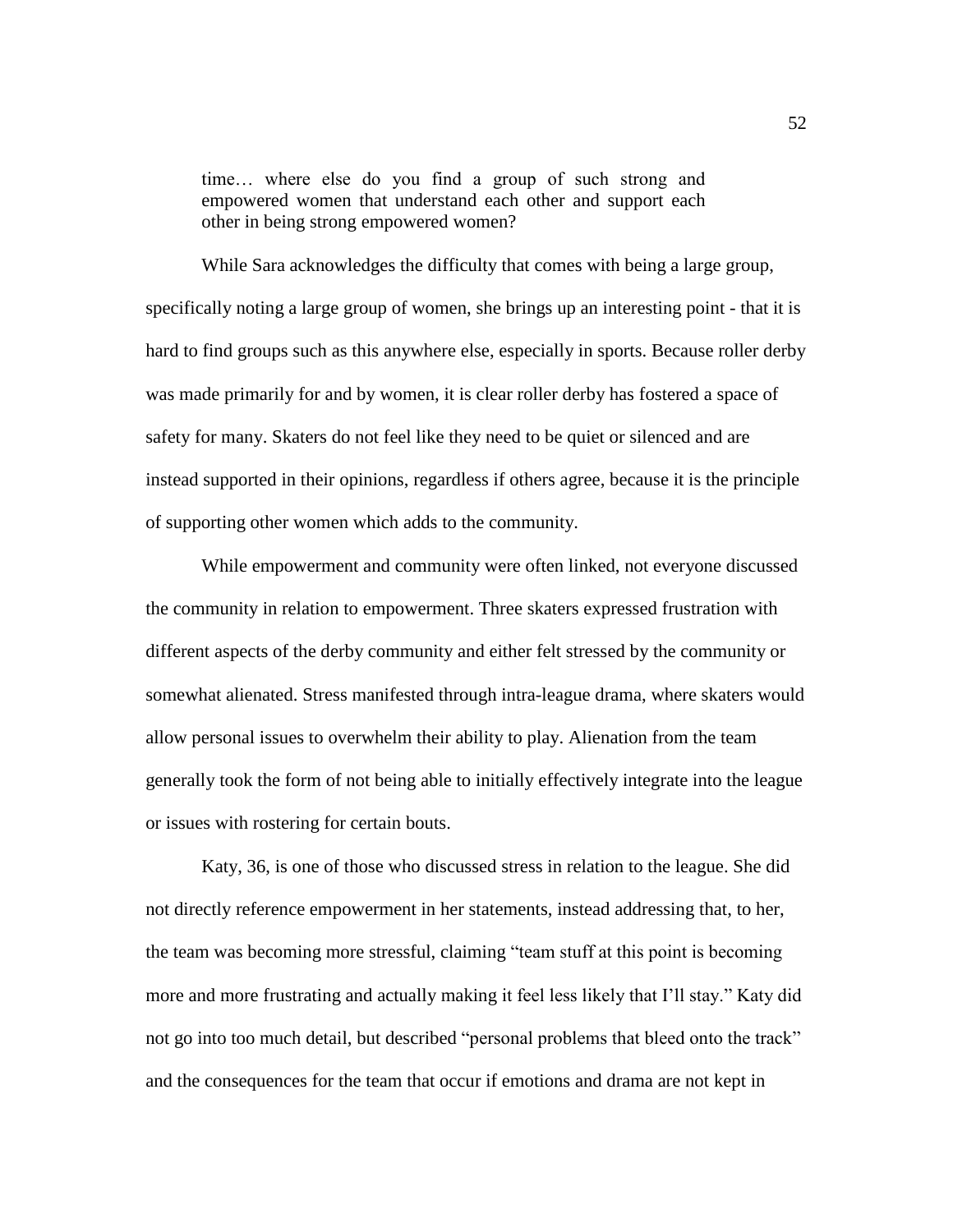> time… where else do you find a group of such strong and empowered women that understand each other and support each other in being strong empowered women?

While Sara acknowledges the difficulty that comes with being a large group, specifically noting a large group of women, she brings up an interesting point - that it is hard to find groups such as this anywhere else, especially in sports. Because roller derby was made primarily for and by women, it is clear roller derby has fostered a space of safety for many. Skaters do not feel like they need to be quiet or silenced and are instead supported in their opinions, regardless if others agree, because it is the principle of supporting other women which adds to the community.

While empowerment and community were often linked, not everyone discussed the community in relation to empowerment. Three skaters expressed frustration with different aspects of the derby community and either felt stressed by the community or somewhat alienated. Stress manifested through intra-league drama, where skaters would allow personal issues to overwhelm their ability to play. Alienation from the team generally took the form of not being able to initially effectively integrate into the league or issues with rostering for certain bouts.

Katy, 36, is one of those who discussed stress in relation to the league. She did not directly reference empowerment in her statements, instead addressing that, to her, the team was becoming more stressful, claiming "team stuff at this point is becoming more and more frustrating and actually making it feel less likely that I'll stay." Katy did not go into too much detail, but described "personal problems that bleed onto the track" and the consequences for the team that occur if emotions and drama are not kept in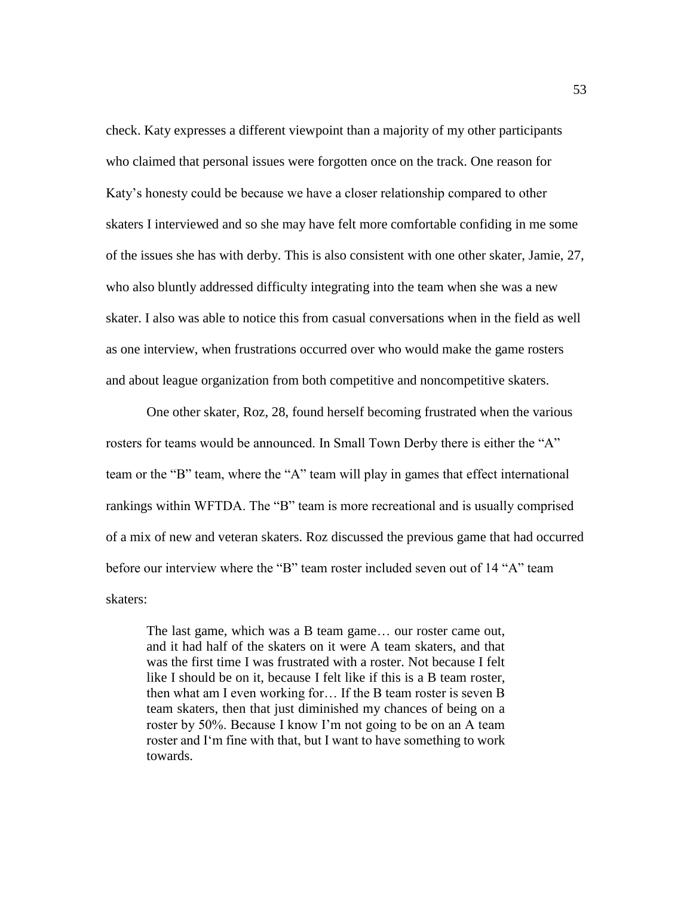check. Katy expresses a different viewpoint than a majority of my other participants who claimed that personal issues were forgotten once on the track. One reason for Katy's honesty could be because we have a closer relationship compared to other skaters I interviewed and so she may have felt more comfortable confiding in me some of the issues she has with derby. This is also consistent with one other skater, Jamie, 27, who also bluntly addressed difficulty integrating into the team when she was a new skater. I also was able to notice this from casual conversations when in the field as well as one interview, when frustrations occurred over who would make the game rosters and about league organization from both competitive and noncompetitive skaters.

One other skater, Roz, 28, found herself becoming frustrated when the various rosters for teams would be announced. In Small Town Derby there is either the "A" team or the "B" team, where the "A" team will play in games that effect international rankings within WFTDA. The "B" team is more recreational and is usually comprised of a mix of new and veteran skaters. Roz discussed the previous game that had occurred before our interview where the "B" team roster included seven out of 14 "A" team skaters:

> The last game, which was a B team game… our roster came out, and it had half of the skaters on it were A team skaters, and that was the first time I was frustrated with a roster. Not because I felt like I should be on it, because I felt like if this is a B team roster, then what am I even working for… If the B team roster is seven B team skaters, then that just diminished my chances of being on a roster by 50%. Because I know I'm not going to be on an A team roster and I'm fine with that, but I want to have something to work towards.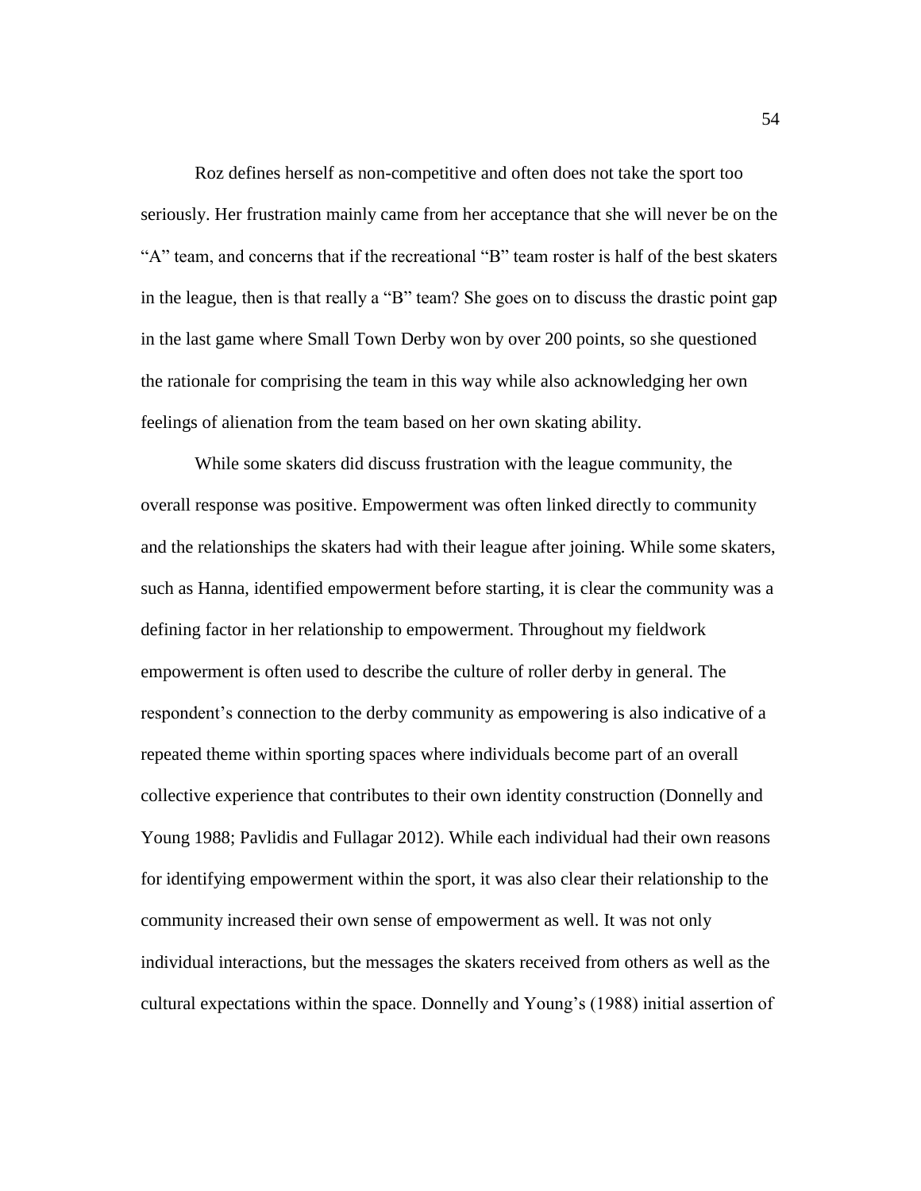Roz defines herself as non-competitive and often does not take the sport too seriously. Her frustration mainly came from her acceptance that she will never be on the "A" team, and concerns that if the recreational "B" team roster is half of the best skaters in the league, then is that really a "B" team? She goes on to discuss the drastic point gap in the last game where Small Town Derby won by over 200 points, so she questioned the rationale for comprising the team in this way while also acknowledging her own feelings of alienation from the team based on her own skating ability.

While some skaters did discuss frustration with the league community, the overall response was positive. Empowerment was often linked directly to community and the relationships the skaters had with their league after joining. While some skaters, such as Hanna, identified empowerment before starting, it is clear the community was a defining factor in her relationship to empowerment. Throughout my fieldwork empowerment is often used to describe the culture of roller derby in general. The respondent's connection to the derby community as empowering is also indicative of a repeated theme within sporting spaces where individuals become part of an overall collective experience that contributes to their own identity construction (Donnelly and Young 1988; Pavlidis and Fullagar 2012). While each individual had their own reasons for identifying empowerment within the sport, it was also clear their relationship to the community increased their own sense of empowerment as well. It was not only individual interactions, but the messages the skaters received from others as well as the cultural expectations within the space. Donnelly and Young's (1988) initial assertion of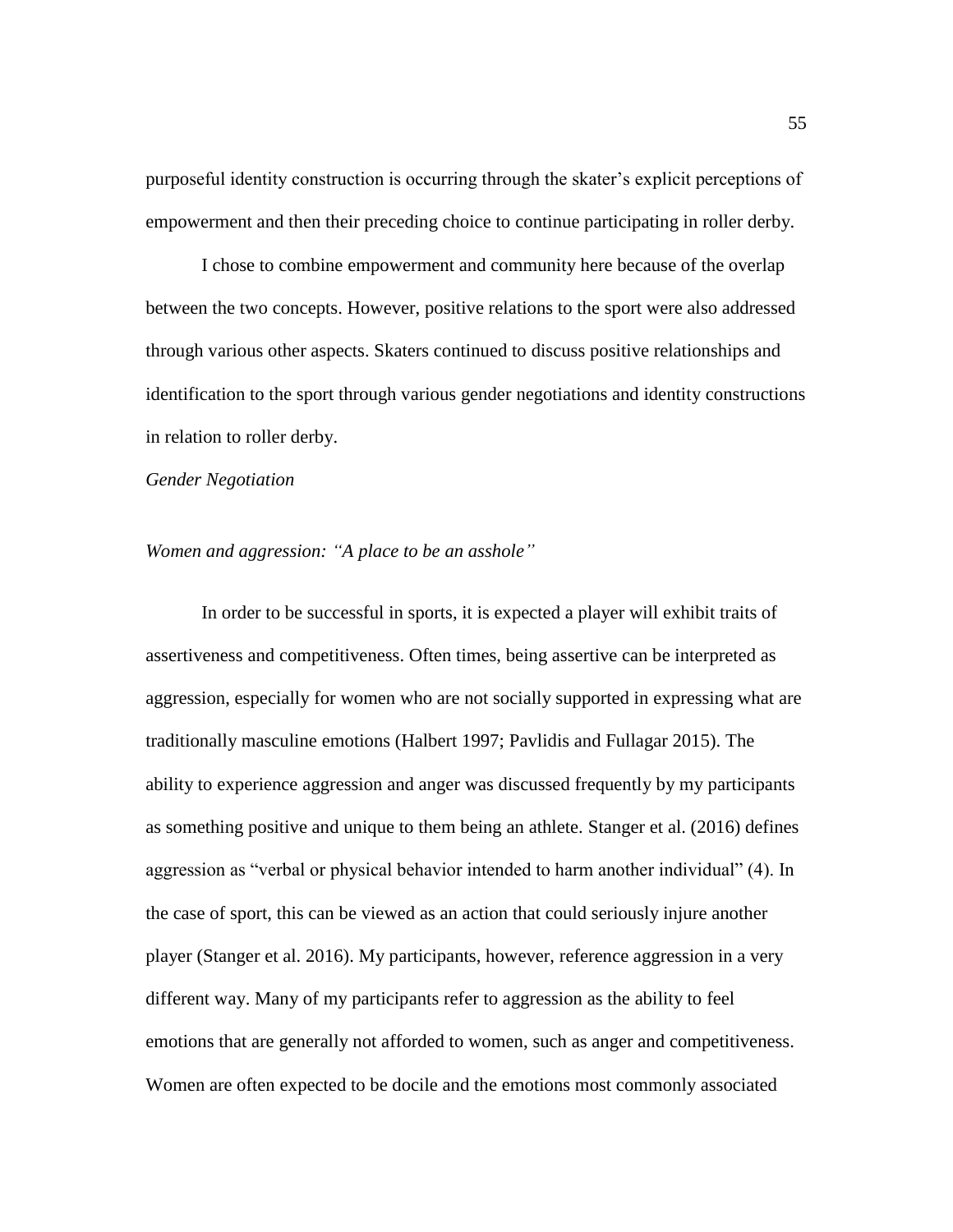purposeful identity construction is occurring through the skater's explicit perceptions of empowerment and then their preceding choice to continue participating in roller derby.

I chose to combine empowerment and community here because of the overlap between the two concepts. However, positive relations to the sport were also addressed through various other aspects. Skaters continued to discuss positive relationships and identification to the sport through various gender negotiations and identity constructions in relation to roller derby.

*Gender Negotiation*

*Women and aggression: "A place to be an asshole"*

In order to be successful in sports, it is expected a player will exhibit traits of assertiveness and competitiveness. Often times, being assertive can be interpreted as aggression, especially for women who are not socially supported in expressing what are traditionally masculine emotions (Halbert 1997; Pavlidis and Fullagar 2015). The ability to experience aggression and anger was discussed frequently by my participants as something positive and unique to them being an athlete. Stanger et al. (2016) defines aggression as "verbal or physical behavior intended to harm another individual" (4). In the case of sport, this can be viewed as an action that could seriously injure another player (Stanger et al. 2016). My participants, however, reference aggression in a very different way. Many of my participants refer to aggression as the ability to feel emotions that are generally not afforded to women, such as anger and competitiveness. Women are often expected to be docile and the emotions most commonly associated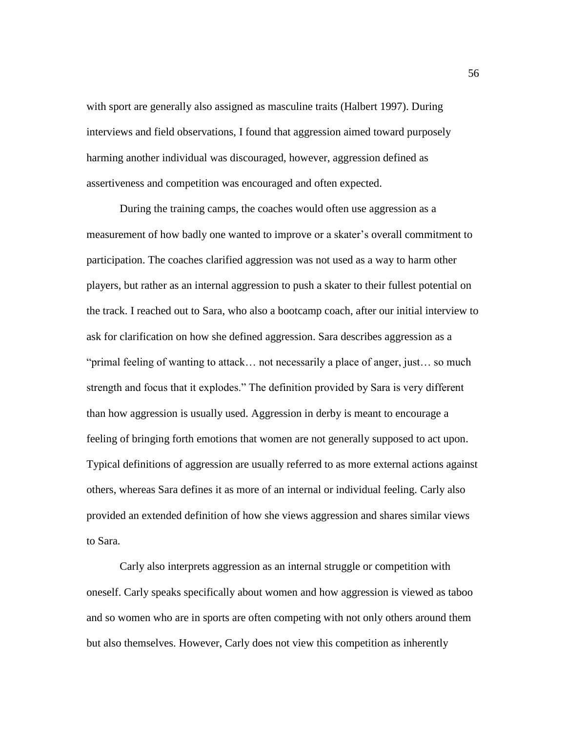with sport are generally also assigned as masculine traits (Halbert 1997). During interviews and field observations, I found that aggression aimed toward purposely harming another individual was discouraged, however, aggression defined as assertiveness and competition was encouraged and often expected.

During the training camps, the coaches would often use aggression as a measurement of how badly one wanted to improve or a skater's overall commitment to participation. The coaches clarified aggression was not used as a way to harm other players, but rather as an internal aggression to push a skater to their fullest potential on the track. I reached out to Sara, who also a bootcamp coach, after our initial interview to ask for clarification on how she defined aggression. Sara describes aggression as a "primal feeling of wanting to attack… not necessarily a place of anger, just… so much strength and focus that it explodes." The definition provided by Sara is very different than how aggression is usually used. Aggression in derby is meant to encourage a feeling of bringing forth emotions that women are not generally supposed to act upon. Typical definitions of aggression are usually referred to as more external actions against others, whereas Sara defines it as more of an internal or individual feeling. Carly also provided an extended definition of how she views aggression and shares similar views to Sara.

Carly also interprets aggression as an internal struggle or competition with oneself. Carly speaks specifically about women and how aggression is viewed as taboo and so women who are in sports are often competing with not only others around them but also themselves. However, Carly does not view this competition as inherently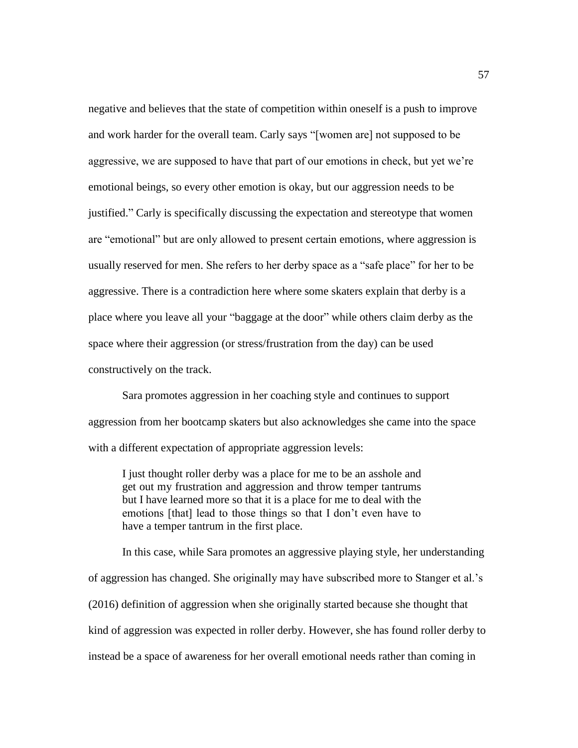negative and believes that the state of competition within oneself is a push to improve and work harder for the overall team. Carly says "[women are] not supposed to be aggressive, we are supposed to have that part of our emotions in check, but yet we're emotional beings, so every other emotion is okay, but our aggression needs to be justified." Carly is specifically discussing the expectation and stereotype that women are "emotional" but are only allowed to present certain emotions, where aggression is usually reserved for men. She refers to her derby space as a "safe place" for her to be aggressive. There is a contradiction here where some skaters explain that derby is a place where you leave all your "baggage at the door" while others claim derby as the space where their aggression (or stress/frustration from the day) can be used constructively on the track.

Sara promotes aggression in her coaching style and continues to support aggression from her bootcamp skaters but also acknowledges she came into the space with a different expectation of appropriate aggression levels:

> I just thought roller derby was a place for me to be an asshole and get out my frustration and aggression and throw temper tantrums but I have learned more so that it is a place for me to deal with the emotions [that] lead to those things so that I don't even have to have a temper tantrum in the first place.

In this case, while Sara promotes an aggressive playing style, her understanding of aggression has changed. She originally may have subscribed more to Stanger et al.'s (2016) definition of aggression when she originally started because she thought that kind of aggression was expected in roller derby. However, she has found roller derby to instead be a space of awareness for her overall emotional needs rather than coming in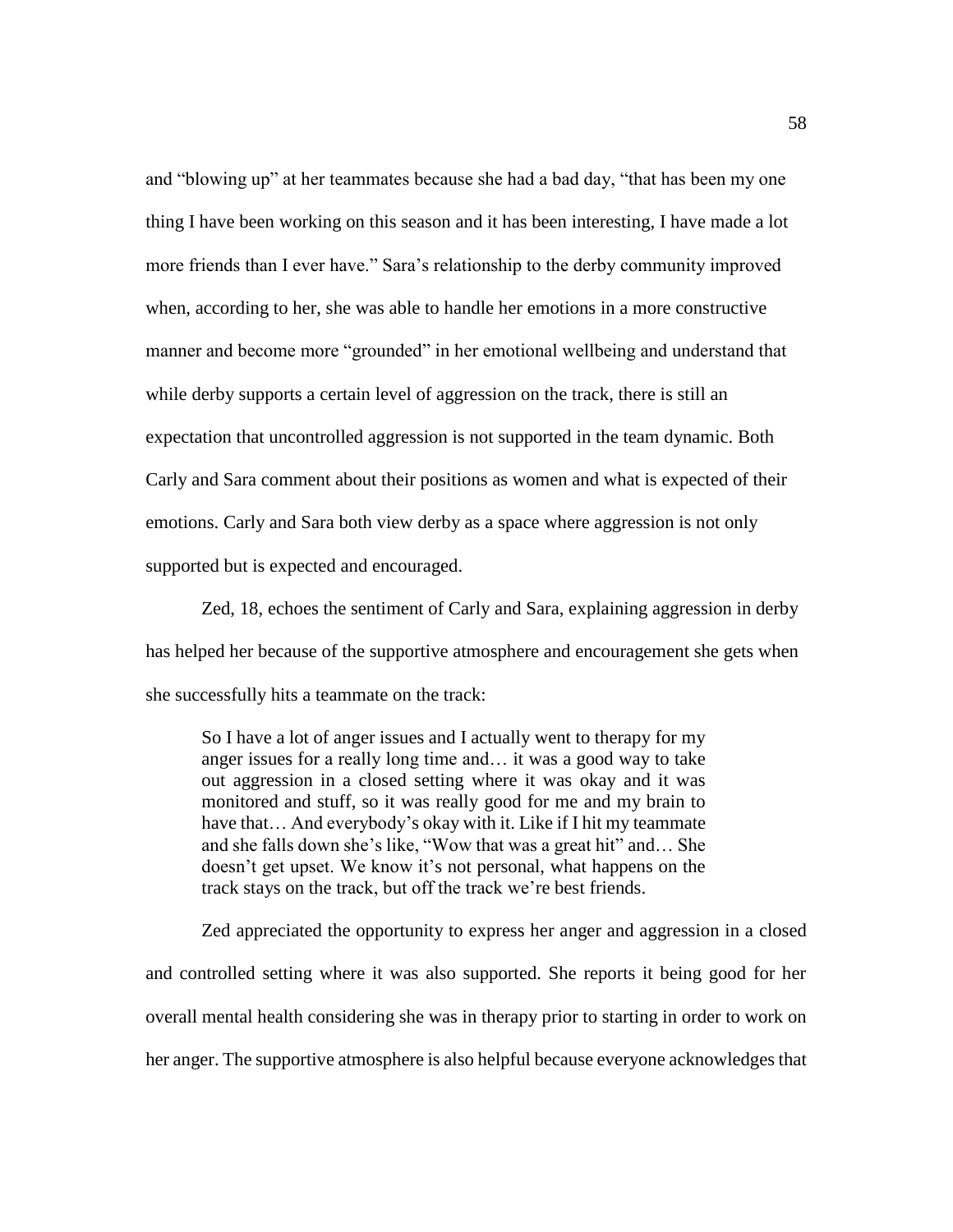and "blowing up" at her teammates because she had a bad day, "that has been my one thing I have been working on this season and it has been interesting, I have made a lot more friends than I ever have." Sara's relationship to the derby community improved when, according to her, she was able to handle her emotions in a more constructive manner and become more "grounded" in her emotional wellbeing and understand that while derby supports a certain level of aggression on the track, there is still an expectation that uncontrolled aggression is not supported in the team dynamic. Both Carly and Sara comment about their positions as women and what is expected of their emotions. Carly and Sara both view derby as a space where aggression is not only supported but is expected and encouraged.

Zed, 18, echoes the sentiment of Carly and Sara, explaining aggression in derby has helped her because of the supportive atmosphere and encouragement she gets when she successfully hits a teammate on the track:

> So I have a lot of anger issues and I actually went to therapy for my anger issues for a really long time and… it was a good way to take out aggression in a closed setting where it was okay and it was monitored and stuff, so it was really good for me and my brain to have that… And everybody's okay with it. Like if I hit my teammate and she falls down she's like, "Wow that was a great hit" and… She doesn't get upset. We know it's not personal, what happens on the track stays on the track, but off the track we're best friends.

Zed appreciated the opportunity to express her anger and aggression in a closed and controlled setting where it was also supported. She reports it being good for her overall mental health considering she was in therapy prior to starting in order to work on her anger. The supportive atmosphere is also helpful because everyone acknowledges that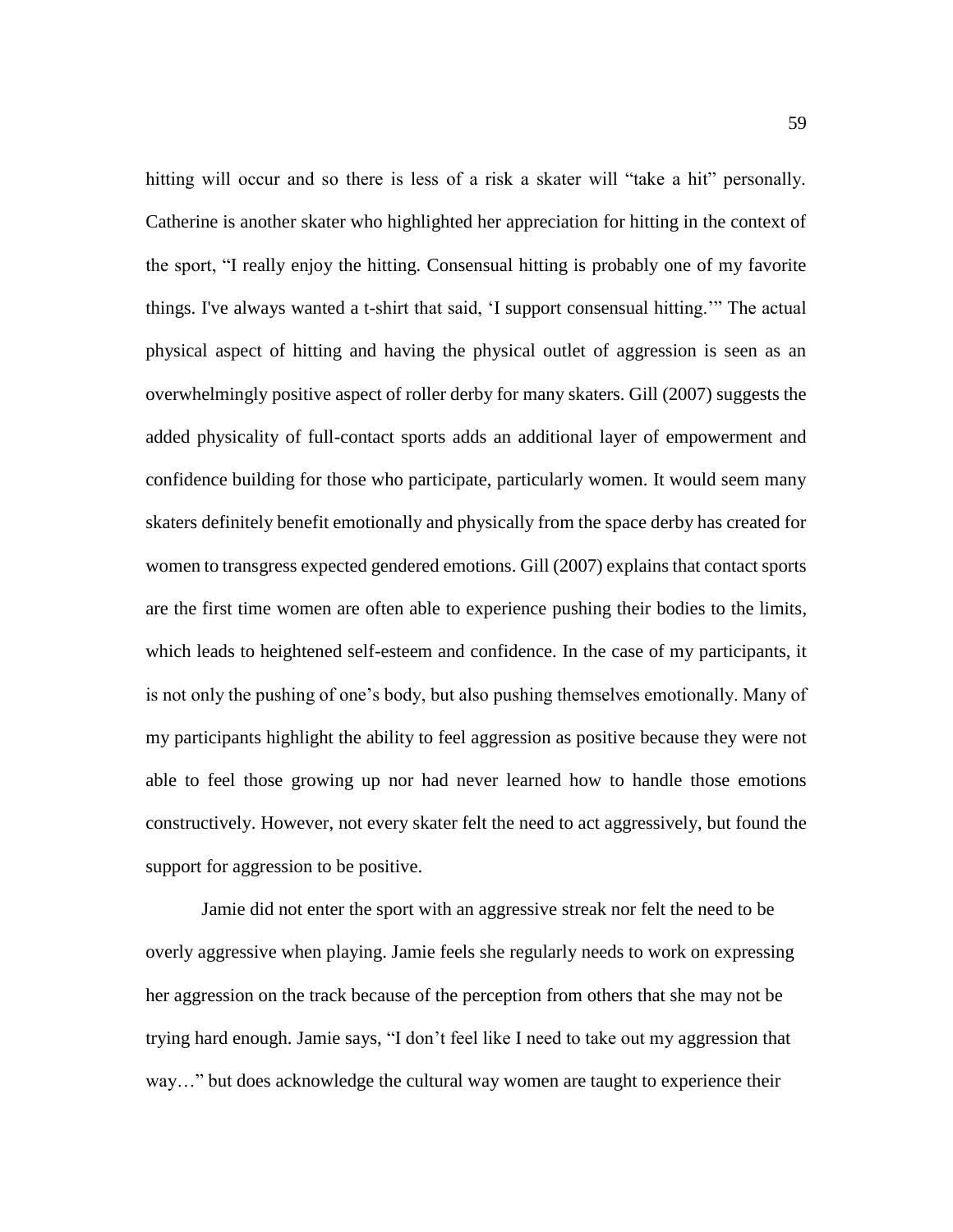hitting will occur and so there is less of a risk a skater will "take a hit" personally. Catherine is another skater who highlighted her appreciation for hitting in the context of the sport, "I really enjoy the hitting. Consensual hitting is probably one of my favorite things. I've always wanted a t-shirt that said, 'I support consensual hitting.'" The actual physical aspect of hitting and having the physical outlet of aggression is seen as an overwhelmingly positive aspect of roller derby for many skaters. Gill (2007) suggests the added physicality of full-contact sports adds an additional layer of empowerment and confidence building for those who participate, particularly women. It would seem many skaters definitely benefit emotionally and physically from the space derby has created for women to transgress expected gendered emotions. Gill (2007) explains that contact sports are the first time women are often able to experience pushing their bodies to the limits, which leads to heightened self-esteem and confidence. In the case of my participants, it is not only the pushing of one's body, but also pushing themselves emotionally. Many of my participants highlight the ability to feel aggression as positive because they were not able to feel those growing up nor had never learned how to handle those emotions constructively. However, not every skater felt the need to act aggressively, but found the support for aggression to be positive.

Jamie did not enter the sport with an aggressive streak nor felt the need to be overly aggressive when playing. Jamie feels she regularly needs to work on expressing her aggression on the track because of the perception from others that she may not be trying hard enough. Jamie says, "I don't feel like I need to take out my aggression that way…" but does acknowledge the cultural way women are taught to experience their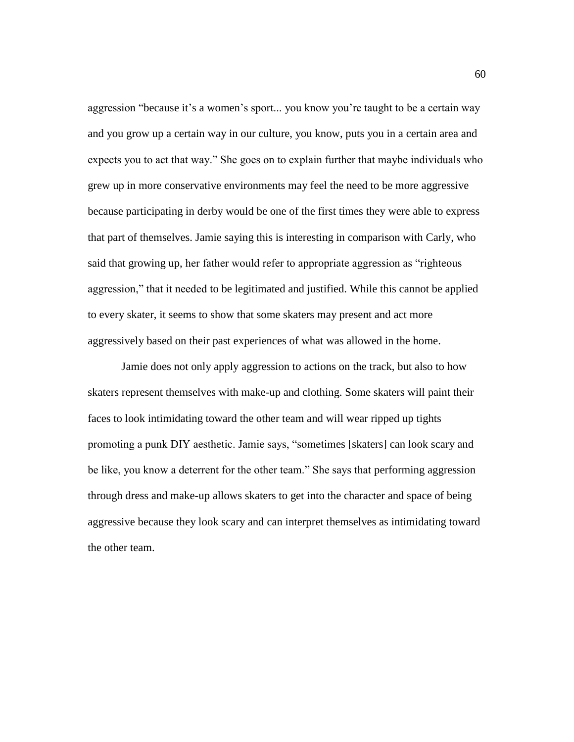aggression "because it's a women's sport... you know you're taught to be a certain way and you grow up a certain way in our culture, you know, puts you in a certain area and expects you to act that way." She goes on to explain further that maybe individuals who grew up in more conservative environments may feel the need to be more aggressive because participating in derby would be one of the first times they were able to express that part of themselves. Jamie saying this is interesting in comparison with Carly, who said that growing up, her father would refer to appropriate aggression as "righteous aggression," that it needed to be legitimated and justified. While this cannot be applied to every skater, it seems to show that some skaters may present and act more aggressively based on their past experiences of what was allowed in the home.

Jamie does not only apply aggression to actions on the track, but also to how skaters represent themselves with make-up and clothing. Some skaters will paint their faces to look intimidating toward the other team and will wear ripped up tights promoting a punk DIY aesthetic. Jamie says, "sometimes [skaters] can look scary and be like, you know a deterrent for the other team." She says that performing aggression through dress and make-up allows skaters to get into the character and space of being aggressive because they look scary and can interpret themselves as intimidating toward the other team.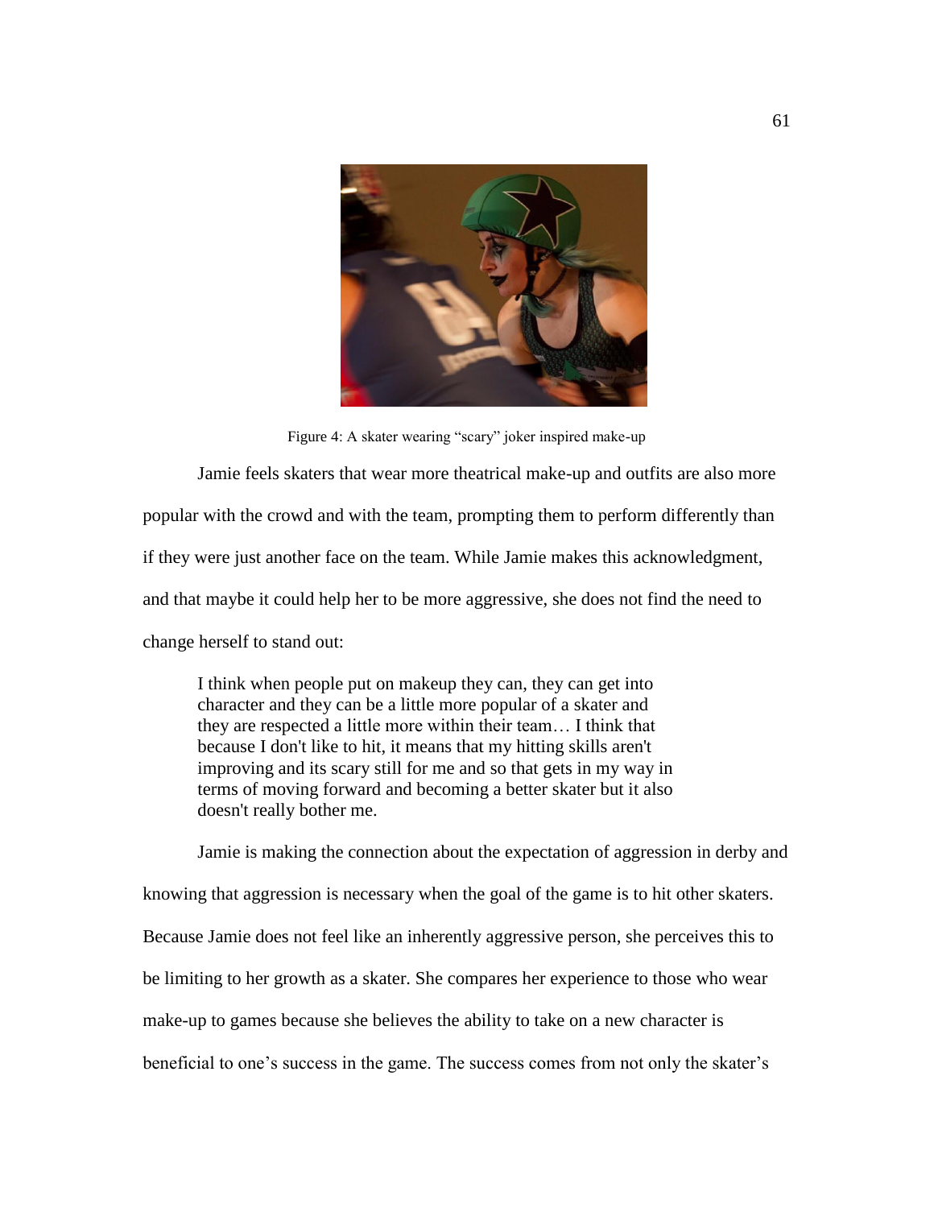Figure 4: A skater wearing “scary” joker inspired make-up

Jamie feels skaters that wear more theatrical make-up and outfits are also more popular with the crowd and with the team, prompting them to perform differently than if they were just another face on the team. While Jamie makes this acknowledgment, and that maybe it could help her to be more aggressive, she does not find the need to change herself to stand out:

> I think when people put on makeup they can, they can get into character and they can be a little more popular of a skater and they are respected a little more within their team… I think that because I don't like to hit, it means that my hitting skills aren't improving and its scary still for me and so that gets in my way in terms of moving forward and becoming a better skater but it also doesn't really bother me.

Jamie is making the connection about the expectation of aggression in derby and knowing that aggression is necessary when the goal of the game is to hit other skaters. Because Jamie does not feel like an inherently aggressive person, she perceives this to be limiting to her growth as a skater. She compares her experience to those who wear make-up to games because she believes the ability to take on a new character is beneficial to one’s success in the game. The success comes from not only the skater’s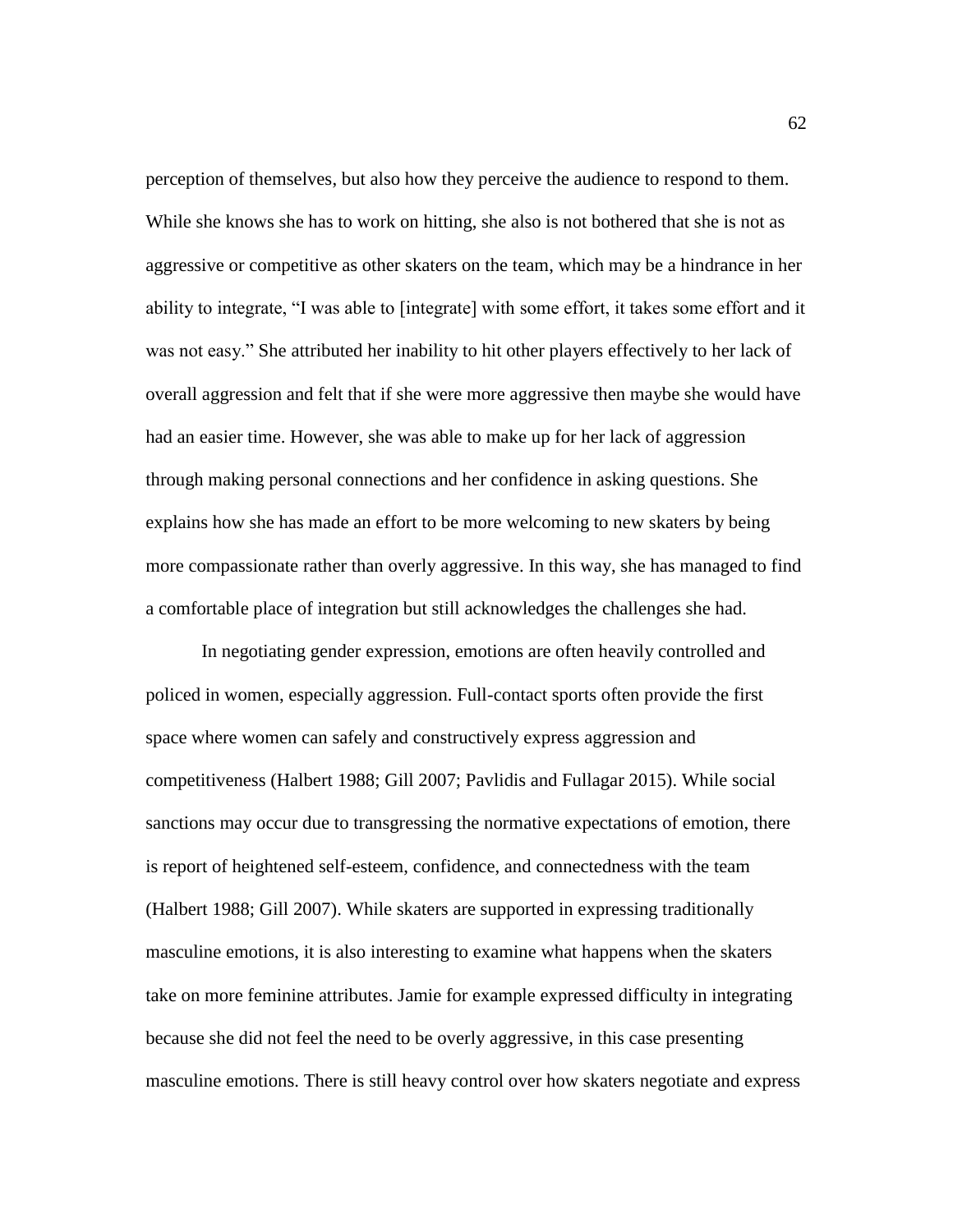perception of themselves, but also how they perceive the audience to respond to them. While she knows she has to work on hitting, she also is not bothered that she is not as aggressive or competitive as other skaters on the team, which may be a hindrance in her ability to integrate, "I was able to [integrate] with some effort, it takes some effort and it was not easy." She attributed her inability to hit other players effectively to her lack of overall aggression and felt that if she were more aggressive then maybe she would have had an easier time. However, she was able to make up for her lack of aggression through making personal connections and her confidence in asking questions. She explains how she has made an effort to be more welcoming to new skaters by being more compassionate rather than overly aggressive. In this way, she has managed to find a comfortable place of integration but still acknowledges the challenges she had.

In negotiating gender expression, emotions are often heavily controlled and policed in women, especially aggression. Full-contact sports often provide the first space where women can safely and constructively express aggression and competitiveness (Halbert 1988; Gill 2007; Pavlidis and Fullagar 2015). While social sanctions may occur due to transgressing the normative expectations of emotion, there is report of heightened self-esteem, confidence, and connectedness with the team (Halbert 1988; Gill 2007). While skaters are supported in expressing traditionally masculine emotions, it is also interesting to examine what happens when the skaters take on more feminine attributes. Jamie for example expressed difficulty in integrating because she did not feel the need to be overly aggressive, in this case presenting masculine emotions. There is still heavy control over how skaters negotiate and express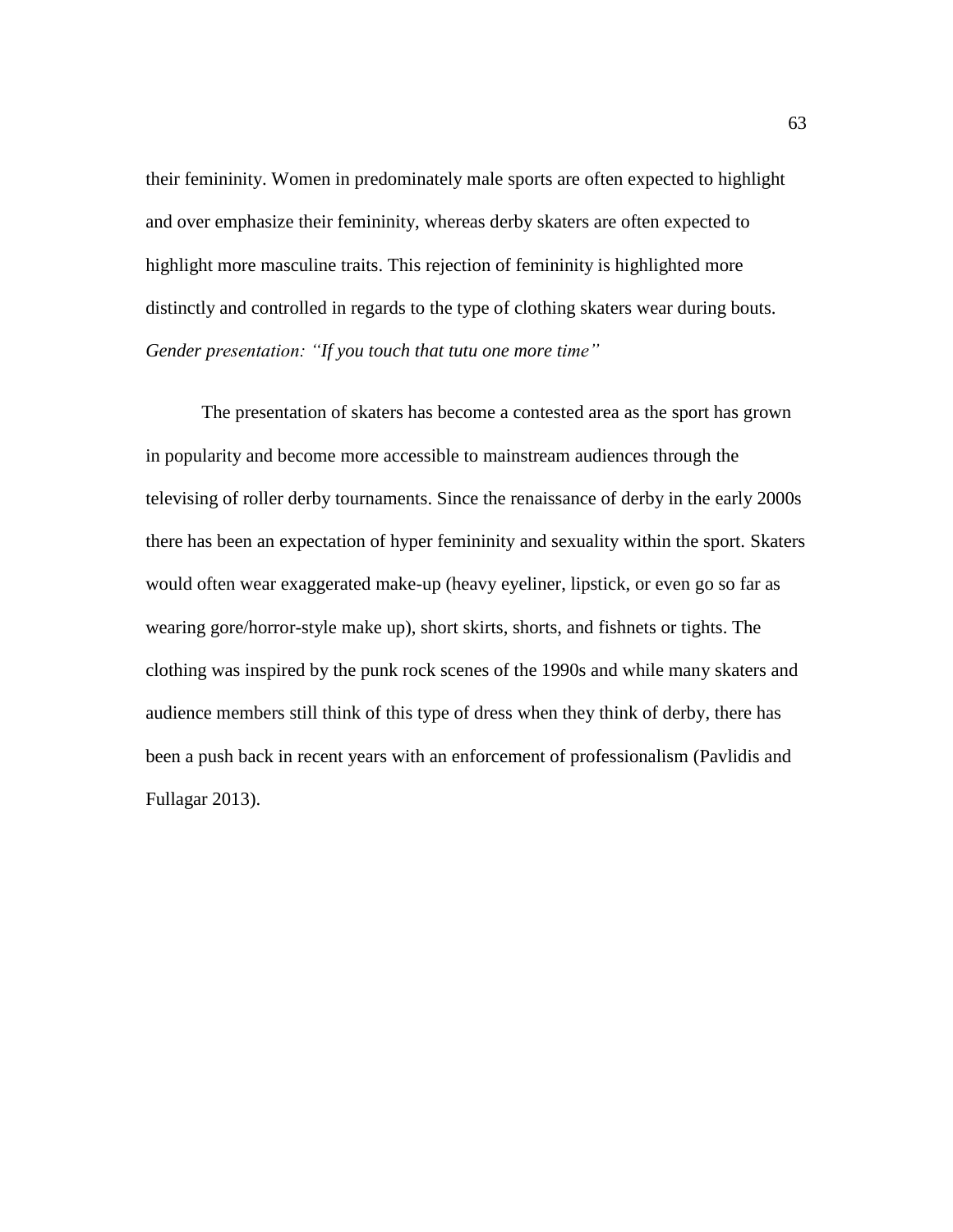their femininity. Women in predominately male sports are often expected to highlight and over emphasize their femininity, whereas derby skaters are often expected to highlight more masculine traits. This rejection of femininity is highlighted more distinctly and controlled in regards to the type of clothing skaters wear during bouts.

*Gender presentation: "If you touch that tutu one more time"*

The presentation of skaters has become a contested area as the sport has grown in popularity and become more accessible to mainstream audiences through the televising of roller derby tournaments. Since the renaissance of derby in the early 2000s there has been an expectation of hyper femininity and sexuality within the sport. Skaters would often wear exaggerated make-up (heavy eyeliner, lipstick, or even go so far as wearing gore/horror-style make up), short skirts, shorts, and fishnets or tights. The clothing was inspired by the punk rock scenes of the 1990s and while many skaters and audience members still think of this type of dress when they think of derby, there has been a push back in recent years with an enforcement of professionalism (Pavlidis and Fullagar 2013).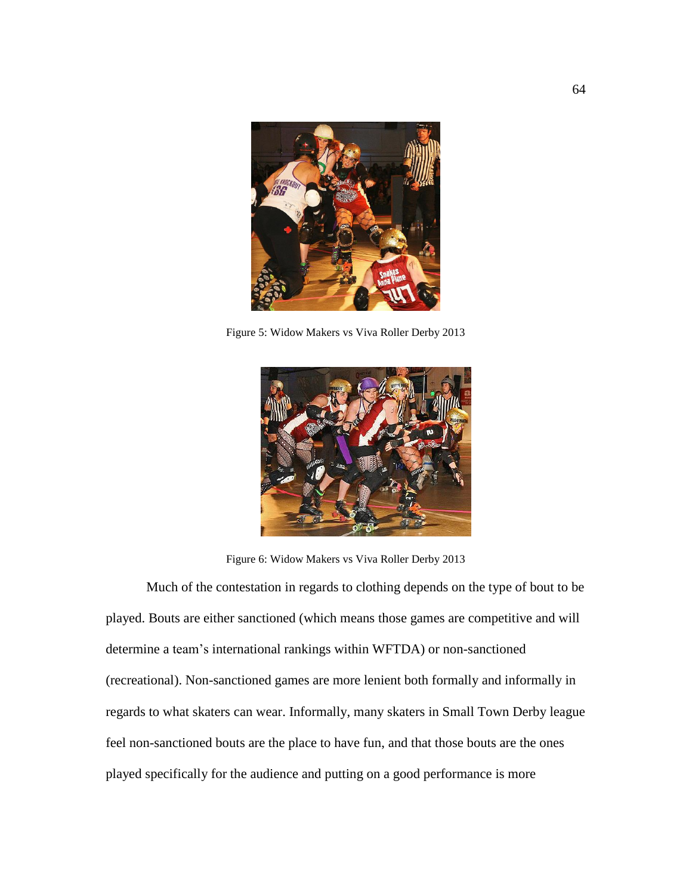Figure 5: Widow Makers vs Viva Roller Derby 2013

Figure 6: Widow Makers vs Viva Roller Derby 2013

Much of the contestation in regards to clothing depends on the type of bout to be played. Bouts are either sanctioned (which means those games are competitive and will determine a team's international rankings within WFTDA) or non-sanctioned (recreational). Non-sanctioned games are more lenient both formally and informally in regards to what skaters can wear. Informally, many skaters in Small Town Derby league feel non-sanctioned bouts are the place to have fun, and that those bouts are the ones played specifically for the audience and putting on a good performance is more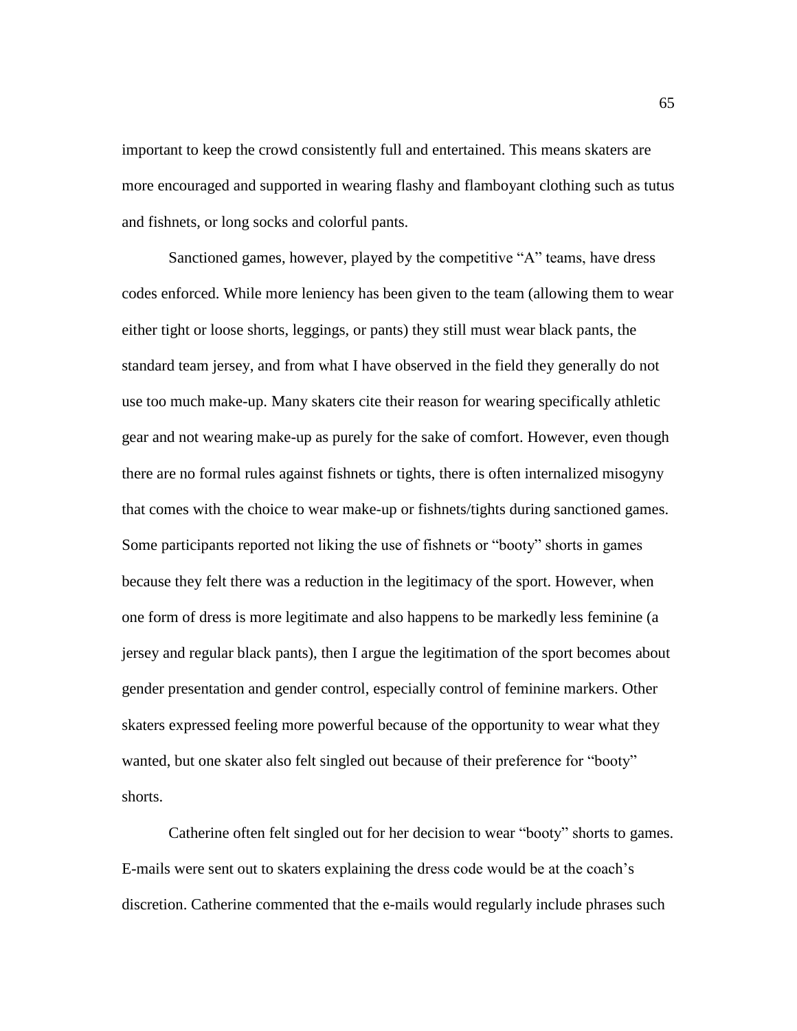important to keep the crowd consistently full and entertained. This means skaters are more encouraged and supported in wearing flashy and flamboyant clothing such as tutus and fishnets, or long socks and colorful pants.

Sanctioned games, however, played by the competitive "A" teams, have dress codes enforced. While more leniency has been given to the team (allowing them to wear either tight or loose shorts, leggings, or pants) they still must wear black pants, the standard team jersey, and from what I have observed in the field they generally do not use too much make-up. Many skaters cite their reason for wearing specifically athletic gear and not wearing make-up as purely for the sake of comfort. However, even though there are no formal rules against fishnets or tights, there is often internalized misogyny that comes with the choice to wear make-up or fishnets/tights during sanctioned games. Some participants reported not liking the use of fishnets or "booty" shorts in games because they felt there was a reduction in the legitimacy of the sport. However, when one form of dress is more legitimate and also happens to be markedly less feminine (a jersey and regular black pants), then I argue the legitimation of the sport becomes about gender presentation and gender control, especially control of feminine markers. Other skaters expressed feeling more powerful because of the opportunity to wear what they wanted, but one skater also felt singled out because of their preference for "booty" shorts.

Catherine often felt singled out for her decision to wear "booty" shorts to games. E-mails were sent out to skaters explaining the dress code would be at the coach's discretion. Catherine commented that the e-mails would regularly include phrases such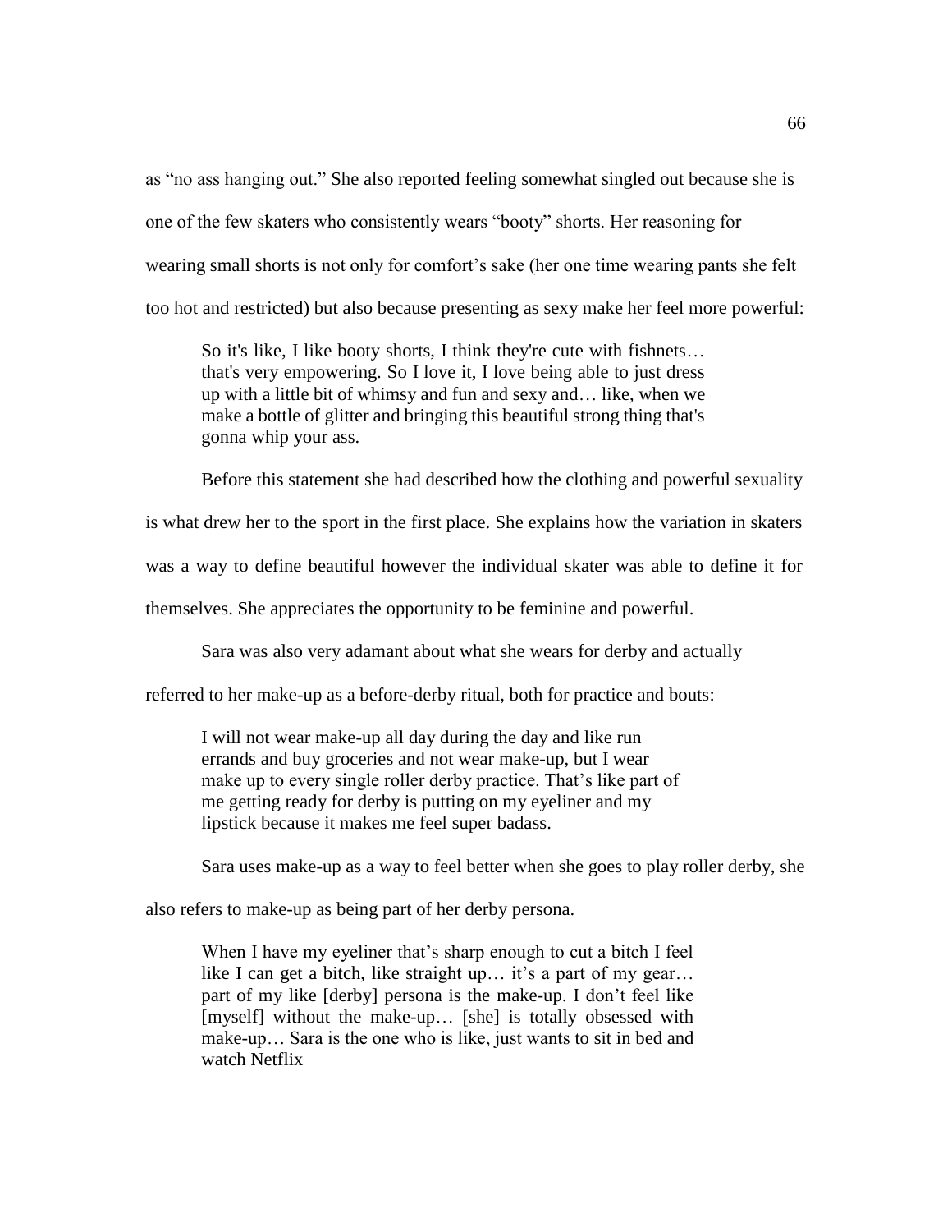as "no ass hanging out." She also reported feeling somewhat singled out because she is one of the few skaters who consistently wears "booty" shorts. Her reasoning for wearing small shorts is not only for comfort's sake (her one time wearing pants she felt too hot and restricted) but also because presenting as sexy make her feel more powerful:

> So it's like, I like booty shorts, I think they're cute with fishnets… that's very empowering. So I love it, I love being able to just dress up with a little bit of whimsy and fun and sexy and… like, when we make a bottle of glitter and bringing this beautiful strong thing that's gonna whip your ass.

Before this statement she had described how the clothing and powerful sexuality is what drew her to the sport in the first place. She explains how the variation in skaters was a way to define beautiful however the individual skater was able to define it for themselves. She appreciates the opportunity to be feminine and powerful.

Sara was also very adamant about what she wears for derby and actually referred to her make-up as a before-derby ritual, both for practice and bouts:

> I will not wear make-up all day during the day and like run errands and buy groceries and not wear make-up, but I wear make up to every single roller derby practice. That's like part of me getting ready for derby is putting on my eyeliner and my lipstick because it makes me feel super badass.

Sara uses make-up as a way to feel better when she goes to play roller derby, she also refers to make-up as being part of her derby persona.

> When I have my eyeliner that's sharp enough to cut a bitch I feel like I can get a bitch, like straight up… it's a part of my gear… part of my like [derby] persona is the make-up. I don't feel like [myself] without the make-up… [she] is totally obsessed with make-up… Sara is the one who is like, just wants to sit in bed and watch Netflix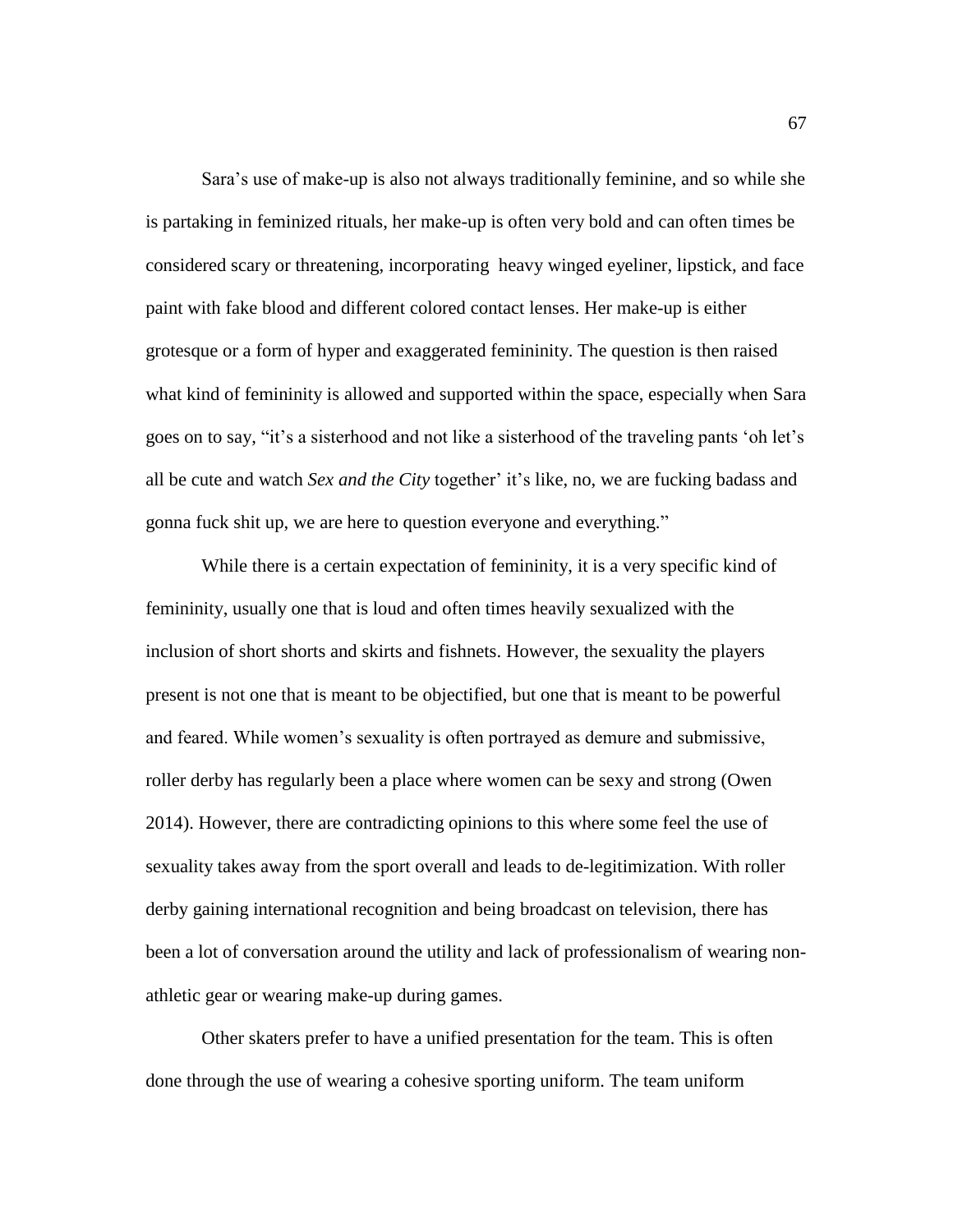Sara's use of make-up is also not always traditionally feminine, and so while she is partaking in feminized rituals, her make-up is often very bold and can often times be considered scary or threatening, incorporating heavy winged eyeliner, lipstick, and face paint with fake blood and different colored contact lenses. Her make-up is either grotesque or a form of hyper and exaggerated femininity. The question is then raised what kind of femininity is allowed and supported within the space, especially when Sara goes on to say, "it's a sisterhood and not like a sisterhood of the traveling pants 'oh let's all be cute and watch *Sex and the City* together' it's like, no, we are fucking badass and gonna fuck shit up, we are here to question everyone and everything."

While there is a certain expectation of femininity, it is a very specific kind of femininity, usually one that is loud and often times heavily sexualized with the inclusion of short shorts and skirts and fishnets. However, the sexuality the players present is not one that is meant to be objectified, but one that is meant to be powerful and feared. While women's sexuality is often portrayed as demure and submissive, roller derby has regularly been a place where women can be sexy and strong (Owen 2014). However, there are contradicting opinions to this where some feel the use of sexuality takes away from the sport overall and leads to de-legitimization. With roller derby gaining international recognition and being broadcast on television, there has been a lot of conversation around the utility and lack of professionalism of wearing non-athletic gear or wearing make-up during games.

Other skaters prefer to have a unified presentation for the team. This is often done through the use of wearing a cohesive sporting uniform. The team uniform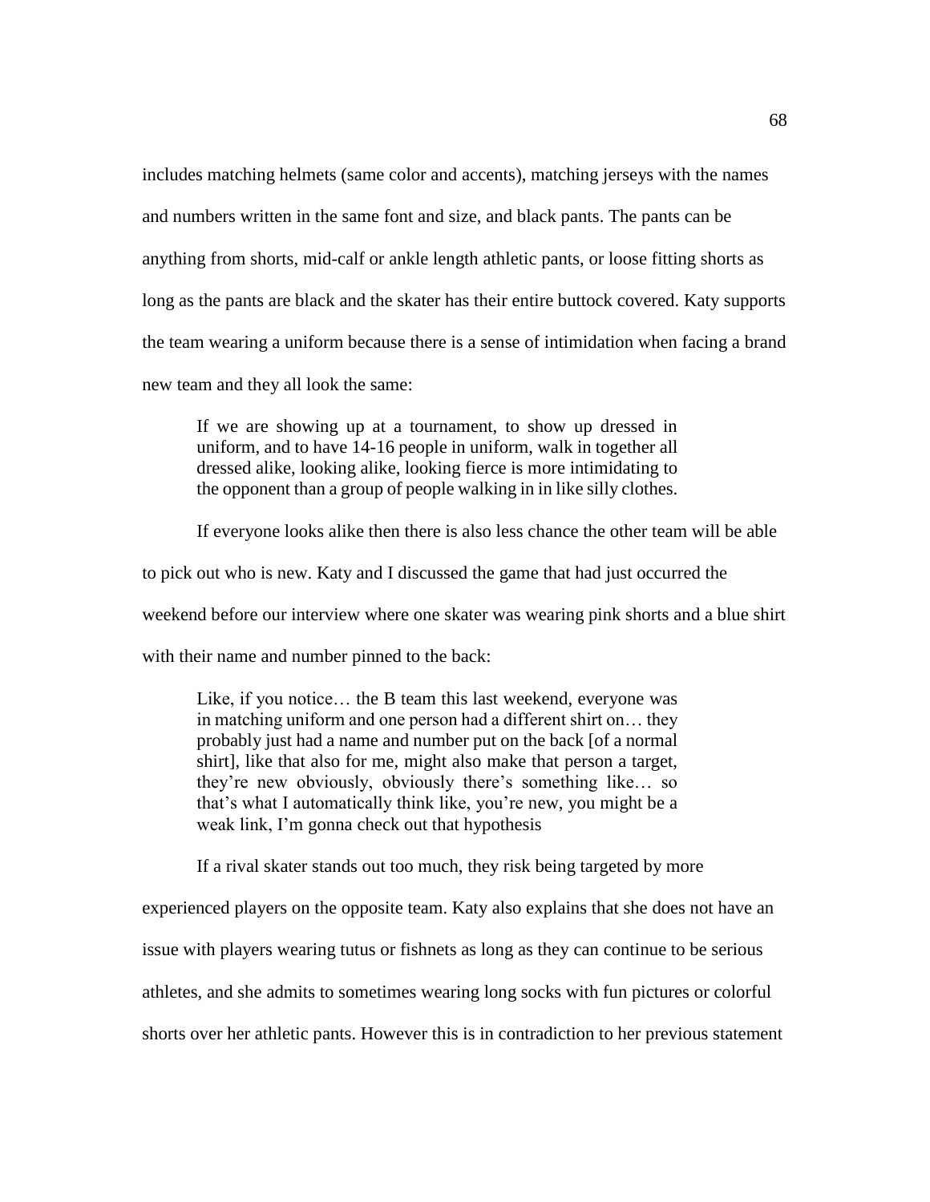includes matching helmets (same color and accents), matching jerseys with the names and numbers written in the same font and size, and black pants. The pants can be anything from shorts, mid-calf or ankle length athletic pants, or loose fitting shorts as long as the pants are black and the skater has their entire buttock covered. Katy supports the team wearing a uniform because there is a sense of intimidation when facing a brand new team and they all look the same:

> If we are showing up at a tournament, to show up dressed in uniform, and to have 14-16 people in uniform, walk in together all dressed alike, looking alike, looking fierce is more intimidating to the opponent than a group of people walking in in like silly clothes.

If everyone looks alike then there is also less chance the other team will be able to pick out who is new. Katy and I discussed the game that had just occurred the weekend before our interview where one skater was wearing pink shorts and a blue shirt with their name and number pinned to the back:

> Like, if you notice… the B team this last weekend, everyone was in matching uniform and one person had a different shirt on… they probably just had a name and number put on the back [of a normal shirt], like that also for me, might also make that person a target, they're new obviously, obviously there's something like… so that's what I automatically think like, you're new, you might be a weak link, I'm gonna check out that hypothesis

If a rival skater stands out too much, they risk being targeted by more experienced players on the opposite team. Katy also explains that she does not have an issue with players wearing tutus or fishnets as long as they can continue to be serious athletes, and she admits to sometimes wearing long socks with fun pictures or colorful shorts over her athletic pants. However this is in contradiction to her previous statement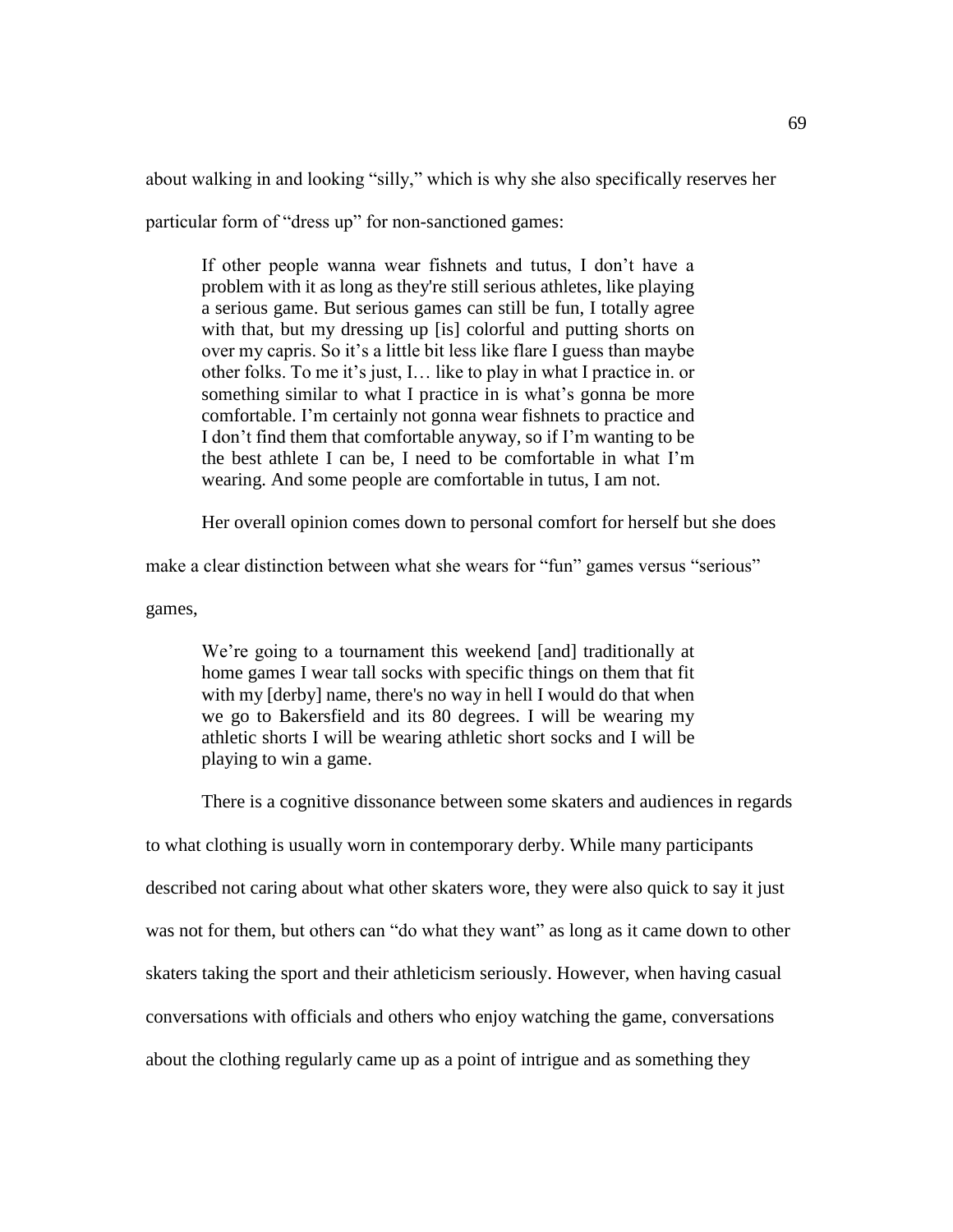about walking in and looking "silly," which is why she also specifically reserves her particular form of "dress up" for non-sanctioned games:

> If other people wanna wear fishnets and tutus, I don't have a problem with it as long as they're still serious athletes, like playing a serious game. But serious games can still be fun, I totally agree with that, but my dressing up [is] colorful and putting shorts on over my capris. So it's a little bit less like flare I guess than maybe other folks. To me it's just, I… like to play in what I practice in. or something similar to what I practice in is what's gonna be more comfortable. I'm certainly not gonna wear fishnets to practice and I don't find them that comfortable anyway, so if I'm wanting to be the best athlete I can be, I need to be comfortable in what I'm wearing. And some people are comfortable in tutus, I am not.

Her overall opinion comes down to personal comfort for herself but she does make a clear distinction between what she wears for "fun" games versus "serious" games,

> We're going to a tournament this weekend [and] traditionally at home games I wear tall socks with specific things on them that fit with my [derby] name, there's no way in hell I would do that when we go to Bakersfield and its 80 degrees. I will be wearing my athletic shorts I will be wearing athletic short socks and I will be playing to win a game.

There is a cognitive dissonance between some skaters and audiences in regards to what clothing is usually worn in contemporary derby. While many participants described not caring about what other skaters wore, they were also quick to say it just was not for them, but others can "do what they want" as long as it came down to other skaters taking the sport and their athleticism seriously. However, when having casual conversations with officials and others who enjoy watching the game, conversations about the clothing regularly came up as a point of intrigue and as something they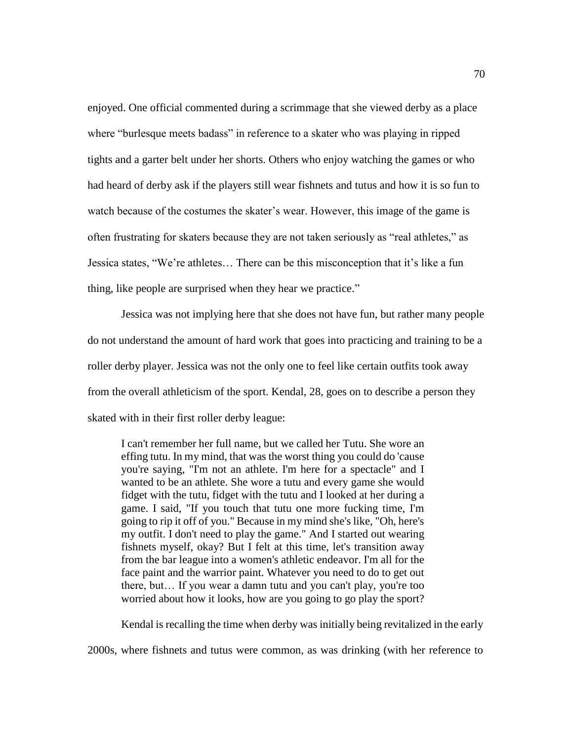enjoyed. One official commented during a scrimmage that she viewed derby as a place where "burlesque meets badass" in reference to a skater who was playing in ripped tights and a garter belt under her shorts. Others who enjoy watching the games or who had heard of derby ask if the players still wear fishnets and tutus and how it is so fun to watch because of the costumes the skater's wear. However, this image of the game is often frustrating for skaters because they are not taken seriously as "real athletes," as Jessica states, "We're athletes… There can be this misconception that it's like a fun thing, like people are surprised when they hear we practice."

Jessica was not implying here that she does not have fun, but rather many people do not understand the amount of hard work that goes into practicing and training to be a roller derby player. Jessica was not the only one to feel like certain outfits took away from the overall athleticism of the sport. Kendal, 28, goes on to describe a person they skated with in their first roller derby league:

> I can't remember her full name, but we called her Tutu. She wore an effing tutu. In my mind, that was the worst thing you could do 'cause you're saying, "I'm not an athlete. I'm here for a spectacle" and I wanted to be an athlete. She wore a tutu and every game she would fidget with the tutu, fidget with the tutu and I looked at her during a game. I said, "If you touch that tutu one more fucking time, I'm going to rip it off of you." Because in my mind she's like, "Oh, here's my outfit. I don't need to play the game." And I started out wearing fishnets myself, okay? But I felt at this time, let's transition away from the bar league into a women's athletic endeavor. I'm all for the face paint and the warrior paint. Whatever you need to do to get out there, but… If you wear a damn tutu and you can't play, you're too worried about how it looks, how are you going to go play the sport?

Kendal is recalling the time when derby was initially being revitalized in the early 2000s, where fishnets and tutus were common, as was drinking (with her reference to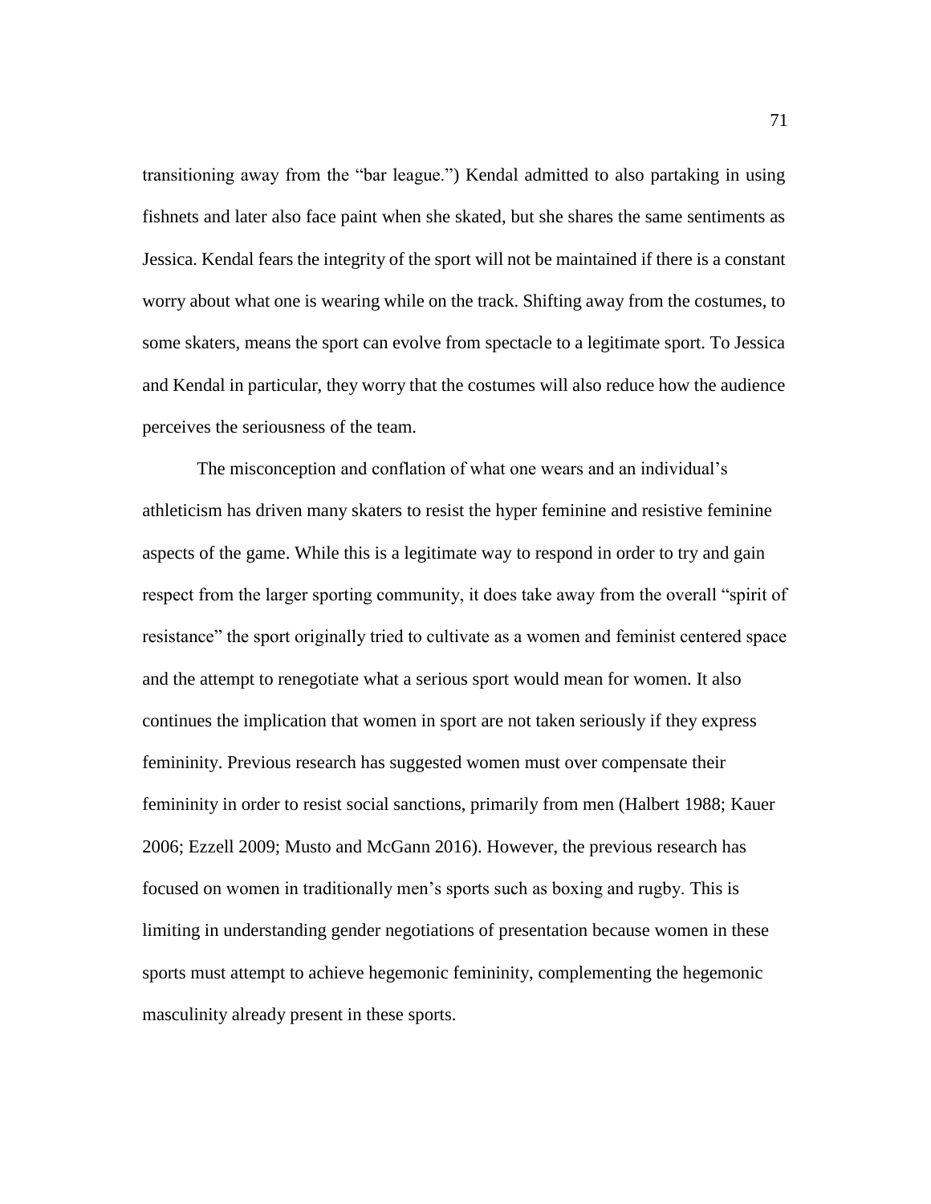transitioning away from the "bar league.") Kendal admitted to also partaking in using fishnets and later also face paint when she skated, but she shares the same sentiments as Jessica. Kendal fears the integrity of the sport will not be maintained if there is a constant worry about what one is wearing while on the track. Shifting away from the costumes, to some skaters, means the sport can evolve from spectacle to a legitimate sport. To Jessica and Kendal in particular, they worry that the costumes will also reduce how the audience perceives the seriousness of the team.

The misconception and conflation of what one wears and an individual's athleticism has driven many skaters to resist the hyper feminine and resistive feminine aspects of the game. While this is a legitimate way to respond in order to try and gain respect from the larger sporting community, it does take away from the overall "spirit of resistance" the sport originally tried to cultivate as a women and feminist centered space and the attempt to renegotiate what a serious sport would mean for women. It also continues the implication that women in sport are not taken seriously if they express femininity. Previous research has suggested women must over compensate their femininity in order to resist social sanctions, primarily from men (Halbert 1988; Kauer 2006; Ezzell 2009; Musto and McGann 2016). However, the previous research has focused on women in traditionally men's sports such as boxing and rugby. This is limiting in understanding gender negotiations of presentation because women in these sports must attempt to achieve hegemonic femininity, complementing the hegemonic masculinity already present in these sports.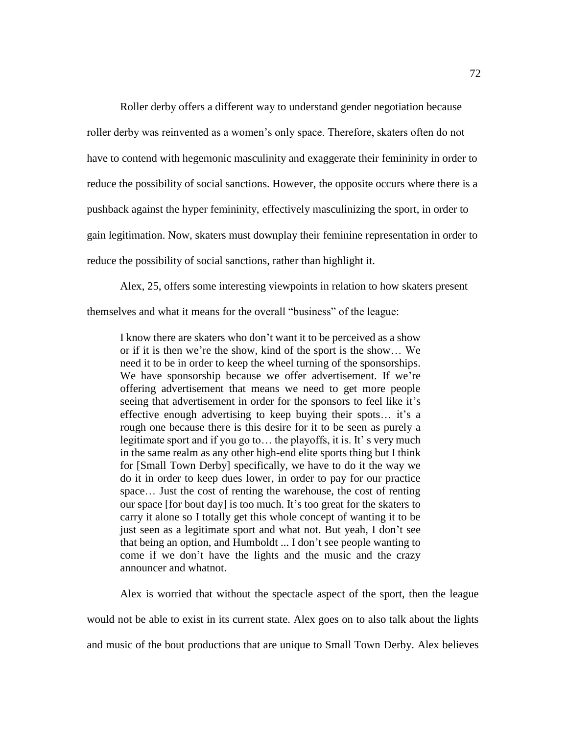Roller derby offers a different way to understand gender negotiation because roller derby was reinvented as a women's only space. Therefore, skaters often do not have to contend with hegemonic masculinity and exaggerate their femininity in order to reduce the possibility of social sanctions. However, the opposite occurs where there is a pushback against the hyper femininity, effectively masculinizing the sport, in order to gain legitimation. Now, skaters must downplay their feminine representation in order to reduce the possibility of social sanctions, rather than highlight it.

Alex, 25, offers some interesting viewpoints in relation to how skaters present themselves and what it means for the overall "business" of the league:

> I know there are skaters who don't want it to be perceived as a show or if it is then we're the show, kind of the sport is the show… We need it to be in order to keep the wheel turning of the sponsorships. We have sponsorship because we offer advertisement. If we're offering advertisement that means we need to get more people seeing that advertisement in order for the sponsors to feel like it's effective enough advertising to keep buying their spots… it's a rough one because there is this desire for it to be seen as purely a legitimate sport and if you go to… the playoffs, it is. It' s very much in the same realm as any other high-end elite sports thing but I think for [Small Town Derby] specifically, we have to do it the way we do it in order to keep dues lower, in order to pay for our practice space… Just the cost of renting the warehouse, the cost of renting our space [for bout day] is too much. It's too great for the skaters to carry it alone so I totally get this whole concept of wanting it to be just seen as a legitimate sport and what not. But yeah, I don't see that being an option, and Humboldt ... I don't see people wanting to come if we don't have the lights and the music and the crazy announcer and whatnot.

Alex is worried that without the spectacle aspect of the sport, then the league would not be able to exist in its current state. Alex goes on to also talk about the lights and music of the bout productions that are unique to Small Town Derby. Alex believes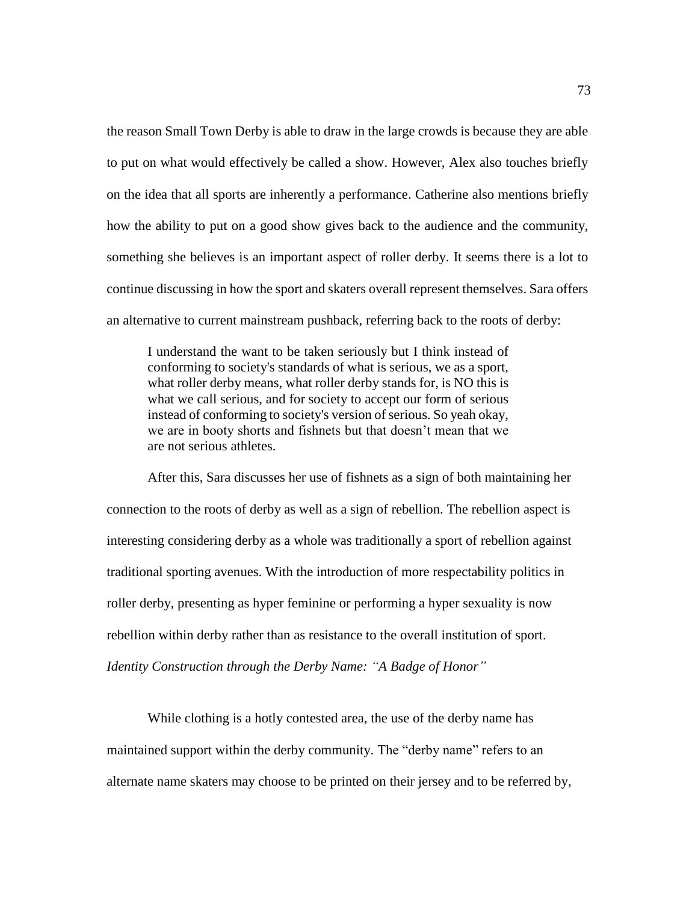the reason Small Town Derby is able to draw in the large crowds is because they are able to put on what would effectively be called a show. However, Alex also touches briefly on the idea that all sports are inherently a performance. Catherine also mentions briefly how the ability to put on a good show gives back to the audience and the community, something she believes is an important aspect of roller derby. It seems there is a lot to continue discussing in how the sport and skaters overall represent themselves. Sara offers an alternative to current mainstream pushback, referring back to the roots of derby:

> I understand the want to be taken seriously but I think instead of conforming to society's standards of what is serious, we as a sport, what roller derby means, what roller derby stands for, is NO this is what we call serious, and for society to accept our form of serious instead of conforming to society's version of serious. So yeah okay, we are in booty shorts and fishnets but that doesn't mean that we are not serious athletes.

After this, Sara discusses her use of fishnets as a sign of both maintaining her connection to the roots of derby as well as a sign of rebellion. The rebellion aspect is interesting considering derby as a whole was traditionally a sport of rebellion against traditional sporting avenues. With the introduction of more respectability politics in roller derby, presenting as hyper feminine or performing a hyper sexuality is now rebellion within derby rather than as resistance to the overall institution of sport.

*Identity Construction through the Derby Name: "A Badge of Honor"*

While clothing is a hotly contested area, the use of the derby name has maintained support within the derby community. The "derby name" refers to an alternate name skaters may choose to be printed on their jersey and to be referred by,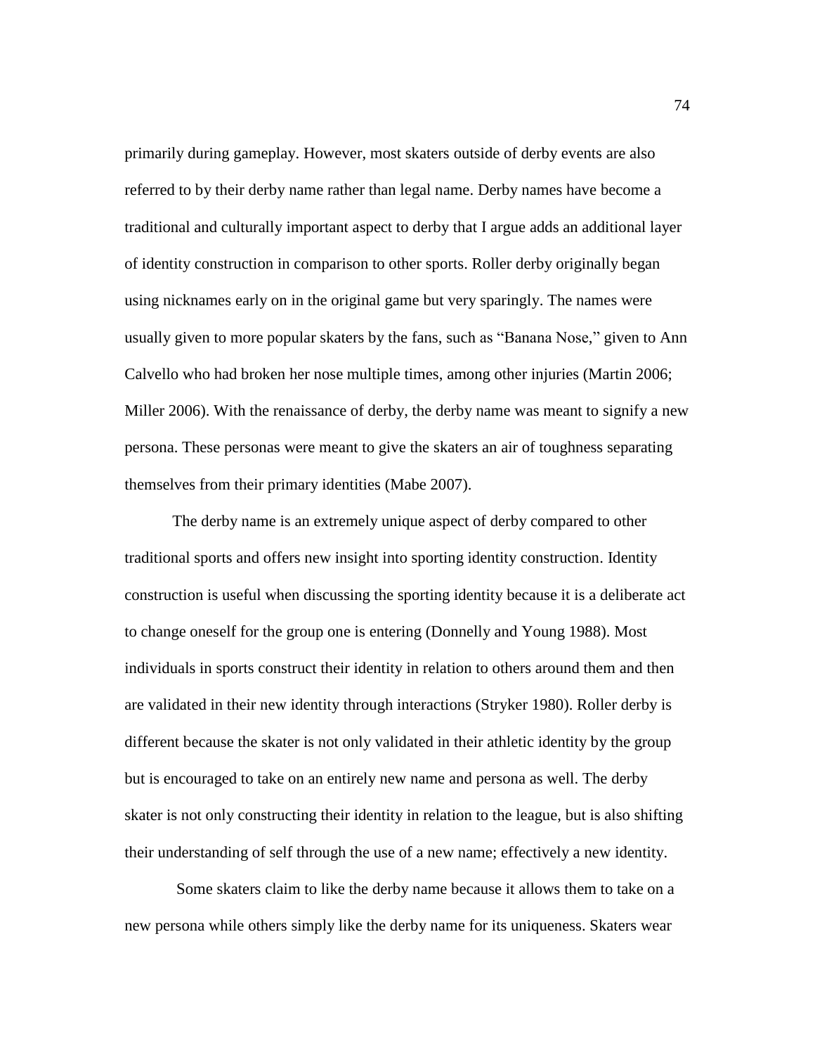primarily during gameplay. However, most skaters outside of derby events are also referred to by their derby name rather than legal name. Derby names have become a traditional and culturally important aspect to derby that I argue adds an additional layer of identity construction in comparison to other sports. Roller derby originally began using nicknames early on in the original game but very sparingly. The names were usually given to more popular skaters by the fans, such as "Banana Nose," given to Ann Calvello who had broken her nose multiple times, among other injuries (Martin 2006; Miller 2006). With the renaissance of derby, the derby name was meant to signify a new persona. These personas were meant to give the skaters an air of toughness separating themselves from their primary identities (Mabe 2007).

The derby name is an extremely unique aspect of derby compared to other traditional sports and offers new insight into sporting identity construction. Identity construction is useful when discussing the sporting identity because it is a deliberate act to change oneself for the group one is entering (Donnelly and Young 1988). Most individuals in sports construct their identity in relation to others around them and then are validated in their new identity through interactions (Stryker 1980). Roller derby is different because the skater is not only validated in their athletic identity by the group but is encouraged to take on an entirely new name and persona as well. The derby skater is not only constructing their identity in relation to the league, but is also shifting their understanding of self through the use of a new name; effectively a new identity.

Some skaters claim to like the derby name because it allows them to take on a new persona while others simply like the derby name for its uniqueness. Skaters wear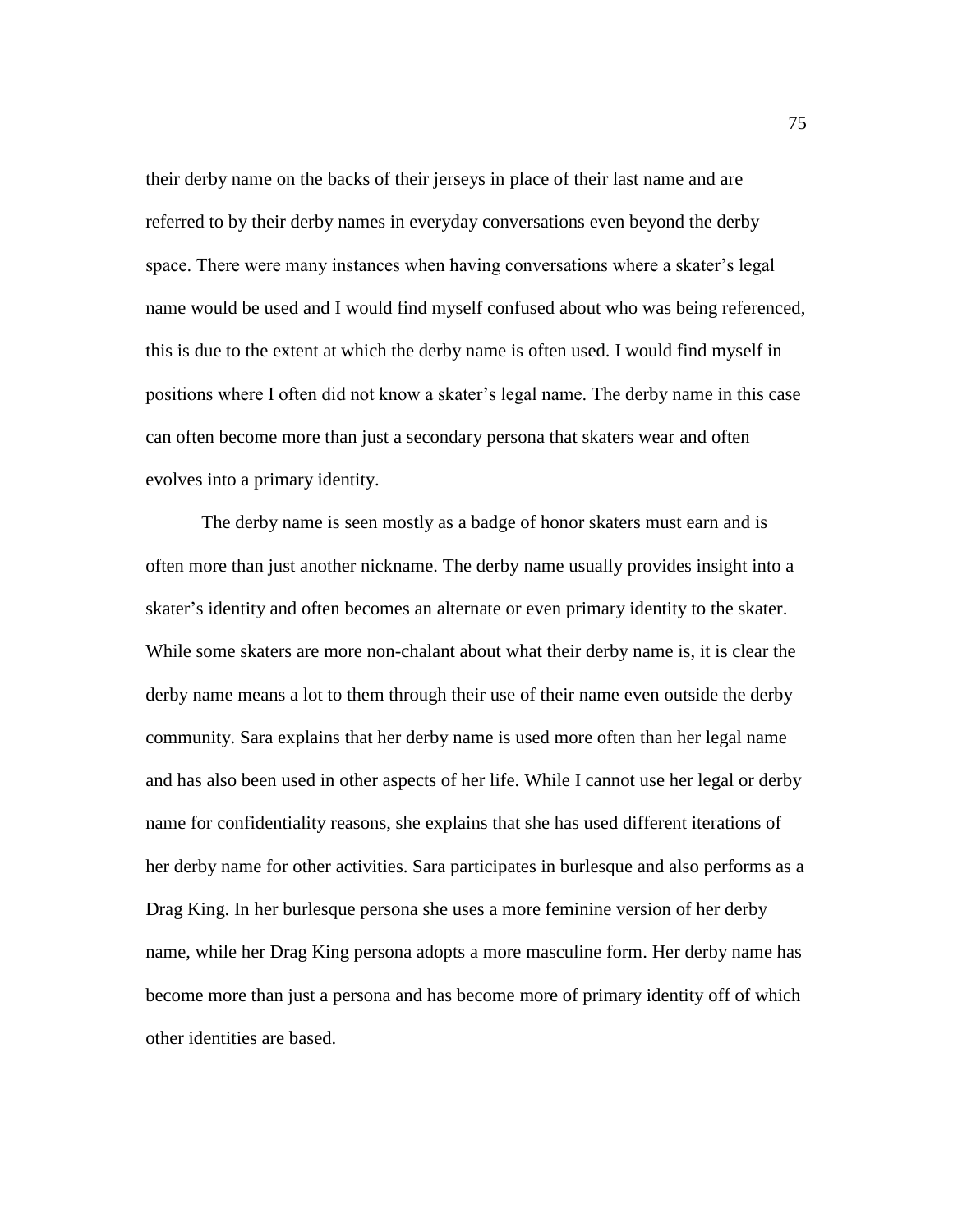their derby name on the backs of their jerseys in place of their last name and are referred to by their derby names in everyday conversations even beyond the derby space. There were many instances when having conversations where a skater's legal name would be used and I would find myself confused about who was being referenced, this is due to the extent at which the derby name is often used. I would find myself in positions where I often did not know a skater's legal name. The derby name in this case can often become more than just a secondary persona that skaters wear and often evolves into a primary identity.

The derby name is seen mostly as a badge of honor skaters must earn and is often more than just another nickname. The derby name usually provides insight into a skater's identity and often becomes an alternate or even primary identity to the skater. While some skaters are more non-chalant about what their derby name is, it is clear the derby name means a lot to them through their use of their name even outside the derby community. Sara explains that her derby name is used more often than her legal name and has also been used in other aspects of her life. While I cannot use her legal or derby name for confidentiality reasons, she explains that she has used different iterations of her derby name for other activities. Sara participates in burlesque and also performs as a Drag King. In her burlesque persona she uses a more feminine version of her derby name, while her Drag King persona adopts a more masculine form. Her derby name has become more than just a persona and has become more of primary identity off of which other identities are based.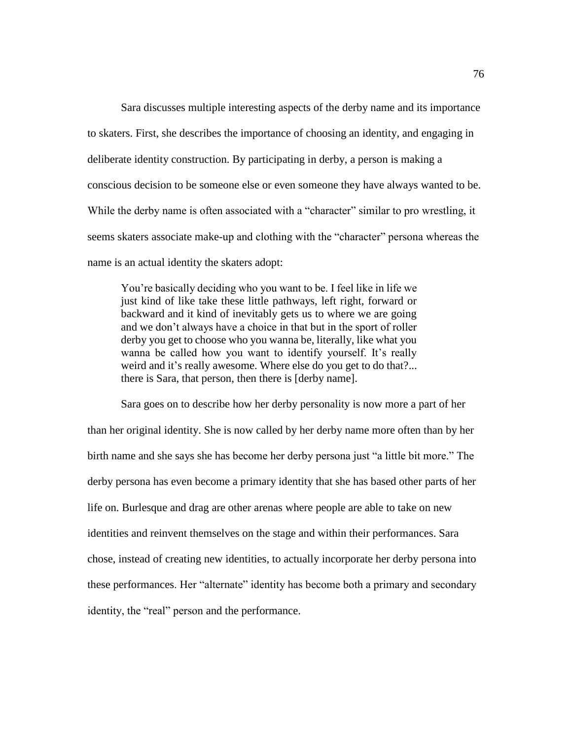Sara discusses multiple interesting aspects of the derby name and its importance to skaters. First, she describes the importance of choosing an identity, and engaging in deliberate identity construction. By participating in derby, a person is making a conscious decision to be someone else or even someone they have always wanted to be. While the derby name is often associated with a "character" similar to pro wrestling, it seems skaters associate make-up and clothing with the "character" persona whereas the name is an actual identity the skaters adopt:

> You're basically deciding who you want to be. I feel like in life we just kind of like take these little pathways, left right, forward or backward and it kind of inevitably gets us to where we are going and we don't always have a choice in that but in the sport of roller derby you get to choose who you wanna be, literally, like what you wanna be called how you want to identify yourself. It's really weird and it's really awesome. Where else do you get to do that?... there is Sara, that person, then there is [derby name].

Sara goes on to describe how her derby personality is now more a part of her than her original identity. She is now called by her derby name more often than by her birth name and she says she has become her derby persona just "a little bit more." The derby persona has even become a primary identity that she has based other parts of her life on. Burlesque and drag are other arenas where people are able to take on new identities and reinvent themselves on the stage and within their performances. Sara chose, instead of creating new identities, to actually incorporate her derby persona into these performances. Her "alternate" identity has become both a primary and secondary identity, the "real" person and the performance.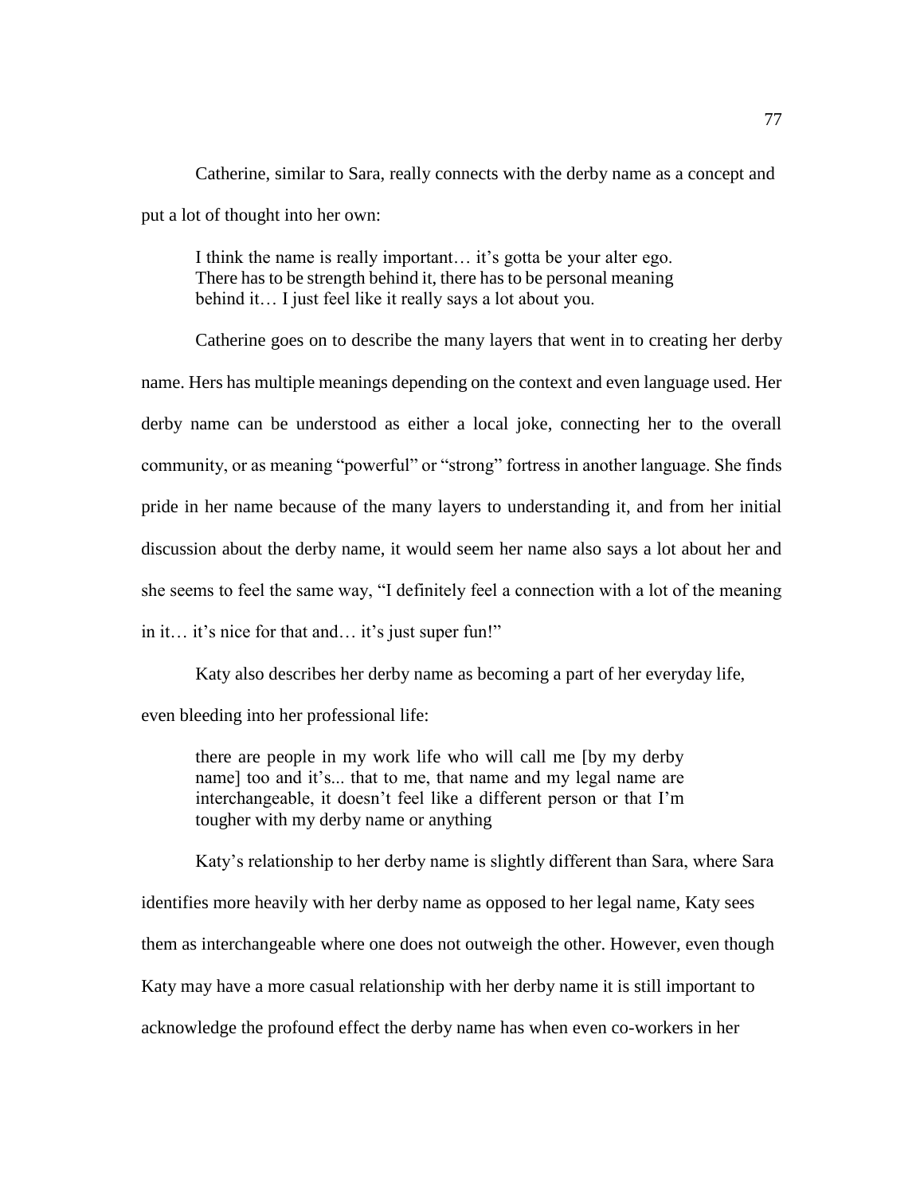Catherine, similar to Sara, really connects with the derby name as a concept and put a lot of thought into her own:

> I think the name is really important… it's gotta be your alter ego. There has to be strength behind it, there has to be personal meaning behind it… I just feel like it really says a lot about you.

Catherine goes on to describe the many layers that went in to creating her derby name. Hers has multiple meanings depending on the context and even language used. Her derby name can be understood as either a local joke, connecting her to the overall community, or as meaning "powerful" or "strong" fortress in another language. She finds pride in her name because of the many layers to understanding it, and from her initial discussion about the derby name, it would seem her name also says a lot about her and she seems to feel the same way, "I definitely feel a connection with a lot of the meaning in it… it's nice for that and… it's just super fun!"

Katy also describes her derby name as becoming a part of her everyday life, even bleeding into her professional life:

> there are people in my work life who will call me [by my derby name] too and it's... that to me, that name and my legal name are interchangeable, it doesn't feel like a different person or that I'm tougher with my derby name or anything

Katy's relationship to her derby name is slightly different than Sara, where Sara identifies more heavily with her derby name as opposed to her legal name, Katy sees them as interchangeable where one does not outweigh the other. However, even though Katy may have a more casual relationship with her derby name it is still important to acknowledge the profound effect the derby name has when even co-workers in her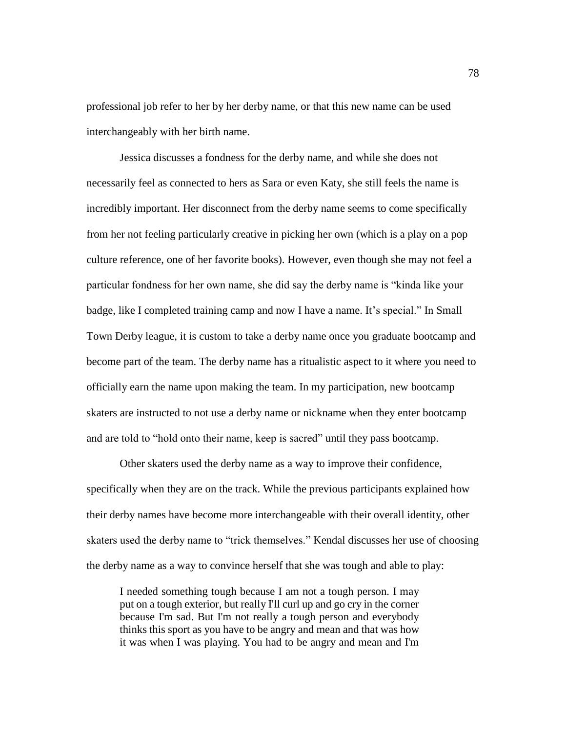professional job refer to her by her derby name, or that this new name can be used interchangeably with her birth name.

Jessica discusses a fondness for the derby name, and while she does not necessarily feel as connected to hers as Sara or even Katy, she still feels the name is incredibly important. Her disconnect from the derby name seems to come specifically from her not feeling particularly creative in picking her own (which is a play on a pop culture reference, one of her favorite books). However, even though she may not feel a particular fondness for her own name, she did say the derby name is "kinda like your badge, like I completed training camp and now I have a name. It's special." In Small Town Derby league, it is custom to take a derby name once you graduate bootcamp and become part of the team. The derby name has a ritualistic aspect to it where you need to officially earn the name upon making the team. In my participation, new bootcamp skaters are instructed to not use a derby name or nickname when they enter bootcamp and are told to "hold onto their name, keep is sacred" until they pass bootcamp.

Other skaters used the derby name as a way to improve their confidence, specifically when they are on the track. While the previous participants explained how their derby names have become more interchangeable with their overall identity, other skaters used the derby name to "trick themselves." Kendal discusses her use of choosing the derby name as a way to convince herself that she was tough and able to play:

> I needed something tough because I am not a tough person. I may put on a tough exterior, but really I'll curl up and go cry in the corner because I'm sad. But I'm not really a tough person and everybody thinks this sport as you have to be angry and mean and that was how it was when I was playing. You had to be angry and mean and I'm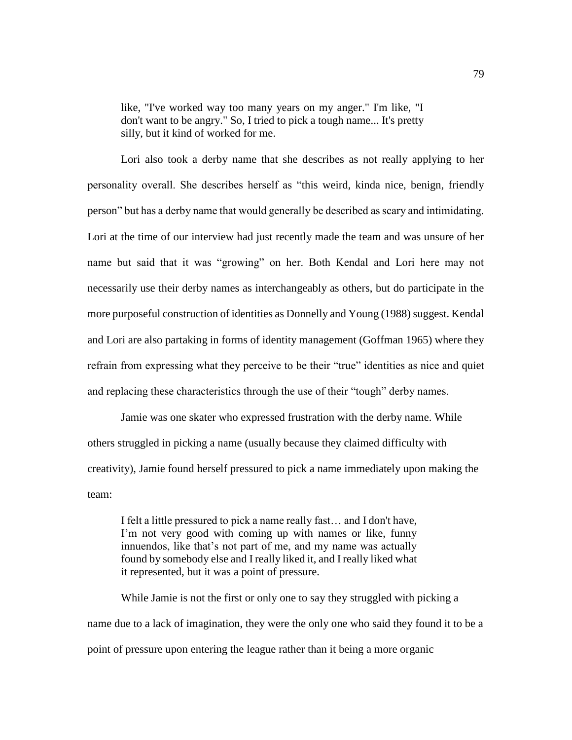> like, "I've worked way too many years on my anger." I'm like, "I don't want to be angry." So, I tried to pick a tough name... It's pretty silly, but it kind of worked for me.

Lori also took a derby name that she describes as not really applying to her personality overall. She describes herself as "this weird, kinda nice, benign, friendly person" but has a derby name that would generally be described as scary and intimidating. Lori at the time of our interview had just recently made the team and was unsure of her name but said that it was "growing" on her. Both Kendal and Lori here may not necessarily use their derby names as interchangeably as others, but do participate in the more purposeful construction of identities as Donnelly and Young (1988) suggest. Kendal and Lori are also partaking in forms of identity management (Goffman 1965) where they refrain from expressing what they perceive to be their "true" identities as nice and quiet and replacing these characteristics through the use of their "tough" derby names.

Jamie was one skater who expressed frustration with the derby name. While others struggled in picking a name (usually because they claimed difficulty with creativity), Jamie found herself pressured to pick a name immediately upon making the team:

> I felt a little pressured to pick a name really fast… and I don't have, I'm not very good with coming up with names or like, funny innuendos, like that's not part of me, and my name was actually found by somebody else and I really liked it, and I really liked what it represented, but it was a point of pressure.

While Jamie is not the first or only one to say they struggled with picking a name due to a lack of imagination, they were the only one who said they found it to be a point of pressure upon entering the league rather than it being a more organic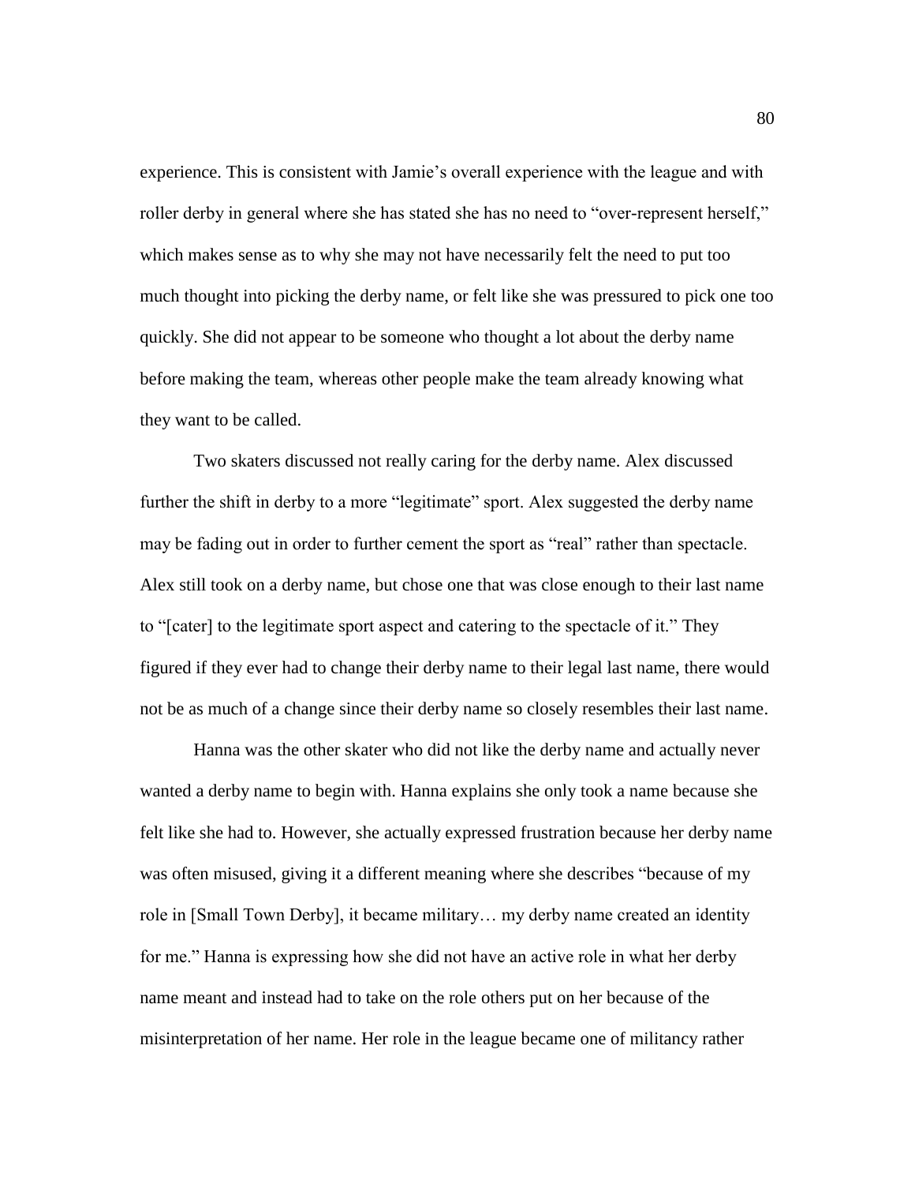experience. This is consistent with Jamie's overall experience with the league and with roller derby in general where she has stated she has no need to "over-represent herself," which makes sense as to why she may not have necessarily felt the need to put too much thought into picking the derby name, or felt like she was pressured to pick one too quickly. She did not appear to be someone who thought a lot about the derby name before making the team, whereas other people make the team already knowing what they want to be called.

Two skaters discussed not really caring for the derby name. Alex discussed further the shift in derby to a more "legitimate" sport. Alex suggested the derby name may be fading out in order to further cement the sport as "real" rather than spectacle. Alex still took on a derby name, but chose one that was close enough to their last name to "[cater] to the legitimate sport aspect and catering to the spectacle of it." They figured if they ever had to change their derby name to their legal last name, there would not be as much of a change since their derby name so closely resembles their last name.

Hanna was the other skater who did not like the derby name and actually never wanted a derby name to begin with. Hanna explains she only took a name because she felt like she had to. However, she actually expressed frustration because her derby name was often misused, giving it a different meaning where she describes "because of my role in [Small Town Derby], it became military… my derby name created an identity for me." Hanna is expressing how she did not have an active role in what her derby name meant and instead had to take on the role others put on her because of the misinterpretation of her name. Her role in the league became one of militancy rather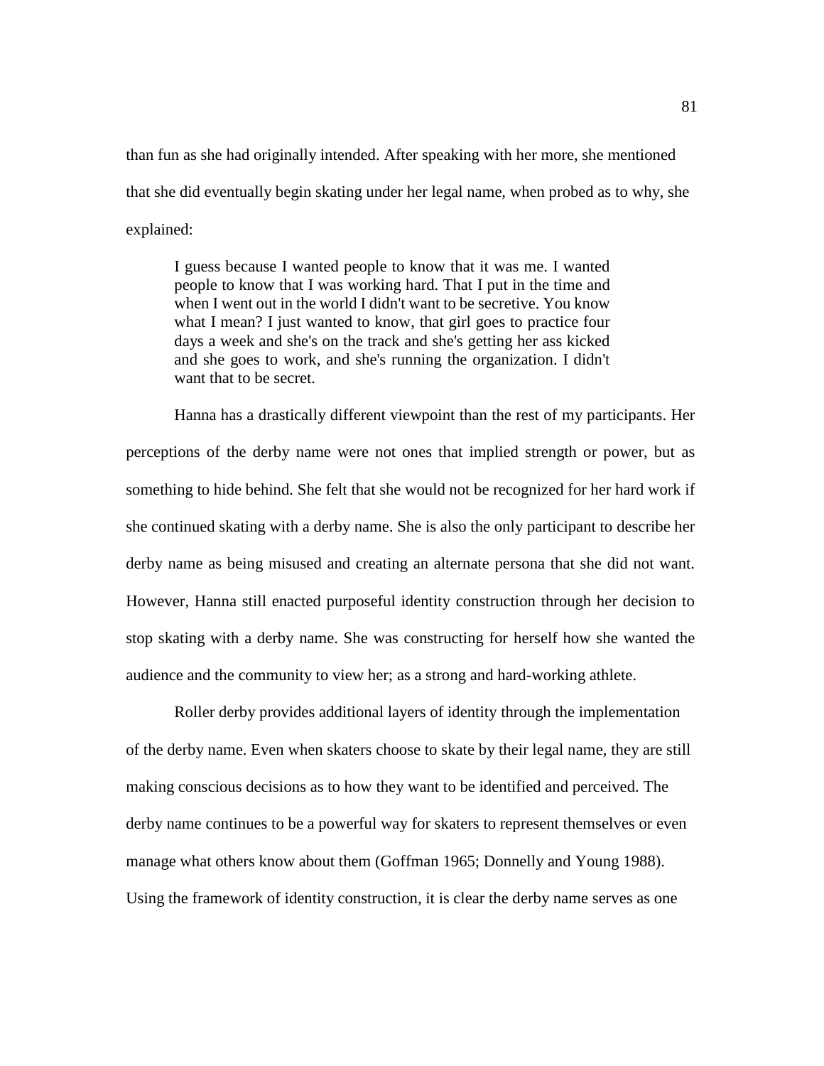than fun as she had originally intended. After speaking with her more, she mentioned that she did eventually begin skating under her legal name, when probed as to why, she explained:

> I guess because I wanted people to know that it was me. I wanted people to know that I was working hard. That I put in the time and when I went out in the world I didn't want to be secretive. You know what I mean? I just wanted to know, that girl goes to practice four days a week and she's on the track and she's getting her ass kicked and she goes to work, and she's running the organization. I didn't want that to be secret.

Hanna has a drastically different viewpoint than the rest of my participants. Her perceptions of the derby name were not ones that implied strength or power, but as something to hide behind. She felt that she would not be recognized for her hard work if she continued skating with a derby name. She is also the only participant to describe her derby name as being misused and creating an alternate persona that she did not want. However, Hanna still enacted purposeful identity construction through her decision to stop skating with a derby name. She was constructing for herself how she wanted the audience and the community to view her; as a strong and hard-working athlete.

Roller derby provides additional layers of identity through the implementation of the derby name. Even when skaters choose to skate by their legal name, they are still making conscious decisions as to how they want to be identified and perceived. The derby name continues to be a powerful way for skaters to represent themselves or even manage what others know about them (Goffman 1965; Donnelly and Young 1988). Using the framework of identity construction, it is clear the derby name serves as one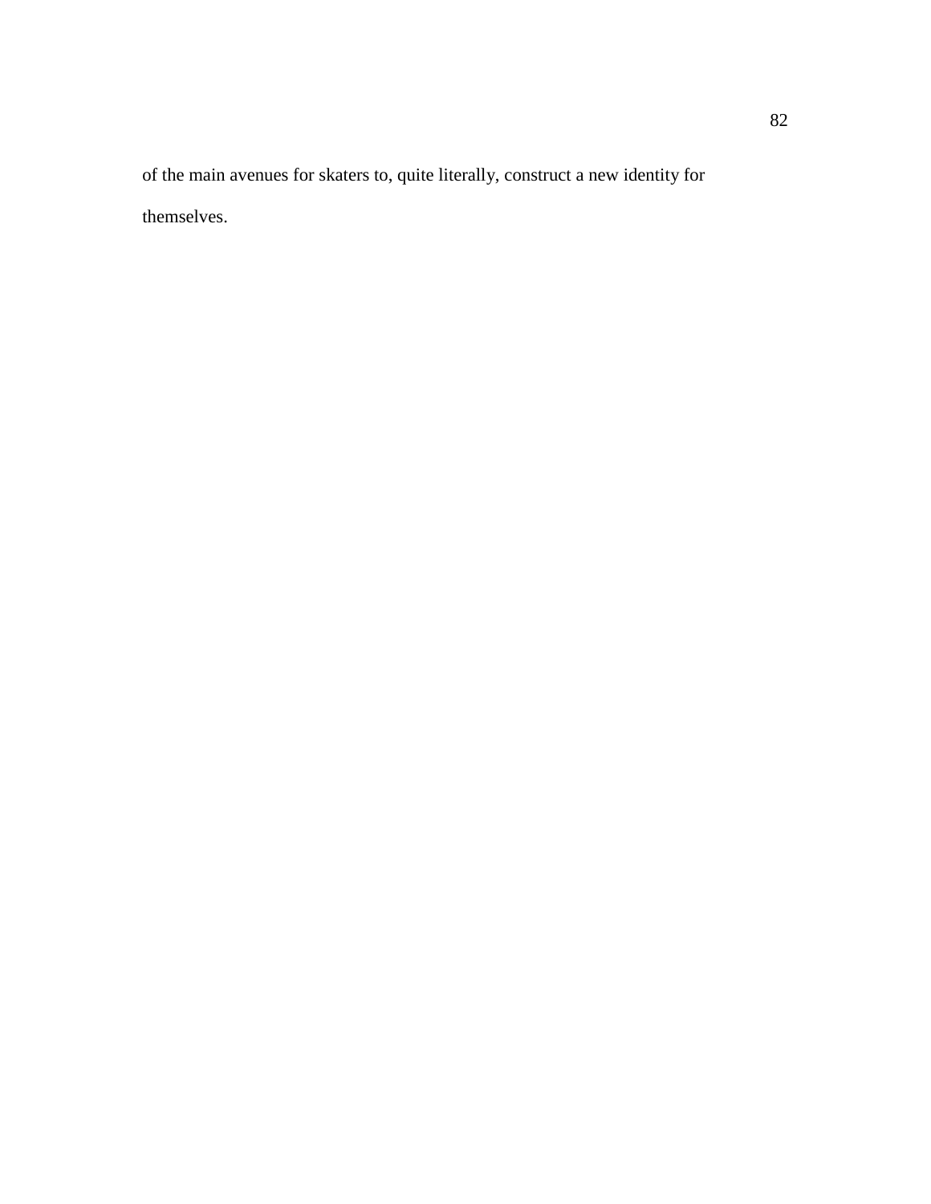of the main avenues for skaters to, quite literally, construct a new identity for themselves.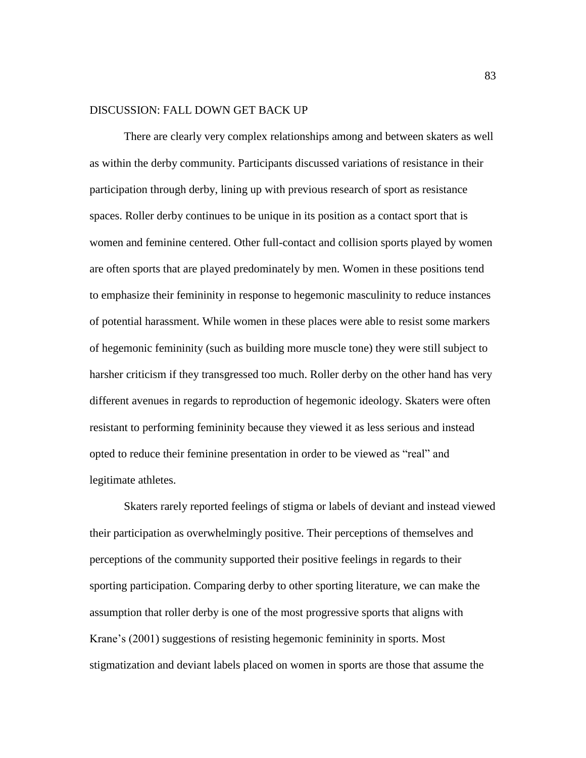## DISCUSSION: FALL DOWN GET BACK UP

There are clearly very complex relationships among and between skaters as well as within the derby community. Participants discussed variations of resistance in their participation through derby, lining up with previous research of sport as resistance spaces. Roller derby continues to be unique in its position as a contact sport that is women and feminine centered. Other full-contact and collision sports played by women are often sports that are played predominately by men. Women in these positions tend to emphasize their femininity in response to hegemonic masculinity to reduce instances of potential harassment. While women in these places were able to resist some markers of hegemonic femininity (such as building more muscle tone) they were still subject to harsher criticism if they transgressed too much. Roller derby on the other hand has very different avenues in regards to reproduction of hegemonic ideology. Skaters were often resistant to performing femininity because they viewed it as less serious and instead opted to reduce their feminine presentation in order to be viewed as "real" and legitimate athletes.

Skaters rarely reported feelings of stigma or labels of deviant and instead viewed their participation as overwhelmingly positive. Their perceptions of themselves and perceptions of the community supported their positive feelings in regards to their sporting participation. Comparing derby to other sporting literature, we can make the assumption that roller derby is one of the most progressive sports that aligns with Krane's (2001) suggestions of resisting hegemonic femininity in sports. Most stigmatization and deviant labels placed on women in sports are those that assume the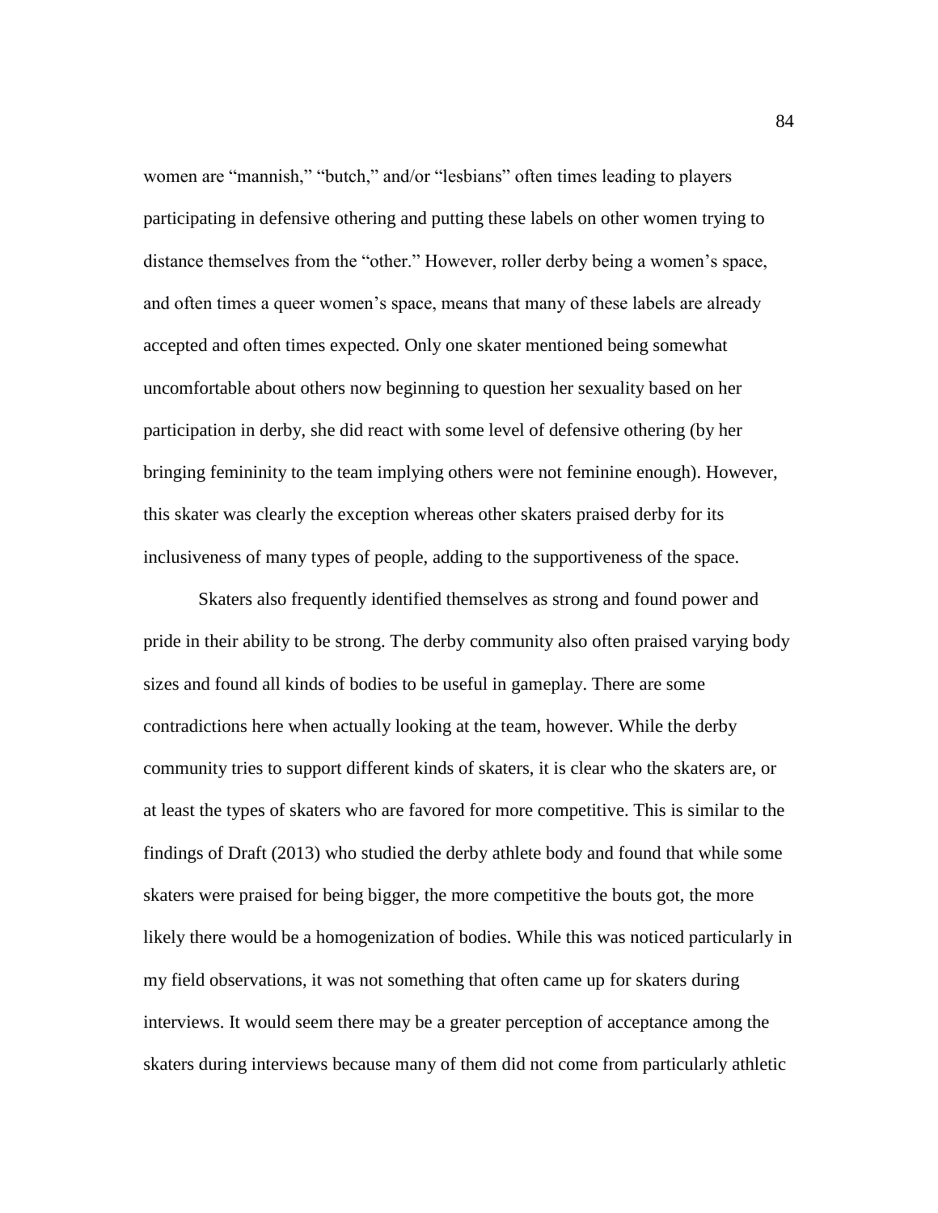women are "mannish," "butch," and/or "lesbians" often times leading to players participating in defensive othering and putting these labels on other women trying to distance themselves from the "other." However, roller derby being a women's space, and often times a queer women's space, means that many of these labels are already accepted and often times expected. Only one skater mentioned being somewhat uncomfortable about others now beginning to question her sexuality based on her participation in derby, she did react with some level of defensive othering (by her bringing femininity to the team implying others were not feminine enough). However, this skater was clearly the exception whereas other skaters praised derby for its inclusiveness of many types of people, adding to the supportiveness of the space.

Skaters also frequently identified themselves as strong and found power and pride in their ability to be strong. The derby community also often praised varying body sizes and found all kinds of bodies to be useful in gameplay. There are some contradictions here when actually looking at the team, however. While the derby community tries to support different kinds of skaters, it is clear who the skaters are, or at least the types of skaters who are favored for more competitive. This is similar to the findings of Draft (2013) who studied the derby athlete body and found that while some skaters were praised for being bigger, the more competitive the bouts got, the more likely there would be a homogenization of bodies. While this was noticed particularly in my field observations, it was not something that often came up for skaters during interviews. It would seem there may be a greater perception of acceptance among the skaters during interviews because many of them did not come from particularly athletic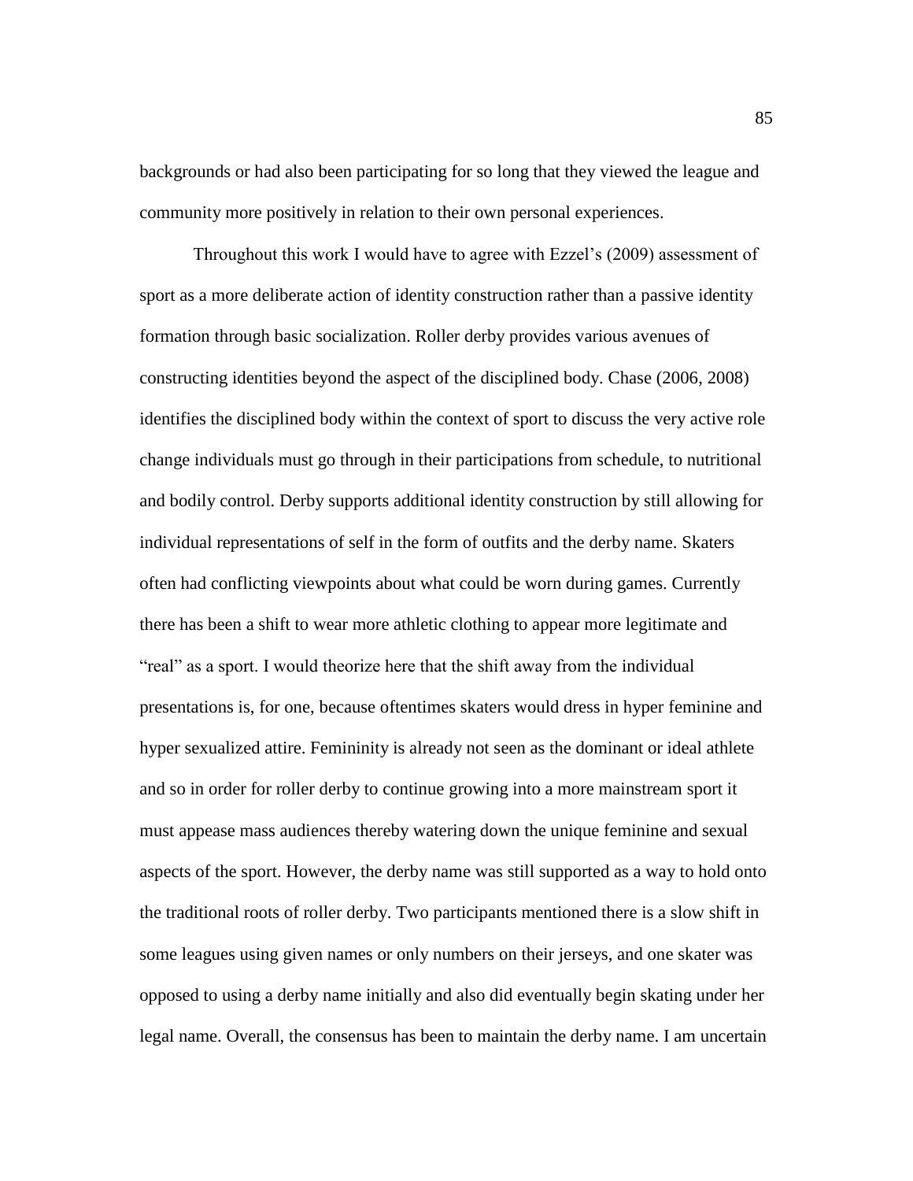backgrounds or had also been participating for so long that they viewed the league and community more positively in relation to their own personal experiences.

Throughout this work I would have to agree with Ezzel's (2009) assessment of sport as a more deliberate action of identity construction rather than a passive identity formation through basic socialization. Roller derby provides various avenues of constructing identities beyond the aspect of the disciplined body. Chase (2006, 2008) identifies the disciplined body within the context of sport to discuss the very active role change individuals must go through in their participations from schedule, to nutritional and bodily control. Derby supports additional identity construction by still allowing for individual representations of self in the form of outfits and the derby name. Skaters often had conflicting viewpoints about what could be worn during games. Currently there has been a shift to wear more athletic clothing to appear more legitimate and "real" as a sport. I would theorize here that the shift away from the individual presentations is, for one, because oftentimes skaters would dress in hyper feminine and hyper sexualized attire. Femininity is already not seen as the dominant or ideal athlete and so in order for roller derby to continue growing into a more mainstream sport it must appease mass audiences thereby watering down the unique feminine and sexual aspects of the sport. However, the derby name was still supported as a way to hold onto the traditional roots of roller derby. Two participants mentioned there is a slow shift in some leagues using given names or only numbers on their jerseys, and one skater was opposed to using a derby name initially and also did eventually begin skating under her legal name. Overall, the consensus has been to maintain the derby name. I am uncertain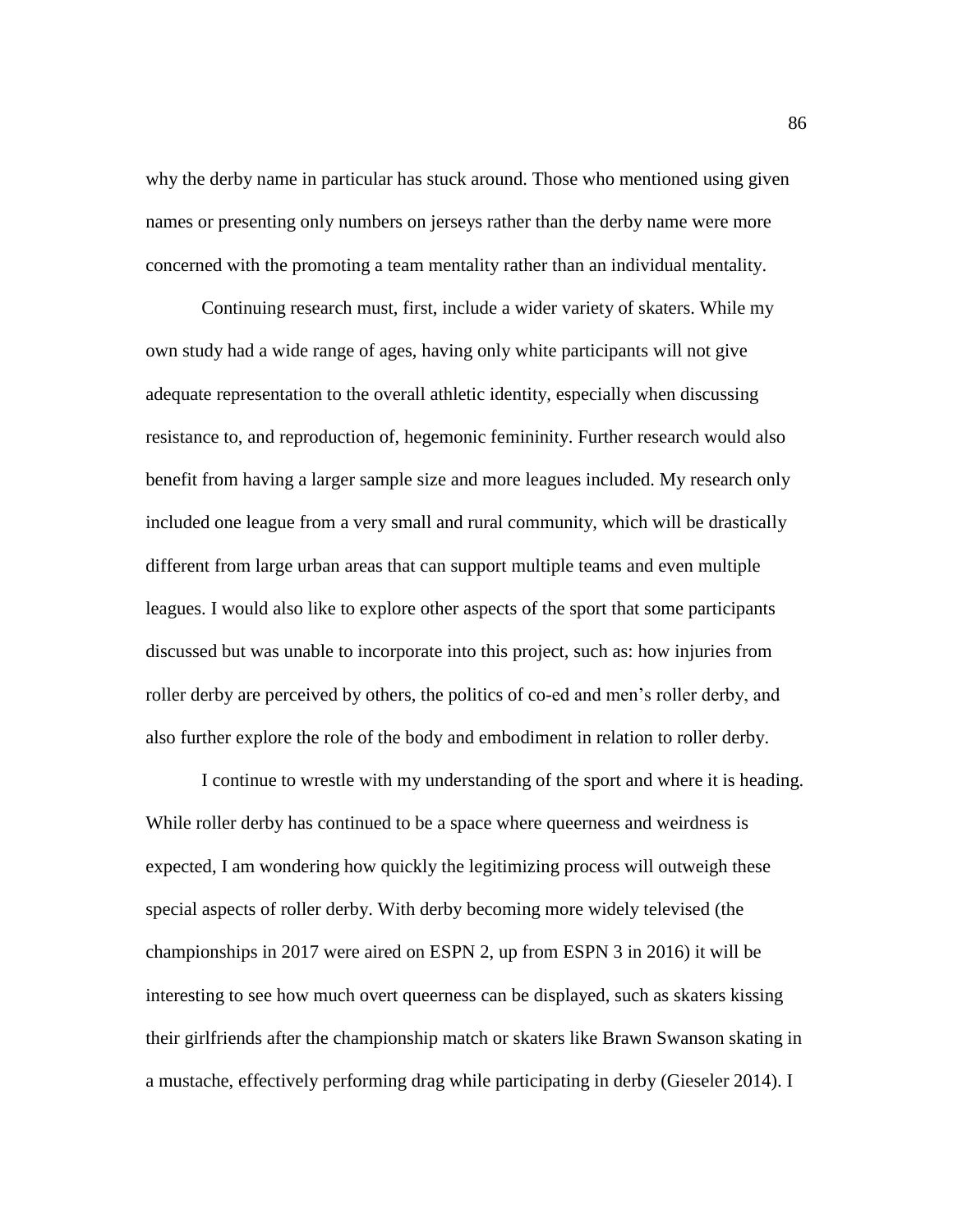why the derby name in particular has stuck around. Those who mentioned using given names or presenting only numbers on jerseys rather than the derby name were more concerned with the promoting a team mentality rather than an individual mentality.

Continuing research must, first, include a wider variety of skaters. While my own study had a wide range of ages, having only white participants will not give adequate representation to the overall athletic identity, especially when discussing resistance to, and reproduction of, hegemonic femininity. Further research would also benefit from having a larger sample size and more leagues included. My research only included one league from a very small and rural community, which will be drastically different from large urban areas that can support multiple teams and even multiple leagues. I would also like to explore other aspects of the sport that some participants discussed but was unable to incorporate into this project, such as: how injuries from roller derby are perceived by others, the politics of co-ed and men's roller derby, and also further explore the role of the body and embodiment in relation to roller derby.

I continue to wrestle with my understanding of the sport and where it is heading. While roller derby has continued to be a space where queerness and weirdness is expected, I am wondering how quickly the legitimizing process will outweigh these special aspects of roller derby. With derby becoming more widely televised (the championships in 2017 were aired on ESPN 2, up from ESPN 3 in 2016) it will be interesting to see how much overt queerness can be displayed, such as skaters kissing their girlfriends after the championship match or skaters like Brawn Swanson skating in a mustache, effectively performing drag while participating in derby (Gieseler 2014). I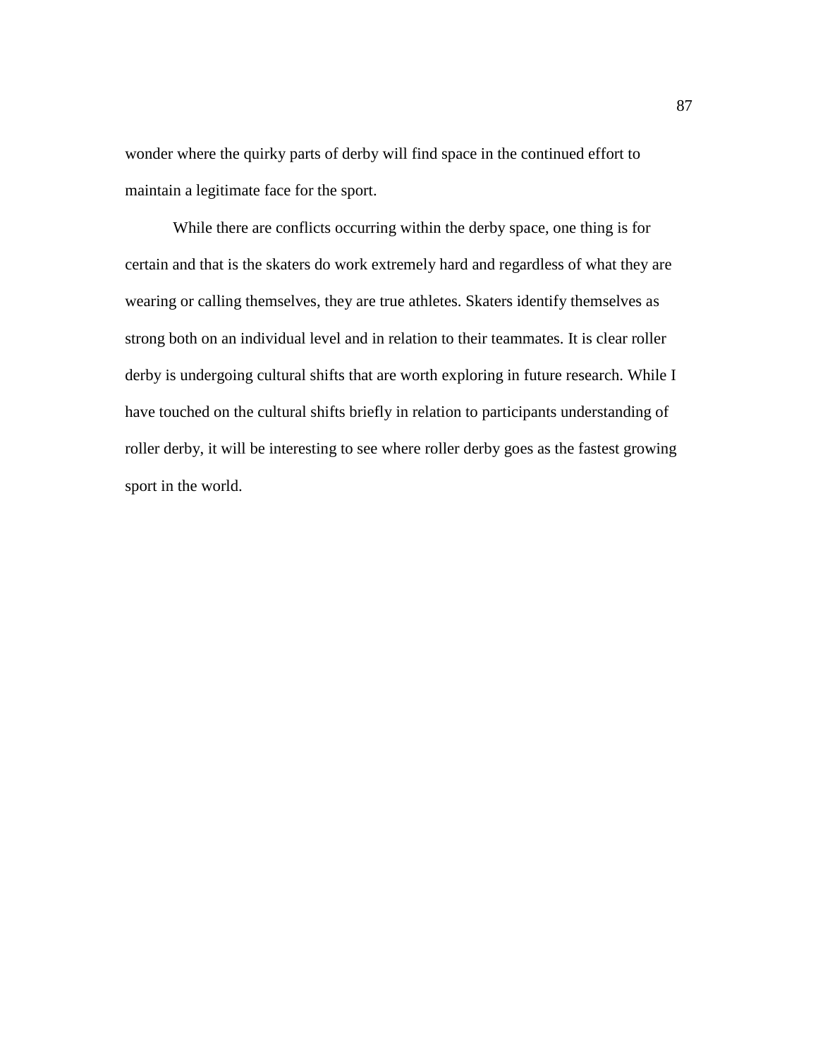wonder where the quirky parts of derby will find space in the continued effort to maintain a legitimate face for the sport.

While there are conflicts occurring within the derby space, one thing is for certain and that is the skaters do work extremely hard and regardless of what they are wearing or calling themselves, they are true athletes. Skaters identify themselves as strong both on an individual level and in relation to their teammates. It is clear roller derby is undergoing cultural shifts that are worth exploring in future research. While I have touched on the cultural shifts briefly in relation to participants understanding of roller derby, it will be interesting to see where roller derby goes as the fastest growing sport in the world.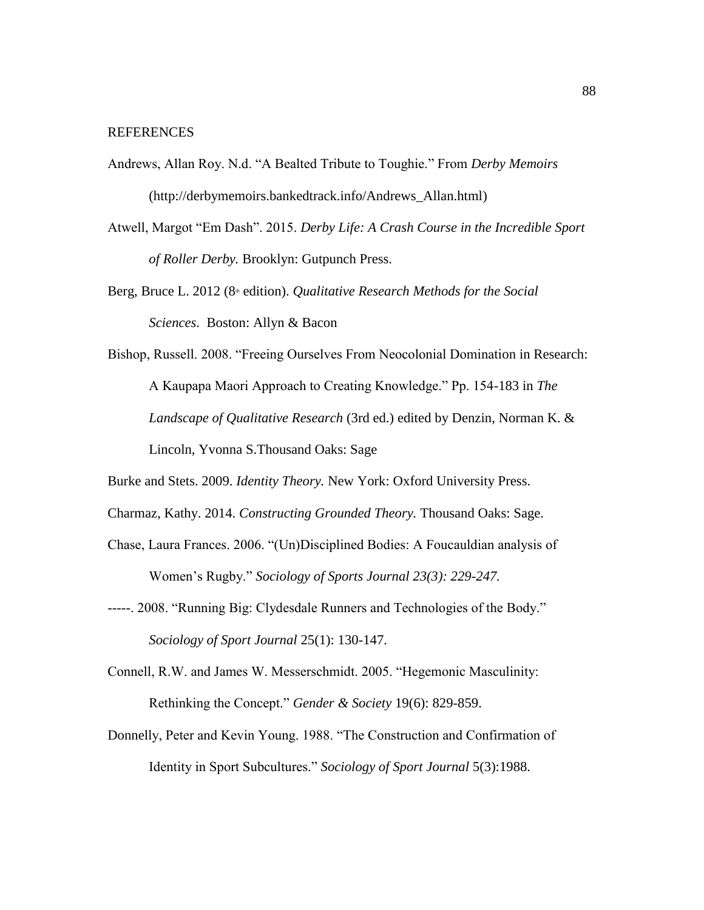# REFERENCES

Andrews, Allan Roy. N.d. "A Bealted Tribute to Toughie." From *Derby Memoirs* (http://derbymemoirs.bankedtrack.info/Andrews_Allan.html)

Atwell, Margot "Em Dash". 2015. *Derby Life: A Crash Course in the Incredible Sport of Roller Derby.* Brooklyn: Gutpunch Press.

Berg, Bruce L. 2012 (8th edition). *Qualitative Research Methods for the Social Sciences*. Boston: Allyn & Bacon

Bishop, Russell. 2008. "Freeing Ourselves From Neocolonial Domination in Research: A Kaupapa Maori Approach to Creating Knowledge." Pp. 154-183 in *The Landscape of Qualitative Research* (3rd ed.) edited by Denzin, Norman K. & Lincoln, Yvonna S.Thousand Oaks: Sage

Burke and Stets. 2009. *Identity Theory.* New York: Oxford University Press.

Charmaz, Kathy. 2014. *Constructing Grounded Theory.* Thousand Oaks: Sage.

Chase, Laura Frances. 2006. "(Un)Disciplined Bodies: A Foucauldian analysis of Women's Rugby." *Sociology of Sports Journal 23(3): 229-247.*

-----. 2008. "Running Big: Clydesdale Runners and Technologies of the Body." *Sociology of Sport Journal* 25(1): 130-147.

Connell, R.W. and James W. Messerschmidt. 2005. "Hegemonic Masculinity: Rethinking the Concept." *Gender & Society* 19(6): 829-859.

Donnelly, Peter and Kevin Young. 1988. "The Construction and Confirmation of Identity in Sport Subcultures." *Sociology of Sport Journal* 5(3):1988.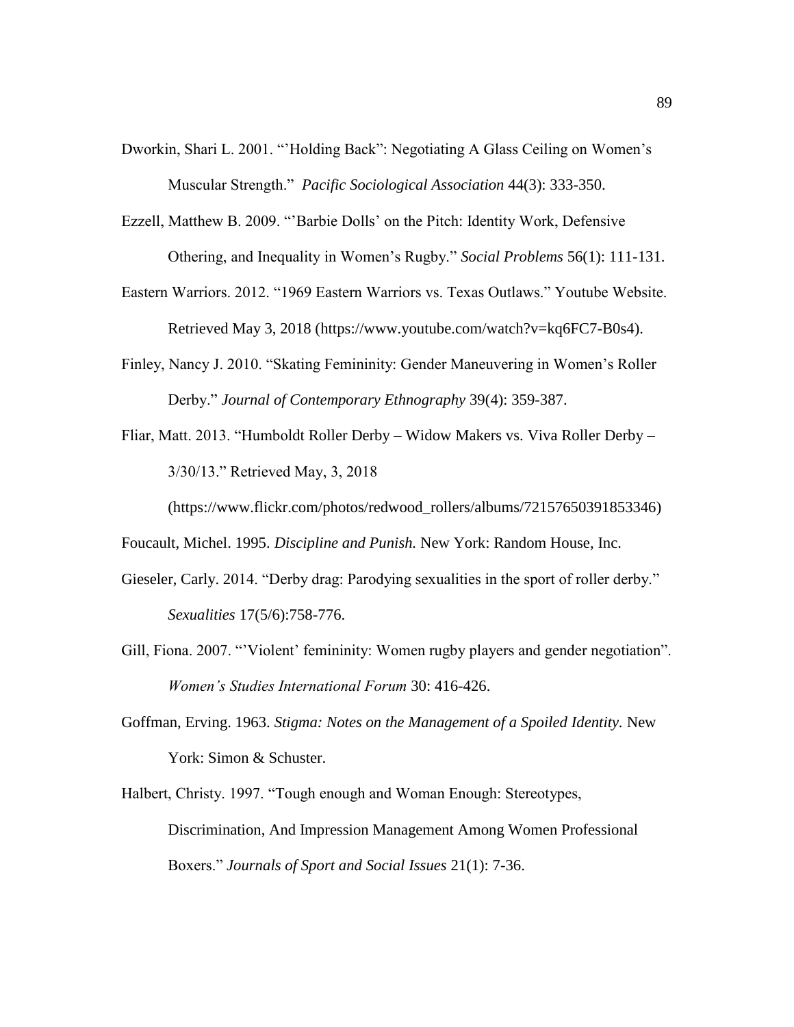Dworkin, Shari L. 2001. "'Holding Back": Negotiating A Glass Ceiling on Women's Muscular Strength." *Pacific Sociological Association* 44(3): 333-350.

Ezzell, Matthew B. 2009. "'Barbie Dolls' on the Pitch: Identity Work, Defensive Othering, and Inequality in Women's Rugby." *Social Problems* 56(1): 111-131.

Eastern Warriors. 2012. "1969 Eastern Warriors vs. Texas Outlaws." Youtube Website. Retrieved May 3, 2018 (https://www.youtube.com/watch?v=kq6FC7-B0s4).

Finley, Nancy J. 2010. "Skating Femininity: Gender Maneuvering in Women's Roller Derby." *Journal of Contemporary Ethnography* 39(4): 359-387.

Fliar, Matt. 2013. "Humboldt Roller Derby – Widow Makers vs. Viva Roller Derby – 3/30/13." Retrieved May, 3, 2018 (https://www.flickr.com/photos/redwood_rollers/albums/72157650391853346)

Foucault, Michel. 1995. *Discipline and Punish.* New York: Random House, Inc.

Gieseler, Carly. 2014. "Derby drag: Parodying sexualities in the sport of roller derby." *Sexualities* 17(5/6):758-776.

Gill, Fiona. 2007. "'Violent' femininity: Women rugby players and gender negotiation". *Women's Studies International Forum* 30: 416-426.

Goffman, Erving. 1963. *Stigma: Notes on the Management of a Spoiled Identity*. New York: Simon & Schuster.

Halbert, Christy. 1997. "Tough enough and Woman Enough: Stereotypes, Discrimination, And Impression Management Among Women Professional Boxers." *Journals of Sport and Social Issues* 21(1): 7-36.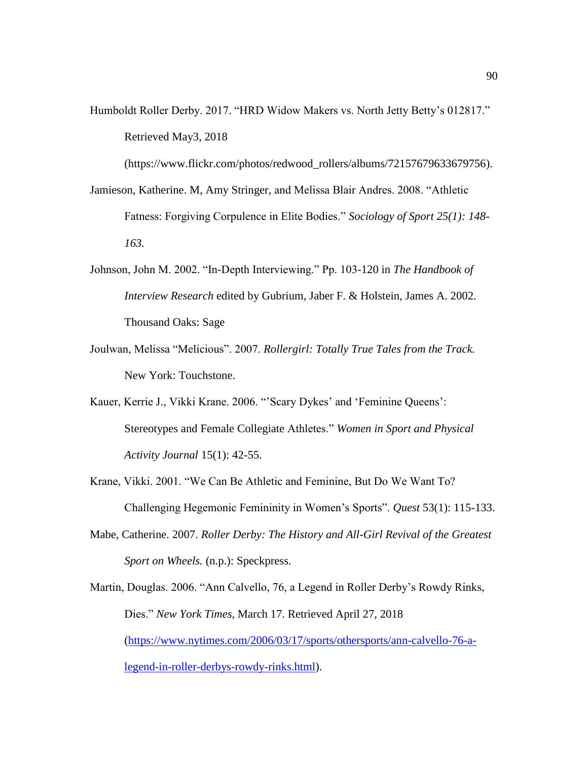Humboldt Roller Derby. 2017. "HRD Widow Makers vs. North Jetty Betty's 012817." Retrieved May3, 2018 (https://www.flickr.com/photos/redwood_rollers/albums/72157679633679756).

Jamieson, Katherine. M, Amy Stringer, and Melissa Blair Andres. 2008. "Athletic Fatness: Forgiving Corpulence in Elite Bodies." *Sociology of Sport 25(1): 148-163.*

Johnson, John M. 2002. "In-Depth Interviewing." Pp. 103-120 in *The Handbook of Interview Research* edited by Gubrium, Jaber F. & Holstein, James A. 2002. Thousand Oaks: Sage

Joulwan, Melissa "Melicious". 2007. *Rollergirl: Totally True Tales from the Track.* New York: Touchstone.

Kauer, Kerrie J., Vikki Krane. 2006. "'Scary Dykes' and 'Feminine Queens': Stereotypes and Female Collegiate Athletes." *Women in Sport and Physical Activity Journal* 15(1): 42-55.

Krane, Vikki. 2001. "We Can Be Athletic and Feminine, But Do We Want To? Challenging Hegemonic Femininity in Women's Sports". *Quest* 53(1): 115-133.

Mabe, Catherine. 2007. *Roller Derby: The History and All-Girl Revival of the Greatest Sport on Wheels.* (n.p.): Speckpress.

Martin, Douglas. 2006. "Ann Calvello, 76, a Legend in Roller Derby's Rowdy Rinks, Dies." *New York Times,* March 17. Retrieved April 27, 2018 (https://www.nytimes.com/2006/03/17/sports/othersports/ann-calvello-76-a-legend-in-roller-derbys-rowdy-rinks.html).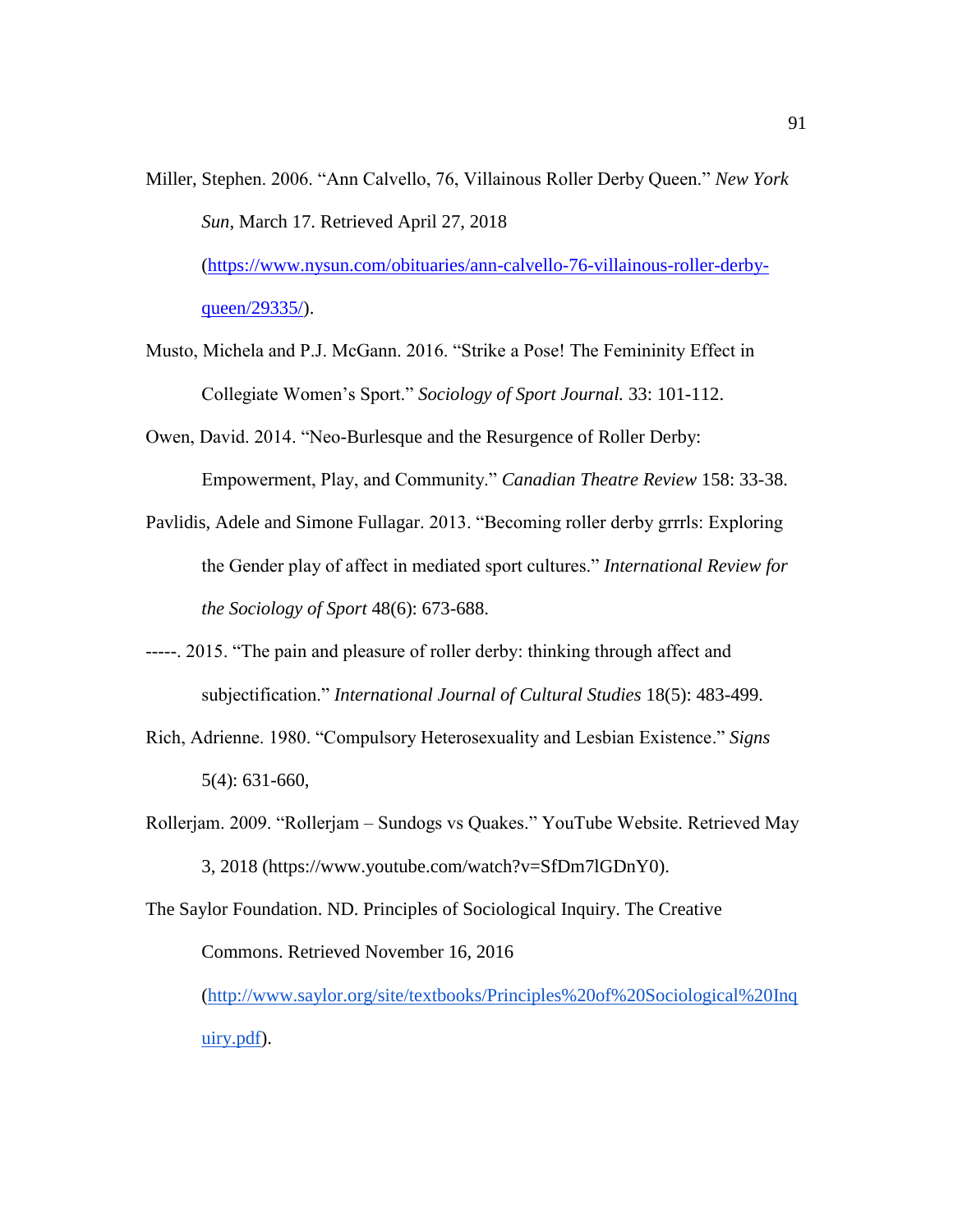Miller, Stephen. 2006. "Ann Calvello, 76, Villainous Roller Derby Queen." *New York Sun*, March 17. Retrieved April 27, 2018 (https://www.nysun.com/obituaries/ann-calvello-76-villainous-roller-derby-queen/29335/).

Musto, Michela and P.J. McGann. 2016. "Strike a Pose! The Femininity Effect in Collegiate Women's Sport." *Sociology of Sport Journal.* 33: 101-112.

Owen, David. 2014. "Neo-Burlesque and the Resurgence of Roller Derby: Empowerment, Play, and Community." *Canadian Theatre Review* 158: 33-38.

Pavlidis, Adele and Simone Fullagar. 2013. "Becoming roller derby grrrls: Exploring the Gender play of affect in mediated sport cultures." *International Review for the Sociology of Sport* 48(6): 673-688.

-----. 2015. "The pain and pleasure of roller derby: thinking through affect and subjectification." *International Journal of Cultural Studies* 18(5): 483-499.

Rich, Adrienne. 1980. "Compulsory Heterosexuality and Lesbian Existence." *Signs* 5(4): 631-660,

Rollerjam. 2009. "Rollerjam – Sundogs vs Quakes." YouTube Website. Retrieved May 3, 2018 (https://www.youtube.com/watch?v=SfDm7lGDnY0).

The Saylor Foundation. ND. Principles of Sociological Inquiry. The Creative Commons. Retrieved November 16, 2016 (http://www.saylor.org/site/textbooks/Principles%20of%20Sociological%20Inquiry.pdf).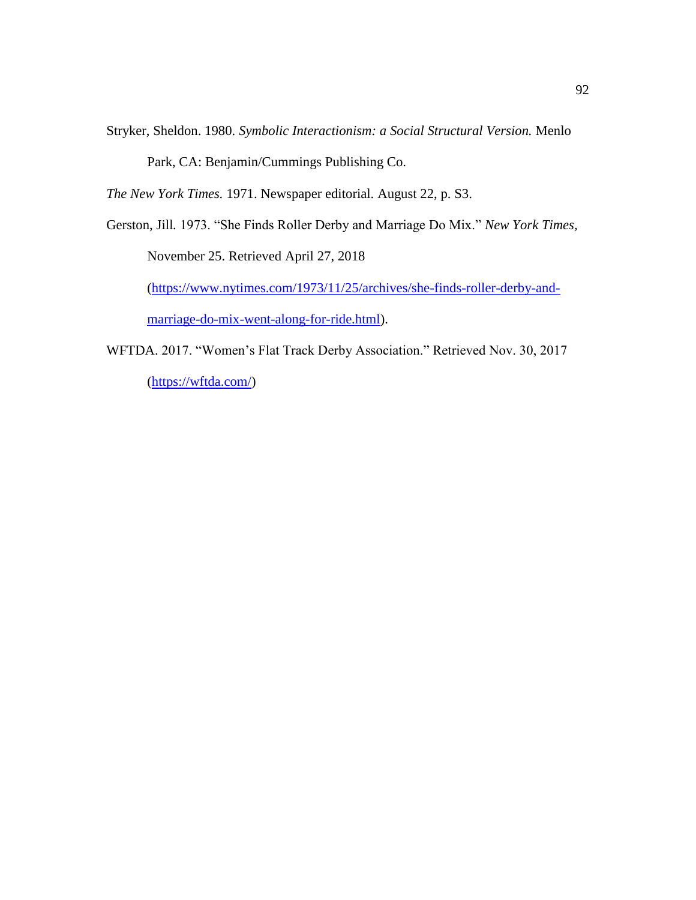Stryker, Sheldon. 1980. *Symbolic Interactionism: a Social Structural Version.* Menlo Park, CA: Benjamin/Cummings Publishing Co.

*The New York Times.* 1971. Newspaper editorial. August 22, p. S3.

Gerston, Jill. 1973. "She Finds Roller Derby and Marriage Do Mix." *New York Times,* November 25. Retrieved April 27, 2018 (https://www.nytimes.com/1973/11/25/archives/she-finds-roller-derby-and-marriage-do-mix-went-along-for-ride.html).

WFTDA. 2017. "Women's Flat Track Derby Association." Retrieved Nov. 30, 2017 (https://wftda.com/)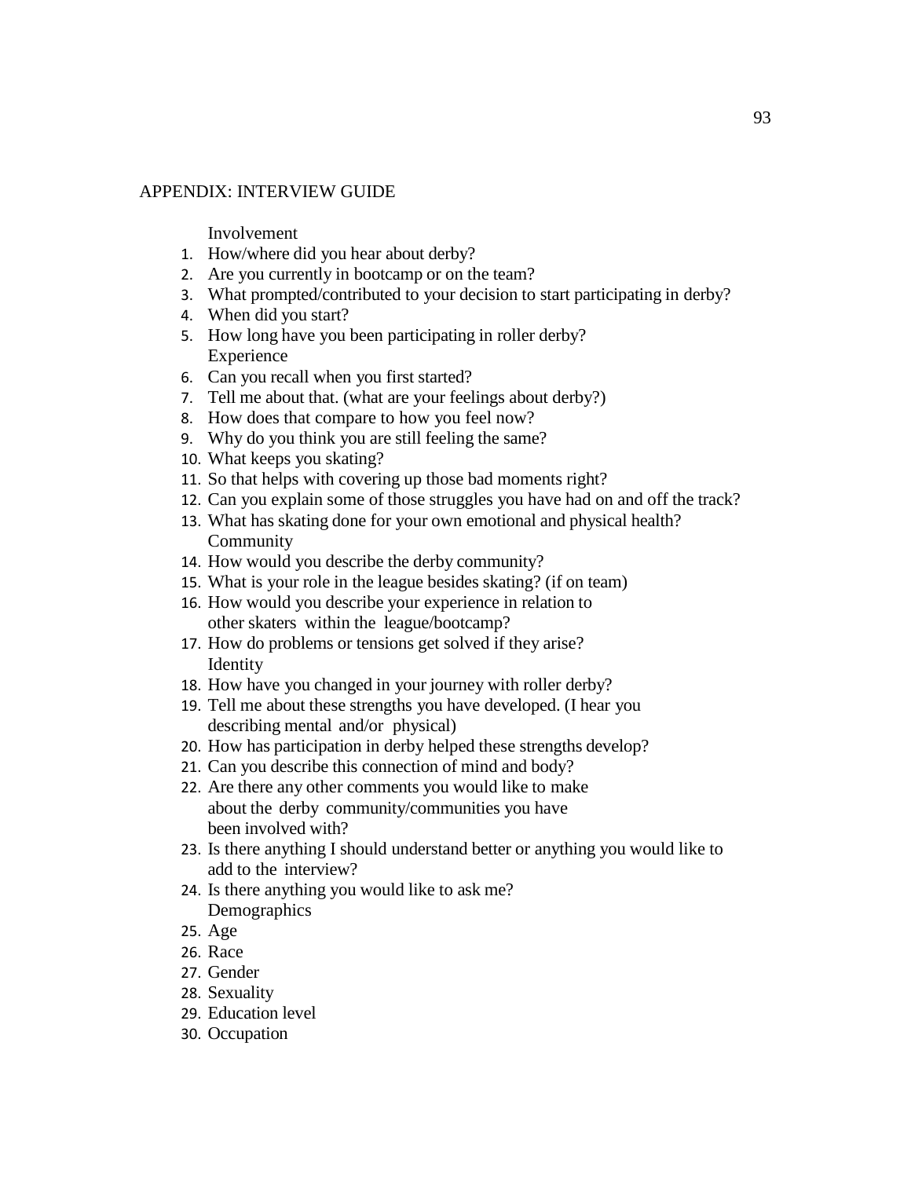## APPENDIX: INTERVIEW GUIDE

Involvement

1. How/where did you hear about derby?
2. Are you currently in bootcamp or on the team?
3. What prompted/contributed to your decision to start participating in derby?
4. When did you start?
5. How long have you been participating in roller derby?

Experience

6. Can you recall when you first started?
7. Tell me about that. (what are your feelings about derby?)
8. How does that compare to how you feel now?
9. Why do you think you are still feeling the same?
10. What keeps you skating?
11. So that helps with covering up those bad moments right?
12. Can you explain some of those struggles you have had on and off the track?
13. What has skating done for your own emotional and physical health?

Community

14. How would you describe the derby community?
15. What is your role in the league besides skating? (if on team)
16. How would you describe your experience in relation to other skaters within the league/bootcamp?
17. How do problems or tensions get solved if they arise?

Identity

18. How have you changed in your journey with roller derby?
19. Tell me about these strengths you have developed. (I hear you describing mental and/or physical)
20. How has participation in derby helped these strengths develop?
21. Can you describe this connection of mind and body?
22. Are there any other comments you would like to make about the derby community/communities you have been involved with?
23. Is there anything I should understand better or anything you would like to add to the interview?
24. Is there anything you would like to ask me?

Demographics

25. Age
26. Race
27. Gender
28. Sexuality
29. Education level
30. Occupation